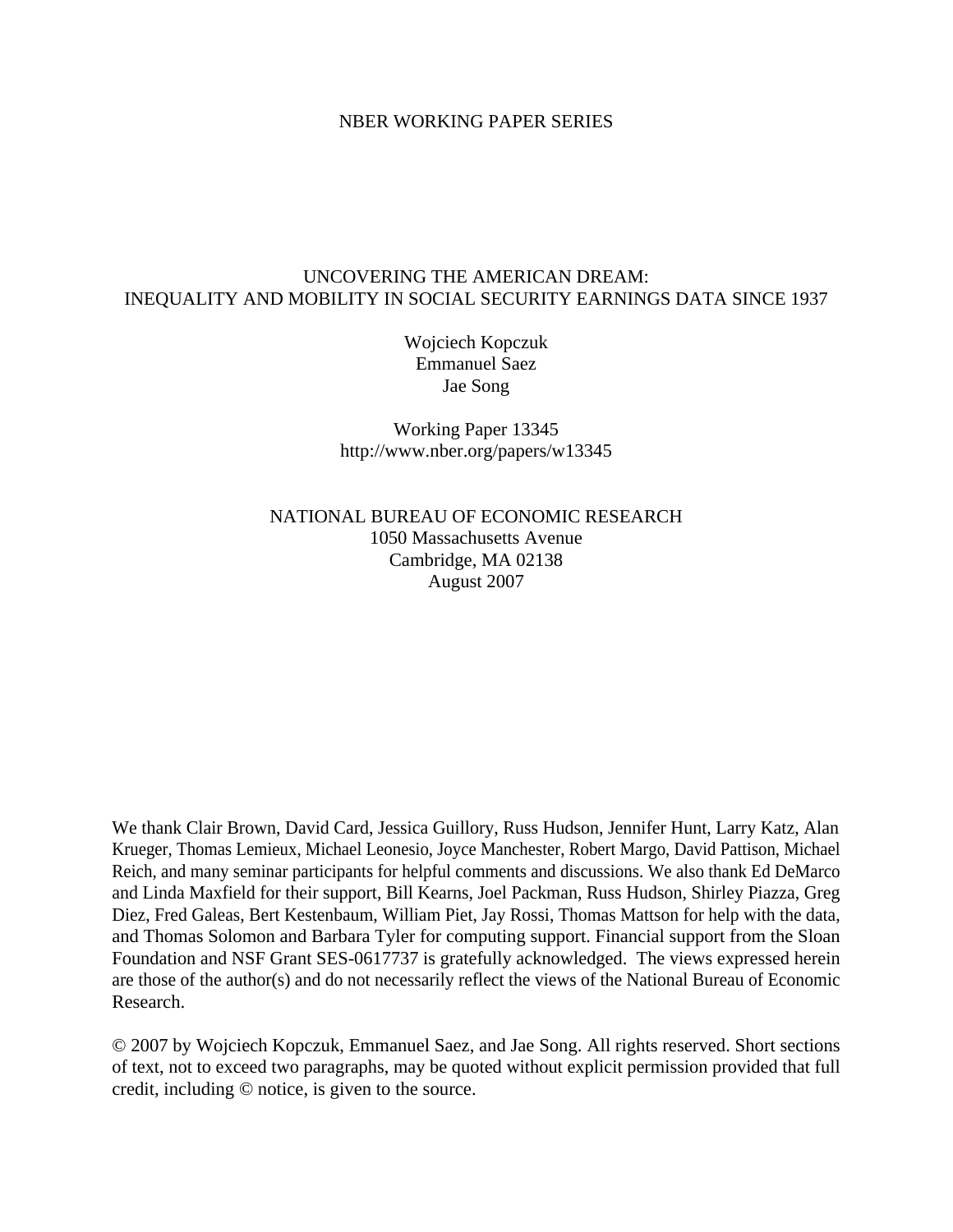NBER WORKING PAPER SERIES

# UNCOVERING THE AMERICAN DREAM:
# INEQUALITY AND MOBILITY IN SOCIAL SECURITY EARNINGS DATA SINCE 1937

Wojciech Kopczuk
Emmanuel Saez
Jae Song

Working Paper 13345
http://www.nber.org/papers/w13345

NATIONAL BUREAU OF ECONOMIC RESEARCH
1050 Massachusetts Avenue
Cambridge, MA 02138
August 2007

We thank Clair Brown, David Card, Jessica Guillory, Russ Hudson, Jennifer Hunt, Larry Katz, Alan Krueger, Thomas Lemieux, Michael Leonesio, Joyce Manchester, Robert Margo, David Pattison, Michael Reich, and many seminar participants for helpful comments and discussions. We also thank Ed DeMarco and Linda Maxfield for their support, Bill Kearns, Joel Packman, Russ Hudson, Shirley Piazza, Greg Diez, Fred Galeas, Bert Kestenbaum, William Piet, Jay Rossi, Thomas Mattson for help with the data, and Thomas Solomon and Barbara Tyler for computing support. Financial support from the Sloan Foundation and NSF Grant SES-0617737 is gratefully acknowledged. The views expressed herein are those of the author(s) and do not necessarily reflect the views of the National Bureau of Economic Research.

© 2007 by Wojciech Kopczuk, Emmanuel Saez, and Jae Song. All rights reserved. Short sections of text, not to exceed two paragraphs, may be quoted without explicit permission provided that full credit, including © notice, is given to the source.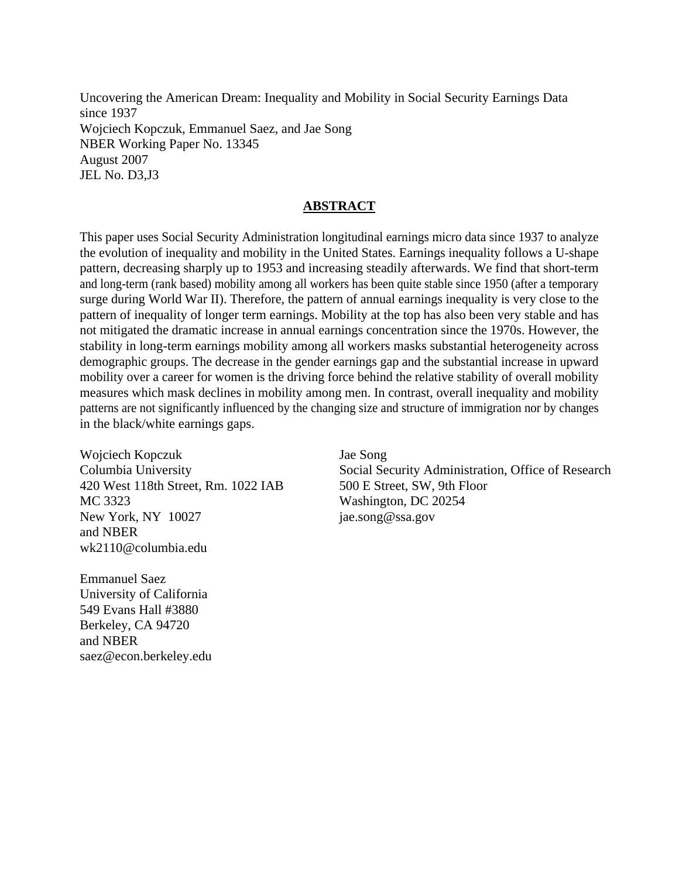Uncovering the American Dream: Inequality and Mobility in Social Security Earnings Data since 1937
Wojciech Kopczuk, Emmanuel Saez, and Jae Song
NBER Working Paper No. 13345
August 2007
JEL No. D3,J3

## ABSTRACT

This paper uses Social Security Administration longitudinal earnings micro data since 1937 to analyze the evolution of inequality and mobility in the United States. Earnings inequality follows a U-shape pattern, decreasing sharply up to 1953 and increasing steadily afterwards. We find that short-term and long-term (rank based) mobility among all workers has been quite stable since 1950 (after a temporary surge during World War II). Therefore, the pattern of annual earnings inequality is very close to the pattern of inequality of longer term earnings. Mobility at the top has also been very stable and has not mitigated the dramatic increase in annual earnings concentration since the 1970s. However, the stability in long-term earnings mobility among all workers masks substantial heterogeneity across demographic groups. The decrease in the gender earnings gap and the substantial increase in upward mobility over a career for women is the driving force behind the relative stability of overall mobility measures which mask declines in mobility among men. In contrast, overall inequality and mobility patterns are not significantly influenced by the changing size and structure of immigration nor by changes in the black/white earnings gaps.

Wojciech Kopczuk
Columbia University
420 West 118th Street, Rm. 1022 IAB
MC 3323
New York, NY 10027
and NBER
wk2110@columbia.edu

Emmanuel Saez
University of California
549 Evans Hall #3880
Berkeley, CA 94720
and NBER
saez@econ.berkeley.edu

Jae Song
Social Security Administration, Office of Research
500 E Street, SW, 9th Floor
Washington, DC 20254
jae.song@ssa.gov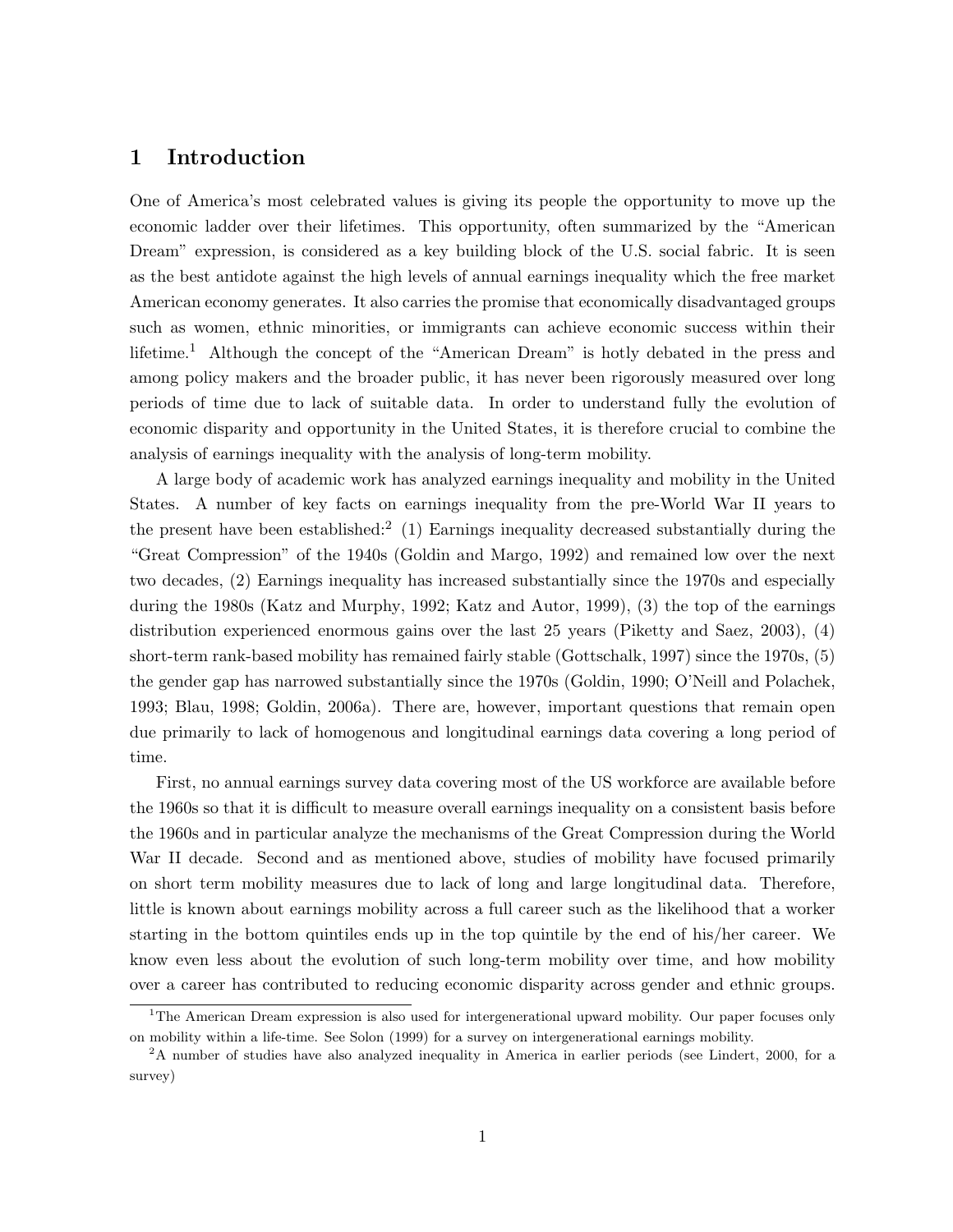# 1 Introduction

One of America's most celebrated values is giving its people the opportunity to move up the economic ladder over their lifetimes. This opportunity, often summarized by the "American Dream" expression, is considered as a key building block of the U.S. social fabric. It is seen as the best antidote against the high levels of annual earnings inequality which the free market American economy generates. It also carries the promise that economically disadvantaged groups such as women, ethnic minorities, or immigrants can achieve economic success within their lifetime.[1] Although the concept of the "American Dream" is hotly debated in the press and among policy makers and the broader public, it has never been rigorously measured over long periods of time due to lack of suitable data. In order to understand fully the evolution of economic disparity and opportunity in the United States, it is therefore crucial to combine the analysis of earnings inequality with the analysis of long-term mobility.

A large body of academic work has analyzed earnings inequality and mobility in the United States. A number of key facts on earnings inequality from the pre-World War II years to the present have been established:[2] (1) Earnings inequality decreased substantially during the "Great Compression" of the 1940s (Goldin and Margo, 1992) and remained low over the next two decades, (2) Earnings inequality has increased substantially since the 1970s and especially during the 1980s (Katz and Murphy, 1992; Katz and Autor, 1999), (3) the top of the earnings distribution experienced enormous gains over the last 25 years (Piketty and Saez, 2003), (4) short-term rank-based mobility has remained fairly stable (Gottschalk, 1997) since the 1970s, (5) the gender gap has narrowed substantially since the 1970s (Goldin, 1990; O'Neill and Polachek, 1993; Blau, 1998; Goldin, 2006a). There are, however, important questions that remain open due primarily to lack of homogenous and longitudinal earnings data covering a long period of time.

First, no annual earnings survey data covering most of the US workforce are available before the 1960s so that it is difficult to measure overall earnings inequality on a consistent basis before the 1960s and in particular analyze the mechanisms of the Great Compression during the World War II decade. Second and as mentioned above, studies of mobility have focused primarily on short term mobility measures due to lack of long and large longitudinal data. Therefore, little is known about earnings mobility across a full career such as the likelihood that a worker starting in the bottom quintiles ends up in the top quintile by the end of his/her career. We know even less about the evolution of such long-term mobility over time, and how mobility over a career has contributed to reducing economic disparity across gender and ethnic groups.

[1] The American Dream expression is also used for intergenerational upward mobility. Our paper focuses only on mobility within a life-time. See Solon (1999) for a survey on intergenerational earnings mobility.

[2] A number of studies have also analyzed inequality in America in earlier periods (see Lindert, 2000, for a survey)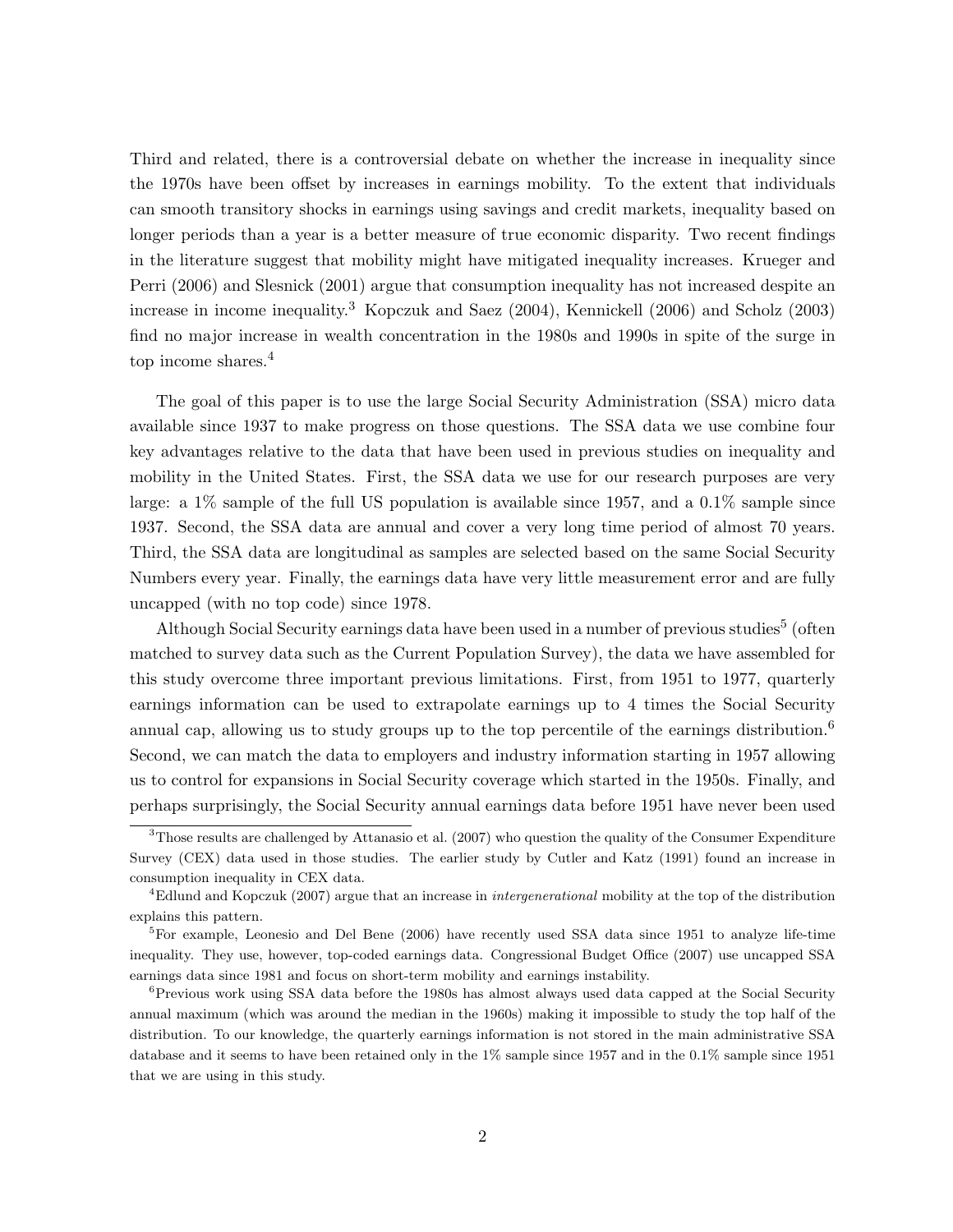Third and related, there is a controversial debate on whether the increase in inequality since the 1970s have been offset by increases in earnings mobility. To the extent that individuals can smooth transitory shocks in earnings using savings and credit markets, inequality based on longer periods than a year is a better measure of true economic disparity. Two recent findings in the literature suggest that mobility might have mitigated inequality increases. Krueger and Perri (2006) and Slesnick (2001) argue that consumption inequality has not increased despite an increase in income inequality.[3] Kopczuk and Saez (2004), Kennickell (2006) and Scholz (2003) find no major increase in wealth concentration in the 1980s and 1990s in spite of the surge in top income shares.[4]

The goal of this paper is to use the large Social Security Administration (SSA) micro data available since 1937 to make progress on those questions. The SSA data we use combine four key advantages relative to the data that have been used in previous studies on inequality and mobility in the United States. First, the SSA data we use for our research purposes are very large: a 1% sample of the full US population is available since 1957, and a 0.1% sample since 1937. Second, the SSA data are annual and cover a very long time period of almost 70 years. Third, the SSA data are longitudinal as samples are selected based on the same Social Security Numbers every year. Finally, the earnings data have very little measurement error and are fully uncapped (with no top code) since 1978.

Although Social Security earnings data have been used in a number of previous studies[5] (often matched to survey data such as the Current Population Survey), the data we have assembled for this study overcome three important previous limitations. First, from 1951 to 1977, quarterly earnings information can be used to extrapolate earnings up to 4 times the Social Security annual cap, allowing us to study groups up to the top percentile of the earnings distribution.[6] Second, we can match the data to employers and industry information starting in 1957 allowing us to control for expansions in Social Security coverage which started in the 1950s. Finally, and perhaps surprisingly, the Social Security annual earnings data before 1951 have never been used

[3] Those results are challenged by Attanasio et al. (2007) who question the quality of the Consumer Expenditure Survey (CEX) data used in those studies. The earlier study by Cutler and Katz (1991) found an increase in consumption inequality in CEX data.

[4] Edlund and Kopczuk (2007) argue that an increase in *intergenerational* mobility at the top of the distribution explains this pattern.

[5] For example, Leonesio and Del Bene (2006) have recently used SSA data since 1951 to analyze life-time inequality. They use, however, top-coded earnings data. Congressional Budget Office (2007) use uncapped SSA earnings data since 1981 and focus on short-term mobility and earnings instability.

[6] Previous work using SSA data before the 1980s has almost always used data capped at the Social Security annual maximum (which was around the median in the 1960s) making it impossible to study the top half of the distribution. To our knowledge, the quarterly earnings information is not stored in the main administrative SSA database and it seems to have been retained only in the 1% sample since 1957 and in the 0.1% sample since 1951 that we are using in this study.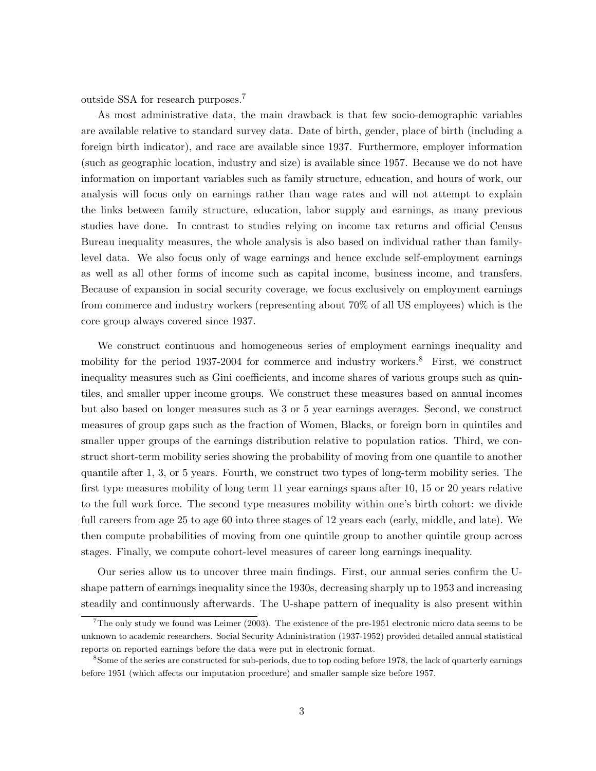outside SSA for research purposes.[7]

As most administrative data, the main drawback is that few socio-demographic variables are available relative to standard survey data. Date of birth, gender, place of birth (including a foreign birth indicator), and race are available since 1937. Furthermore, employer information (such as geographic location, industry and size) is available since 1957. Because we do not have information on important variables such as family structure, education, and hours of work, our analysis will focus only on earnings rather than wage rates and will not attempt to explain the links between family structure, education, labor supply and earnings, as many previous studies have done. In contrast to studies relying on income tax returns and official Census Bureau inequality measures, the whole analysis is also based on individual rather than family-level data. We also focus only of wage earnings and hence exclude self-employment earnings as well as all other forms of income such as capital income, business income, and transfers. Because of expansion in social security coverage, we focus exclusively on employment earnings from commerce and industry workers (representing about 70% of all US employees) which is the core group always covered since 1937.

We construct continuous and homogeneous series of employment earnings inequality and mobility for the period 1937-2004 for commerce and industry workers.[8] First, we construct inequality measures such as Gini coefficients, and income shares of various groups such as quintiles, and smaller upper income groups. We construct these measures based on annual incomes but also based on longer measures such as 3 or 5 year earnings averages. Second, we construct measures of group gaps such as the fraction of Women, Blacks, or foreign born in quintiles and smaller upper groups of the earnings distribution relative to population ratios. Third, we construct short-term mobility series showing the probability of moving from one quantile to another quantile after 1, 3, or 5 years. Fourth, we construct two types of long-term mobility series. The first type measures mobility of long term 11 year earnings spans after 10, 15 or 20 years relative to the full work force. The second type measures mobility within one's birth cohort: we divide full careers from age 25 to age 60 into three stages of 12 years each (early, middle, and late). We then compute probabilities of moving from one quintile group to another quintile group across stages. Finally, we compute cohort-level measures of career long earnings inequality.

Our series allow us to uncover three main findings. First, our annual series confirm the U-shape pattern of earnings inequality since the 1930s, decreasing sharply up to 1953 and increasing steadily and continuously afterwards. The U-shape pattern of inequality is also present within

[7] The only study we found was Leimer (2003). The existence of the pre-1951 electronic micro data seems to be unknown to academic researchers. Social Security Administration (1937-1952) provided detailed annual statistical reports on reported earnings before the data were put in electronic format.

[8] Some of the series are constructed for sub-periods, due to top coding before 1978, the lack of quarterly earnings before 1951 (which affects our imputation procedure) and smaller sample size before 1957.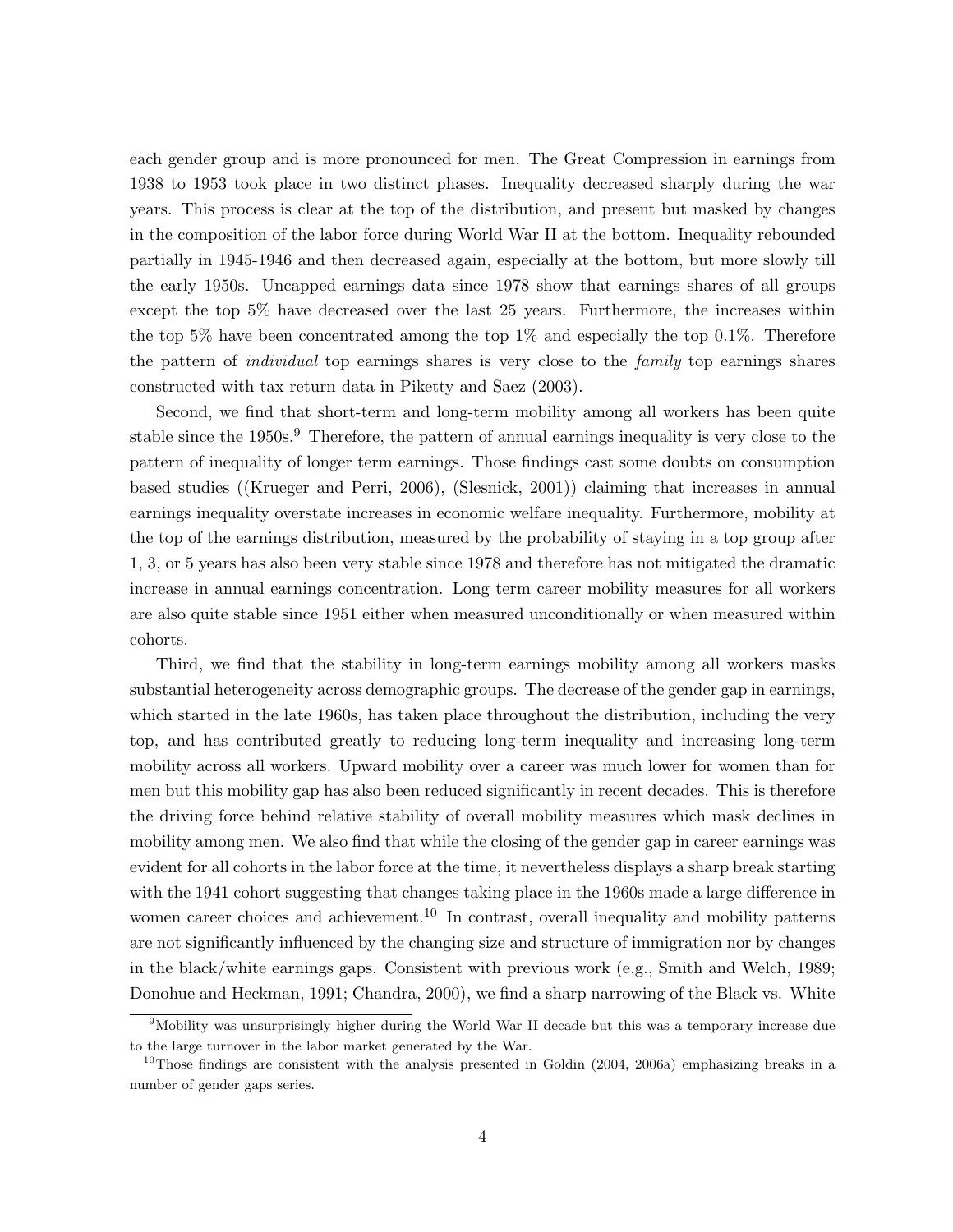each gender group and is more pronounced for men. The Great Compression in earnings from 1938 to 1953 took place in two distinct phases. Inequality decreased sharply during the war years. This process is clear at the top of the distribution, and present but masked by changes in the composition of the labor force during World War II at the bottom. Inequality rebounded partially in 1945-1946 and then decreased again, especially at the bottom, but more slowly till the early 1950s. Uncapped earnings data since 1978 show that earnings shares of all groups except the top 5% have decreased over the last 25 years. Furthermore, the increases within the top 5% have been concentrated among the top 1% and especially the top 0.1%. Therefore the pattern of *individual* top earnings shares is very close to the *family* top earnings shares constructed with tax return data in Piketty and Saez (2003).

Second, we find that short-term and long-term mobility among all workers has been quite stable since the 1950s.[9] Therefore, the pattern of annual earnings inequality is very close to the pattern of inequality of longer term earnings. Those findings cast some doubts on consumption based studies ((Krueger and Perri, 2006), (Slesnick, 2001)) claiming that increases in annual earnings inequality overstate increases in economic welfare inequality. Furthermore, mobility at the top of the earnings distribution, measured by the probability of staying in a top group after 1, 3, or 5 years has also been very stable since 1978 and therefore has not mitigated the dramatic increase in annual earnings concentration. Long term career mobility measures for all workers are also quite stable since 1951 either when measured unconditionally or when measured within cohorts.

Third, we find that the stability in long-term earnings mobility among all workers masks substantial heterogeneity across demographic groups. The decrease of the gender gap in earnings, which started in the late 1960s, has taken place throughout the distribution, including the very top, and has contributed greatly to reducing long-term inequality and increasing long-term mobility across all workers. Upward mobility over a career was much lower for women than for men but this mobility gap has also been reduced significantly in recent decades. This is therefore the driving force behind relative stability of overall mobility measures which mask declines in mobility among men. We also find that while the closing of the gender gap in career earnings was evident for all cohorts in the labor force at the time, it nevertheless displays a sharp break starting with the 1941 cohort suggesting that changes taking place in the 1960s made a large difference in women career choices and achievement.[10] In contrast, overall inequality and mobility patterns are not significantly influenced by the changing size and structure of immigration nor by changes in the black/white earnings gaps. Consistent with previous work (e.g., Smith and Welch, 1989; Donohue and Heckman, 1991; Chandra, 2000), we find a sharp narrowing of the Black vs. White

[9]Mobility was unsurprisingly higher during the World War II decade but this was a temporary increase due to the large turnover in the labor market generated by the War.

[10]Those findings are consistent with the analysis presented in Goldin (2004, 2006a) emphasizing breaks in a number of gender gaps series.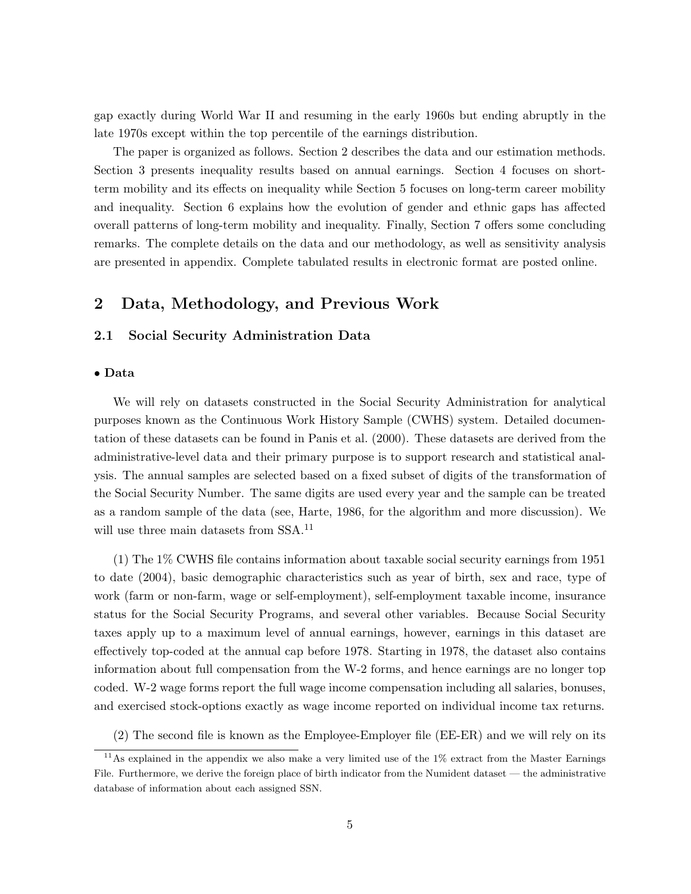gap exactly during World War II and resuming in the early 1960s but ending abruptly in the late 1970s except within the top percentile of the earnings distribution.

The paper is organized as follows. Section 2 describes the data and our estimation methods. Section 3 presents inequality results based on annual earnings. Section 4 focuses on short-term mobility and its effects on inequality while Section 5 focuses on long-term career mobility and inequality. Section 6 explains how the evolution of gender and ethnic gaps has affected overall patterns of long-term mobility and inequality. Finally, Section 7 offers some concluding remarks. The complete details on the data and our methodology, as well as sensitivity analysis are presented in appendix. Complete tabulated results in electronic format are posted online.

## 2 Data, Methodology, and Previous Work

### 2.1 Social Security Administration Data

**• Data**

We will rely on datasets constructed in the Social Security Administration for analytical purposes known as the Continuous Work History Sample (CWHS) system. Detailed documentation of these datasets can be found in Panis et al. (2000). These datasets are derived from the administrative-level data and their primary purpose is to support research and statistical analysis. The annual samples are selected based on a fixed subset of digits of the transformation of the Social Security Number. The same digits are used every year and the sample can be treated as a random sample of the data (see, Harte, 1986, for the algorithm and more discussion). We will use three main datasets from SSA.[11]

(1) The 1% CWHS file contains information about taxable social security earnings from 1951 to date (2004), basic demographic characteristics such as year of birth, sex and race, type of work (farm or non-farm, wage or self-employment), self-employment taxable income, insurance status for the Social Security Programs, and several other variables. Because Social Security taxes apply up to a maximum level of annual earnings, however, earnings in this dataset are effectively top-coded at the annual cap before 1978. Starting in 1978, the dataset also contains information about full compensation from the W-2 forms, and hence earnings are no longer top coded. W-2 wage forms report the full wage income compensation including all salaries, bonuses, and exercised stock-options exactly as wage income reported on individual income tax returns.

(2) The second file is known as the Employee-Employer file (EE-ER) and we will rely on its

[11] As explained in the appendix we also make a very limited use of the 1% extract from the Master Earnings File. Furthermore, we derive the foreign place of birth indicator from the Numident dataset — the administrative database of information about each assigned SSN.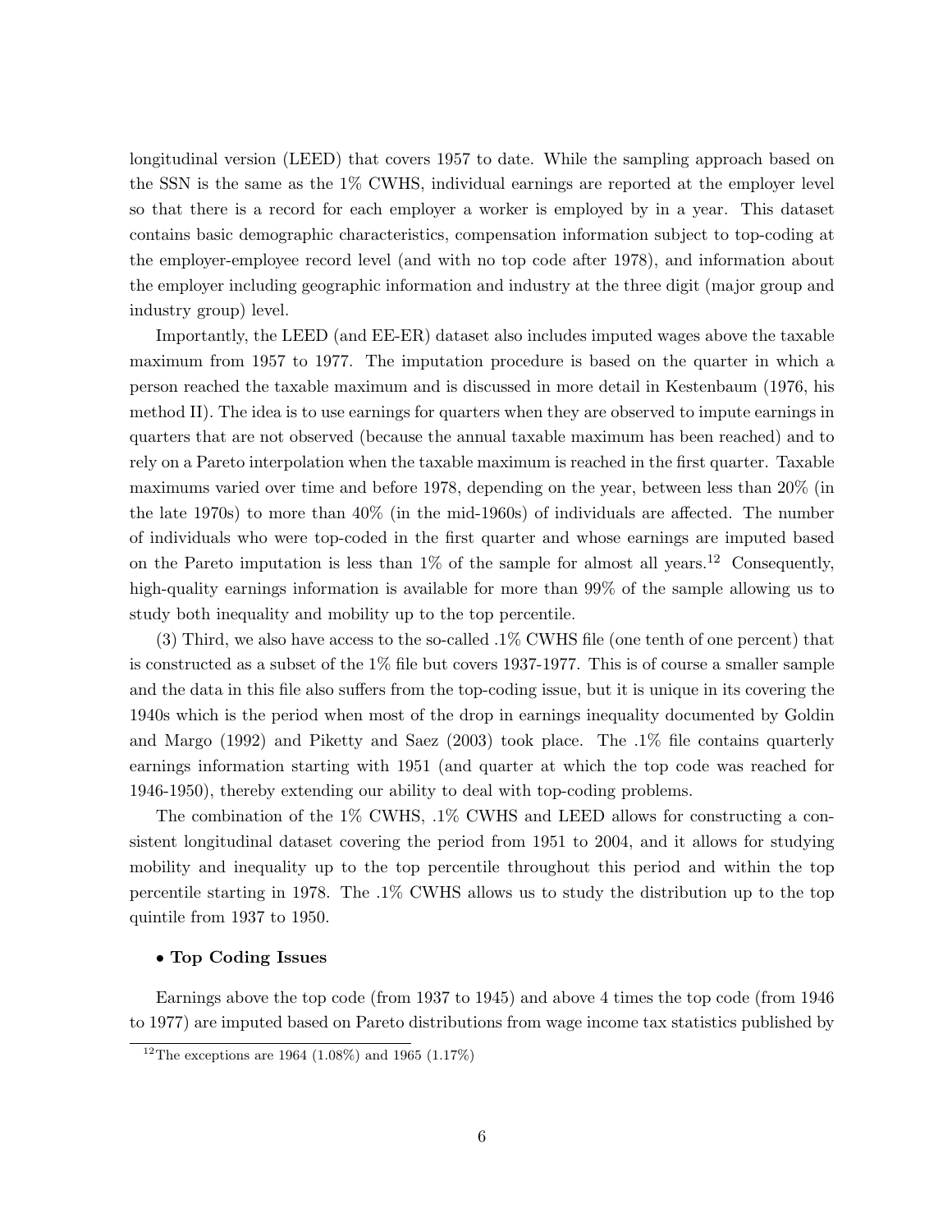longitudinal version (LEED) that covers 1957 to date. While the sampling approach based on the SSN is the same as the 1% CWHS, individual earnings are reported at the employer level so that there is a record for each employer a worker is employed by in a year. This dataset contains basic demographic characteristics, compensation information subject to top-coding at the employer-employee record level (and with no top code after 1978), and information about the employer including geographic information and industry at the three digit (major group and industry group) level.

Importantly, the LEED (and EE-ER) dataset also includes imputed wages above the taxable maximum from 1957 to 1977. The imputation procedure is based on the quarter in which a person reached the taxable maximum and is discussed in more detail in Kestenbaum (1976, his method II). The idea is to use earnings for quarters when they are observed to impute earnings in quarters that are not observed (because the annual taxable maximum has been reached) and to rely on a Pareto interpolation when the taxable maximum is reached in the first quarter. Taxable maximums varied over time and before 1978, depending on the year, between less than 20% (in the late 1970s) to more than 40% (in the mid-1960s) of individuals are affected. The number of individuals who were top-coded in the first quarter and whose earnings are imputed based on the Pareto imputation is less than 1% of the sample for almost all years.[12] Consequently, high-quality earnings information is available for more than 99% of the sample allowing us to study both inequality and mobility up to the top percentile.

(3) Third, we also have access to the so-called .1% CWHS file (one tenth of one percent) that is constructed as a subset of the 1% file but covers 1937-1977. This is of course a smaller sample and the data in this file also suffers from the top-coding issue, but it is unique in its covering the 1940s which is the period when most of the drop in earnings inequality documented by Goldin and Margo (1992) and Piketty and Saez (2003) took place. The .1% file contains quarterly earnings information starting with 1951 (and quarter at which the top code was reached for 1946-1950), thereby extending our ability to deal with top-coding problems.

The combination of the 1% CWHS, .1% CWHS and LEED allows for constructing a consistent longitudinal dataset covering the period from 1951 to 2004, and it allows for studying mobility and inequality up to the top percentile throughout this period and within the top percentile starting in 1978. The .1% CWHS allows us to study the distribution up to the top quintile from 1937 to 1950.

- **Top Coding Issues**

Earnings above the top code (from 1937 to 1945) and above 4 times the top code (from 1946 to 1977) are imputed based on Pareto distributions from wage income tax statistics published by

[12] The exceptions are 1964 (1.08%) and 1965 (1.17%)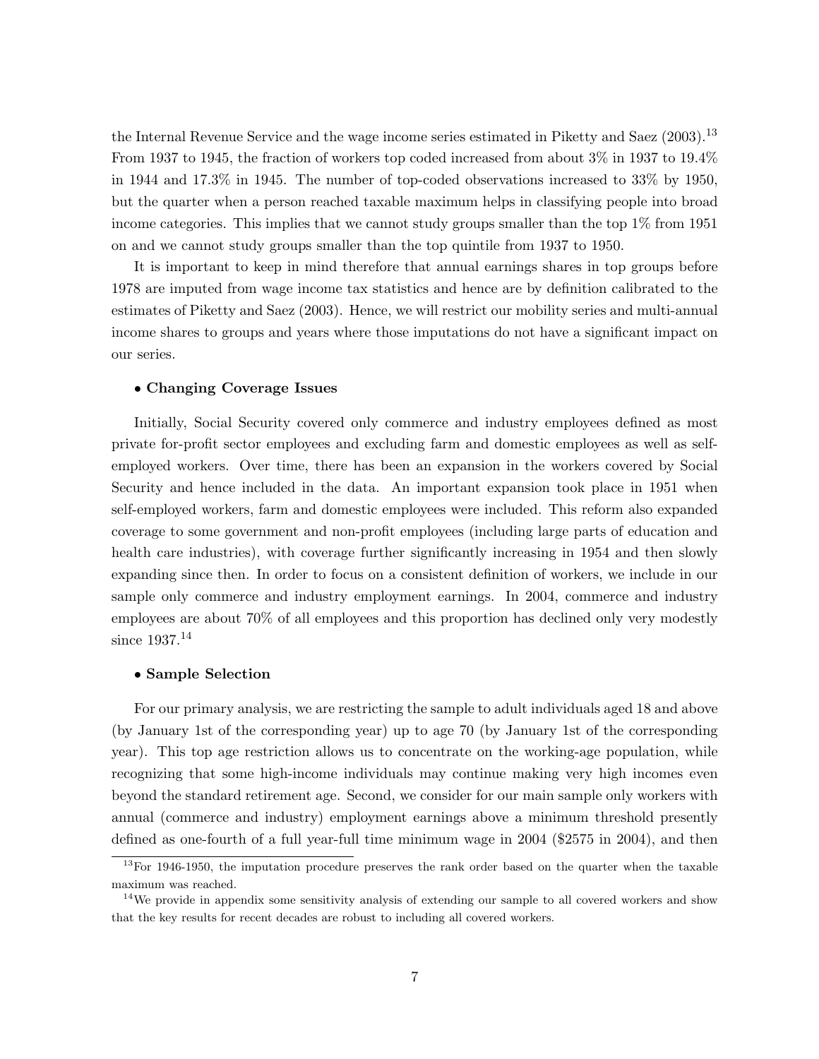the Internal Revenue Service and the wage income series estimated in Piketty and Saez (2003).[13] From 1937 to 1945, the fraction of workers top coded increased from about 3% in 1937 to 19.4% in 1944 and 17.3% in 1945. The number of top-coded observations increased to 33% by 1950, but the quarter when a person reached taxable maximum helps in classifying people into broad income categories. This implies that we cannot study groups smaller than the top 1% from 1951 on and we cannot study groups smaller than the top quintile from 1937 to 1950.

It is important to keep in mind therefore that annual earnings shares in top groups before 1978 are imputed from wage income tax statistics and hence are by definition calibrated to the estimates of Piketty and Saez (2003). Hence, we will restrict our mobility series and multi-annual income shares to groups and years where those imputations do not have a significant impact on our series.

- **Changing Coverage Issues**

Initially, Social Security covered only commerce and industry employees defined as most private for-profit sector employees and excluding farm and domestic employees as well as self-employed workers. Over time, there has been an expansion in the workers covered by Social Security and hence included in the data. An important expansion took place in 1951 when self-employed workers, farm and domestic employees were included. This reform also expanded coverage to some government and non-profit employees (including large parts of education and health care industries), with coverage further significantly increasing in 1954 and then slowly expanding since then. In order to focus on a consistent definition of workers, we include in our sample only commerce and industry employment earnings. In 2004, commerce and industry employees are about 70% of all employees and this proportion has declined only very modestly since 1937.[14]

- **Sample Selection**

For our primary analysis, we are restricting the sample to adult individuals aged 18 and above (by January 1st of the corresponding year) up to age 70 (by January 1st of the corresponding year). This top age restriction allows us to concentrate on the working-age population, while recognizing that some high-income individuals may continue making very high incomes even beyond the standard retirement age. Second, we consider for our main sample only workers with annual (commerce and industry) employment earnings above a minimum threshold presently defined as one-fourth of a full year-full time minimum wage in 2004 ($2575 in 2004), and then

[13] For 1946-1950, the imputation procedure preserves the rank order based on the quarter when the taxable maximum was reached.

[14] We provide in appendix some sensitivity analysis of extending our sample to all covered workers and show that the key results for recent decades are robust to including all covered workers.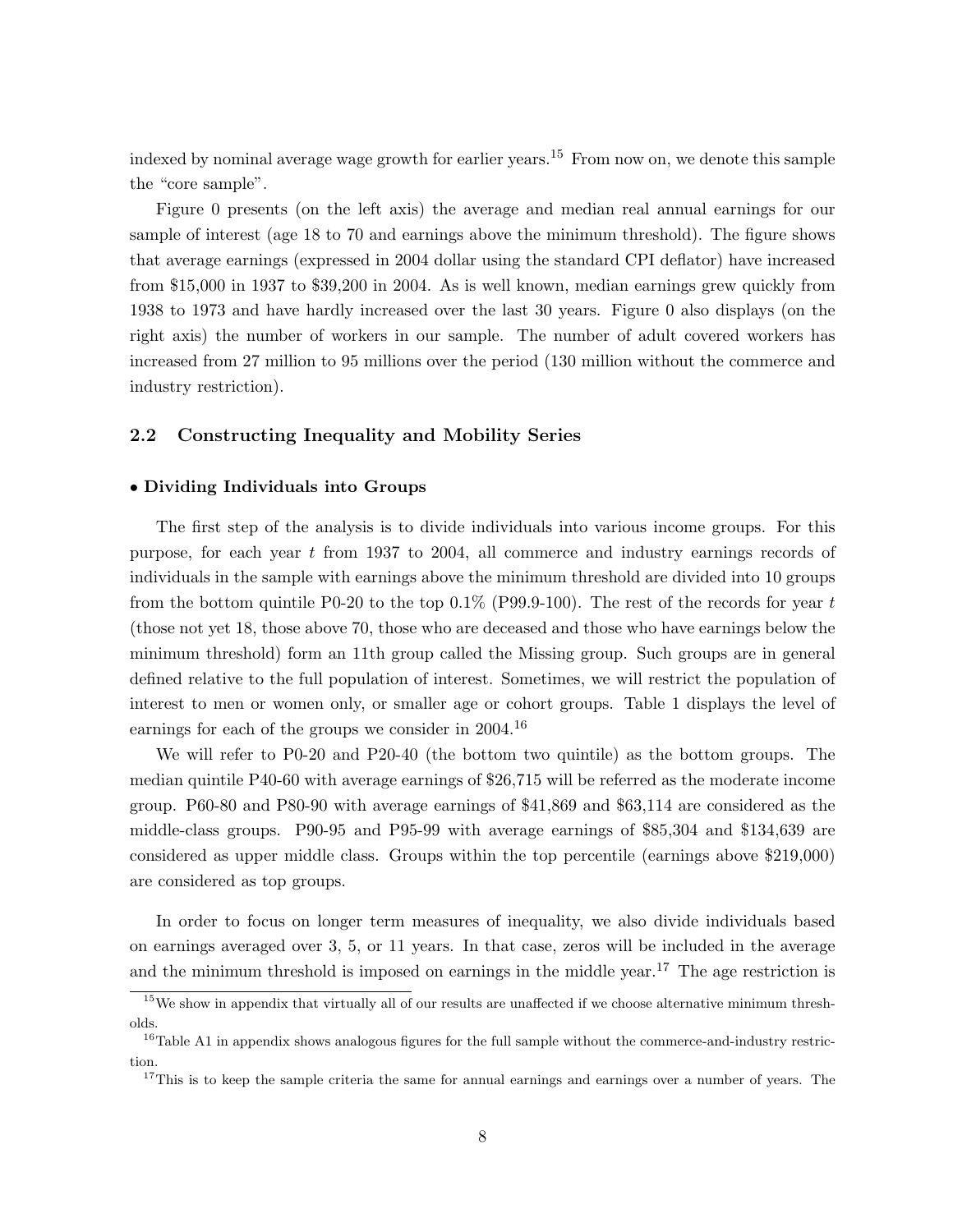indexed by nominal average wage growth for earlier years.[15] From now on, we denote this sample the "core sample".

Figure 0 presents (on the left axis) the average and median real annual earnings for our sample of interest (age 18 to 70 and earnings above the minimum threshold). The figure shows that average earnings (expressed in 2004 dollar using the standard CPI deflator) have increased from $15,000 in 1937 to $39,200 in 2004. As is well known, median earnings grew quickly from 1938 to 1973 and have hardly increased over the last 30 years. Figure 0 also displays (on the right axis) the number of workers in our sample. The number of adult covered workers has increased from 27 million to 95 millions over the period (130 million without the commerce and industry restriction).

### 2.2 Constructing Inequality and Mobility Series

**• Dividing Individuals into Groups**

The first step of the analysis is to divide individuals into various income groups. For this purpose, for each year $t$ from 1937 to 2004, all commerce and industry earnings records of individuals in the sample with earnings above the minimum threshold are divided into 10 groups from the bottom quintile P0-20 to the top 0.1% (P99.9-100). The rest of the records for year $t$ (those not yet 18, those above 70, those who are deceased and those who have earnings below the minimum threshold) form an 11th group called the Missing group. Such groups are in general defined relative to the full population of interest. Sometimes, we will restrict the population of interest to men or women only, or smaller age or cohort groups. Table 1 displays the level of earnings for each of the groups we consider in 2004.[16]

We will refer to P0-20 and P20-40 (the bottom two quintile) as the bottom groups. The median quintile P40-60 with average earnings of $26,715 will be referred as the moderate income group. P60-80 and P80-90 with average earnings of $41,869 and $63,114 are considered as the middle-class groups. P90-95 and P95-99 with average earnings of $85,304 and $134,639 are considered as upper middle class. Groups within the top percentile (earnings above $219,000) are considered as top groups.

In order to focus on longer term measures of inequality, we also divide individuals based on earnings averaged over 3, 5, or 11 years. In that case, zeros will be included in the average and the minimum threshold is imposed on earnings in the middle year.[17] The age restriction is

---

[15] We show in appendix that virtually all of our results are unaffected if we choose alternative minimum thresholds.

[16] Table A1 in appendix shows analogous figures for the full sample without the commerce-and-industry restriction.

[17] This is to keep the sample criteria the same for annual earnings and earnings over a number of years. The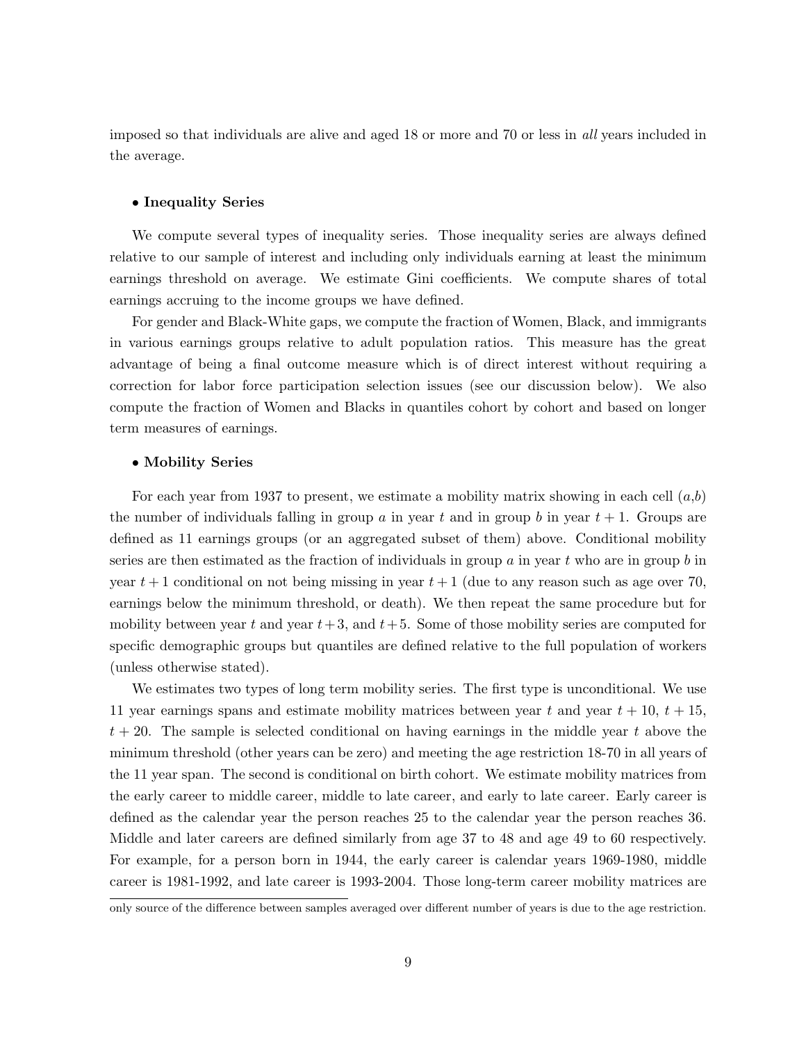imposed so that individuals are alive and aged 18 or more and 70 or less in *all* years included in the average.

- **Inequality Series**

We compute several types of inequality series. Those inequality series are always defined relative to our sample of interest and including only individuals earning at least the minimum earnings threshold on average. We estimate Gini coefficients. We compute shares of total earnings accruing to the income groups we have defined.

For gender and Black-White gaps, we compute the fraction of Women, Black, and immigrants in various earnings groups relative to adult population ratios. This measure has the great advantage of being a final outcome measure which is of direct interest without requiring a correction for labor force participation selection issues (see our discussion below). We also compute the fraction of Women and Blacks in quantiles cohort by cohort and based on longer term measures of earnings.

- **Mobility Series**

For each year from 1937 to present, we estimate a mobility matrix showing in each cell $(a,b)$ the number of individuals falling in group $a$ in year $t$ and in group $b$ in year $t+1$. Groups are defined as 11 earnings groups (or an aggregated subset of them) above. Conditional mobility series are then estimated as the fraction of individuals in group $a$ in year $t$ who are in group $b$ in year $t+1$ conditional on not being missing in year $t+1$ (due to any reason such as age over 70, earnings below the minimum threshold, or death). We then repeat the same procedure but for mobility between year $t$ and year $t+3$, and $t+5$. Some of those mobility series are computed for specific demographic groups but quantiles are defined relative to the full population of workers (unless otherwise stated).

We estimates two types of long term mobility series. The first type is unconditional. We use 11 year earnings spans and estimate mobility matrices between year $t$ and year $t+10$, $t+15$, $t+20$. The sample is selected conditional on having earnings in the middle year $t$ above the minimum threshold (other years can be zero) and meeting the age restriction 18-70 in all years of the 11 year span. The second is conditional on birth cohort. We estimate mobility matrices from the early career to middle career, middle to late career, and early to late career. Early career is defined as the calendar year the person reaches 25 to the calendar year the person reaches 36. Middle and later careers are defined similarly from age 37 to 48 and age 49 to 60 respectively. For example, for a person born in 1944, the early career is calendar years 1969-1980, middle career is 1981-1992, and late career is 1993-2004. Those long-term career mobility matrices are

only source of the difference between samples averaged over different number of years is due to the age restriction.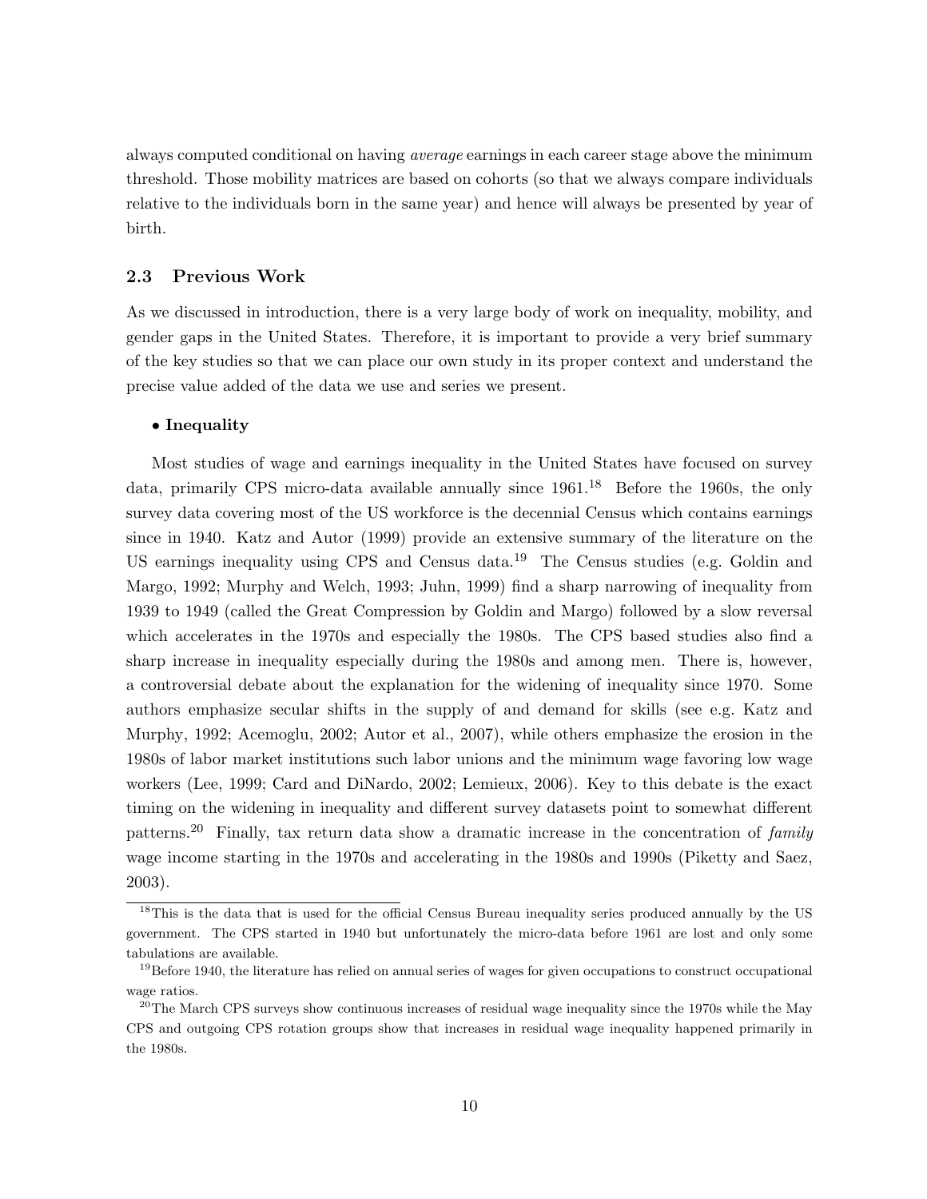always computed conditional on having *average* earnings in each career stage above the minimum threshold. Those mobility matrices are based on cohorts (so that we always compare individuals relative to the individuals born in the same year) and hence will always be presented by year of birth.

### 2.3 Previous Work

As we discussed in introduction, there is a very large body of work on inequality, mobility, and gender gaps in the United States. Therefore, it is important to provide a very brief summary of the key studies so that we can place our own study in its proper context and understand the precise value added of the data we use and series we present.

- **Inequality**

Most studies of wage and earnings inequality in the United States have focused on survey data, primarily CPS micro-data available annually since 1961.[18] Before the 1960s, the only survey data covering most of the US workforce is the decennial Census which contains earnings since in 1940. Katz and Autor (1999) provide an extensive summary of the literature on the US earnings inequality using CPS and Census data.[19] The Census studies (e.g. Goldin and Margo, 1992; Murphy and Welch, 1993; Juhn, 1999) find a sharp narrowing of inequality from 1939 to 1949 (called the Great Compression by Goldin and Margo) followed by a slow reversal which accelerates in the 1970s and especially the 1980s. The CPS based studies also find a sharp increase in inequality especially during the 1980s and among men. There is, however, a controversial debate about the explanation for the widening of inequality since 1970. Some authors emphasize secular shifts in the supply of and demand for skills (see e.g. Katz and Murphy, 1992; Acemoglu, 2002; Autor et al., 2007), while others emphasize the erosion in the 1980s of labor market institutions such labor unions and the minimum wage favoring low wage workers (Lee, 1999; Card and DiNardo, 2002; Lemieux, 2006). Key to this debate is the exact timing on the widening in inequality and different survey datasets point to somewhat different patterns.[20] Finally, tax return data show a dramatic increase in the concentration of *family* wage income starting in the 1970s and accelerating in the 1980s and 1990s (Piketty and Saez, 2003).

---

[18] This is the data that is used for the official Census Bureau inequality series produced annually by the US government. The CPS started in 1940 but unfortunately the micro-data before 1961 are lost and only some tabulations are available.

[19] Before 1940, the literature has relied on annual series of wages for given occupations to construct occupational wage ratios.

[20] The March CPS surveys show continuous increases of residual wage inequality since the 1970s while the May CPS and outgoing CPS rotation groups show that increases in residual wage inequality happened primarily in the 1980s.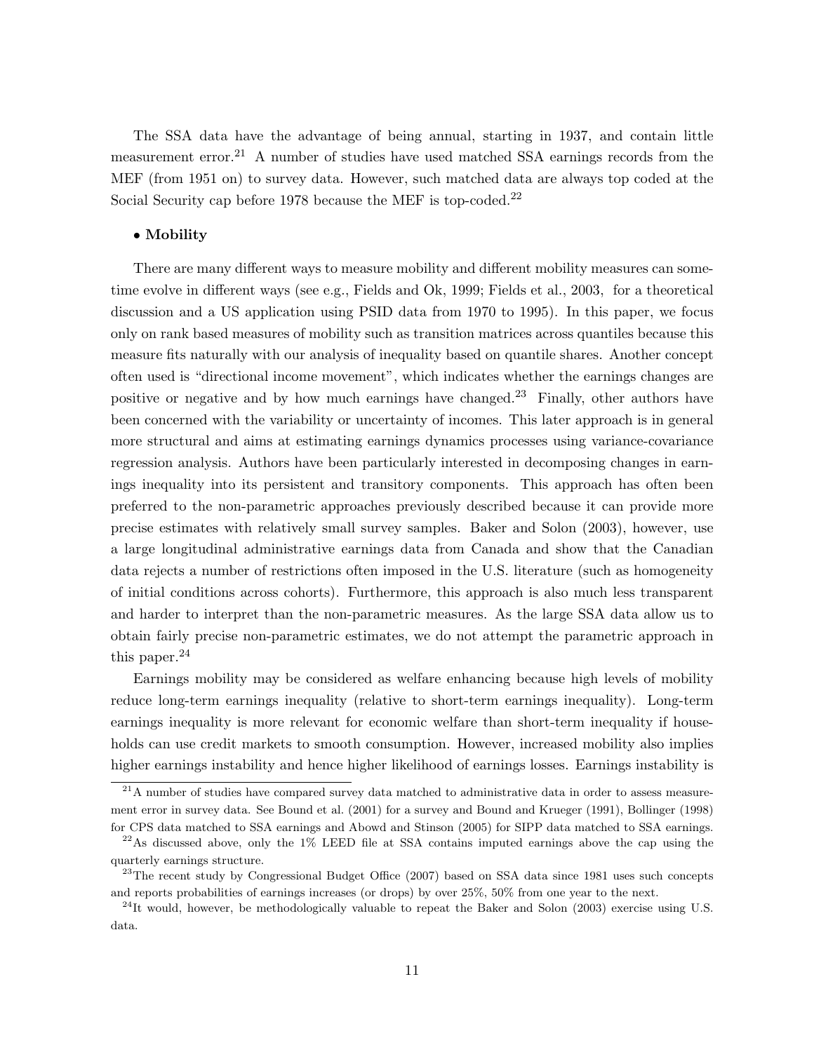The SSA data have the advantage of being annual, starting in 1937, and contain little measurement error.[21] A number of studies have used matched SSA earnings records from the MEF (from 1951 on) to survey data. However, such matched data are always top coded at the Social Security cap before 1978 because the MEF is top-coded.[22]

• **Mobility**

There are many different ways to measure mobility and different mobility measures can sometime evolve in different ways (see e.g., Fields and Ok, 1999; Fields et al., 2003, for a theoretical discussion and a US application using PSID data from 1970 to 1995). In this paper, we focus only on rank based measures of mobility such as transition matrices across quantiles because this measure fits naturally with our analysis of inequality based on quantile shares. Another concept often used is "directional income movement", which indicates whether the earnings changes are positive or negative and by how much earnings have changed.[23] Finally, other authors have been concerned with the variability or uncertainty of incomes. This later approach is in general more structural and aims at estimating earnings dynamics processes using variance-covariance regression analysis. Authors have been particularly interested in decomposing changes in earnings inequality into its persistent and transitory components. This approach has often been preferred to the non-parametric approaches previously described because it can provide more precise estimates with relatively small survey samples. Baker and Solon (2003), however, use a large longitudinal administrative earnings data from Canada and show that the Canadian data rejects a number of restrictions often imposed in the U.S. literature (such as homogeneity of initial conditions across cohorts). Furthermore, this approach is also much less transparent and harder to interpret than the non-parametric measures. As the large SSA data allow us to obtain fairly precise non-parametric estimates, we do not attempt the parametric approach in this paper.[24]

Earnings mobility may be considered as welfare enhancing because high levels of mobility reduce long-term earnings inequality (relative to short-term earnings inequality). Long-term earnings inequality is more relevant for economic welfare than short-term inequality if households can use credit markets to smooth consumption. However, increased mobility also implies higher earnings instability and hence higher likelihood of earnings losses. Earnings instability is

[21] A number of studies have compared survey data matched to administrative data in order to assess measurement error in survey data. See Bound et al. (2001) for a survey and Bound and Krueger (1991), Bollinger (1998) for CPS data matched to SSA earnings and Abowd and Stinson (2005) for SIPP data matched to SSA earnings.

[22] As discussed above, only the 1% LEED file at SSA contains imputed earnings above the cap using the quarterly earnings structure.

[23] The recent study by Congressional Budget Office (2007) based on SSA data since 1981 uses such concepts and reports probabilities of earnings increases (or drops) by over 25%, 50% from one year to the next.

[24] It would, however, be methodologically valuable to repeat the Baker and Solon (2003) exercise using U.S. data.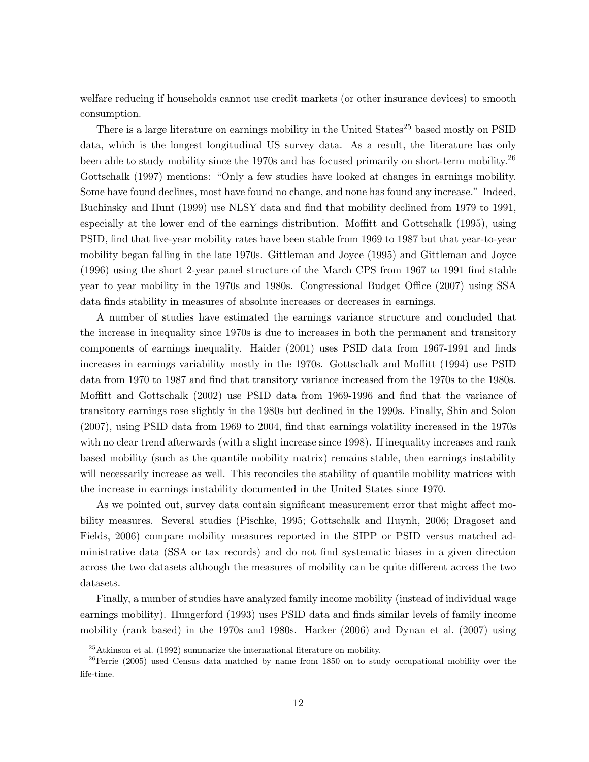welfare reducing if households cannot use credit markets (or other insurance devices) to smooth consumption.

There is a large literature on earnings mobility in the United States[25] based mostly on PSID data, which is the longest longitudinal US survey data. As a result, the literature has only been able to study mobility since the 1970s and has focused primarily on short-term mobility.[26] Gottschalk (1997) mentions: "Only a few studies have looked at changes in earnings mobility. Some have found declines, most have found no change, and none has found any increase." Indeed, Buchinsky and Hunt (1999) use NLSY data and find that mobility declined from 1979 to 1991, especially at the lower end of the earnings distribution. Moffitt and Gottschalk (1995), using PSID, find that five-year mobility rates have been stable from 1969 to 1987 but that year-to-year mobility began falling in the late 1970s. Gittleman and Joyce (1995) and Gittleman and Joyce (1996) using the short 2-year panel structure of the March CPS from 1967 to 1991 find stable year to year mobility in the 1970s and 1980s. Congressional Budget Office (2007) using SSA data finds stability in measures of absolute increases or decreases in earnings.

A number of studies have estimated the earnings variance structure and concluded that the increase in inequality since 1970s is due to increases in both the permanent and transitory components of earnings inequality. Haider (2001) uses PSID data from 1967-1991 and finds increases in earnings variability mostly in the 1970s. Gottschalk and Moffitt (1994) use PSID data from 1970 to 1987 and find that transitory variance increased from the 1970s to the 1980s. Moffitt and Gottschalk (2002) use PSID data from 1969-1996 and find that the variance of transitory earnings rose slightly in the 1980s but declined in the 1990s. Finally, Shin and Solon (2007), using PSID data from 1969 to 2004, find that earnings volatility increased in the 1970s with no clear trend afterwards (with a slight increase since 1998). If inequality increases and rank based mobility (such as the quantile mobility matrix) remains stable, then earnings instability will necessarily increase as well. This reconciles the stability of quantile mobility matrices with the increase in earnings instability documented in the United States since 1970.

As we pointed out, survey data contain significant measurement error that might affect mobility measures. Several studies (Pischke, 1995; Gottschalk and Huynh, 2006; Dragoset and Fields, 2006) compare mobility measures reported in the SIPP or PSID versus matched administrative data (SSA or tax records) and do not find systematic biases in a given direction across the two datasets although the measures of mobility can be quite different across the two datasets.

Finally, a number of studies have analyzed family income mobility (instead of individual wage earnings mobility). Hungerford (1993) uses PSID data and finds similar levels of family income mobility (rank based) in the 1970s and 1980s. Hacker (2006) and Dynan et al. (2007) using

[25] Atkinson et al. (1992) summarize the international literature on mobility.

[26] Ferrie (2005) used Census data matched by name from 1850 on to study occupational mobility over the life-time.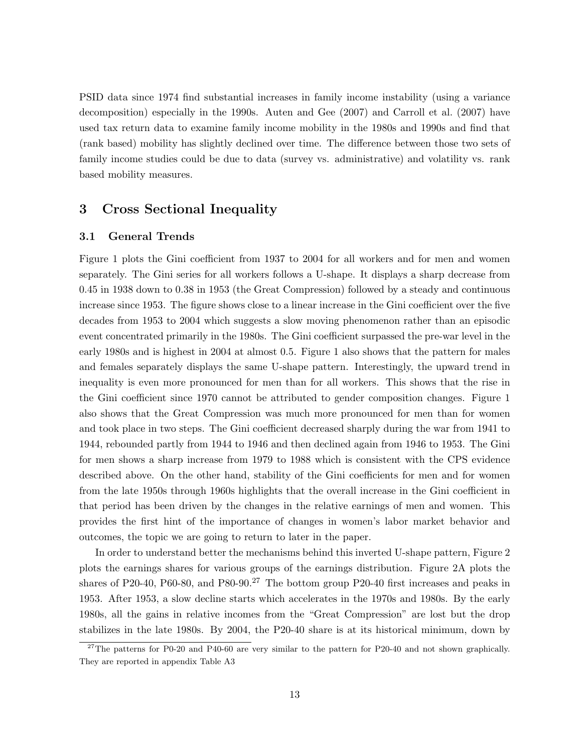PSID data since 1974 find substantial increases in family income instability (using a variance decomposition) especially in the 1990s. Auten and Gee (2007) and Carroll et al. (2007) have used tax return data to examine family income mobility in the 1980s and 1990s and find that (rank based) mobility has slightly declined over time. The difference between those two sets of family income studies could be due to data (survey vs. administrative) and volatility vs. rank based mobility measures.

## 3 Cross Sectional Inequality

### 3.1 General Trends

Figure 1 plots the Gini coefficient from 1937 to 2004 for all workers and for men and women separately. The Gini series for all workers follows a U-shape. It displays a sharp decrease from 0.45 in 1938 down to 0.38 in 1953 (the Great Compression) followed by a steady and continuous increase since 1953. The figure shows close to a linear increase in the Gini coefficient over the five decades from 1953 to 2004 which suggests a slow moving phenomenon rather than an episodic event concentrated primarily in the 1980s. The Gini coefficient surpassed the pre-war level in the early 1980s and is highest in 2004 at almost 0.5. Figure 1 also shows that the pattern for males and females separately displays the same U-shape pattern. Interestingly, the upward trend in inequality is even more pronounced for men than for all workers. This shows that the rise in the Gini coefficient since 1970 cannot be attributed to gender composition changes. Figure 1 also shows that the Great Compression was much more pronounced for men than for women and took place in two steps. The Gini coefficient decreased sharply during the war from 1941 to 1944, rebounded partly from 1944 to 1946 and then declined again from 1946 to 1953. The Gini for men shows a sharp increase from 1979 to 1988 which is consistent with the CPS evidence described above. On the other hand, stability of the Gini coefficients for men and for women from the late 1950s through 1960s highlights that the overall increase in the Gini coefficient in that period has been driven by the changes in the relative earnings of men and women. This provides the first hint of the importance of changes in women's labor market behavior and outcomes, the topic we are going to return to later in the paper.

In order to understand better the mechanisms behind this inverted U-shape pattern, Figure 2 plots the earnings shares for various groups of the earnings distribution. Figure 2A plots the shares of P20-40, P60-80, and P80-90.[27] The bottom group P20-40 first increases and peaks in 1953. After 1953, a slow decline starts which accelerates in the 1970s and 1980s. By the early 1980s, all the gains in relative incomes from the "Great Compression" are lost but the drop stabilizes in the late 1980s. By 2004, the P20-40 share is at its historical minimum, down by

[27] The patterns for P0-20 and P40-60 are very similar to the pattern for P20-40 and not shown graphically. They are reported in appendix Table A3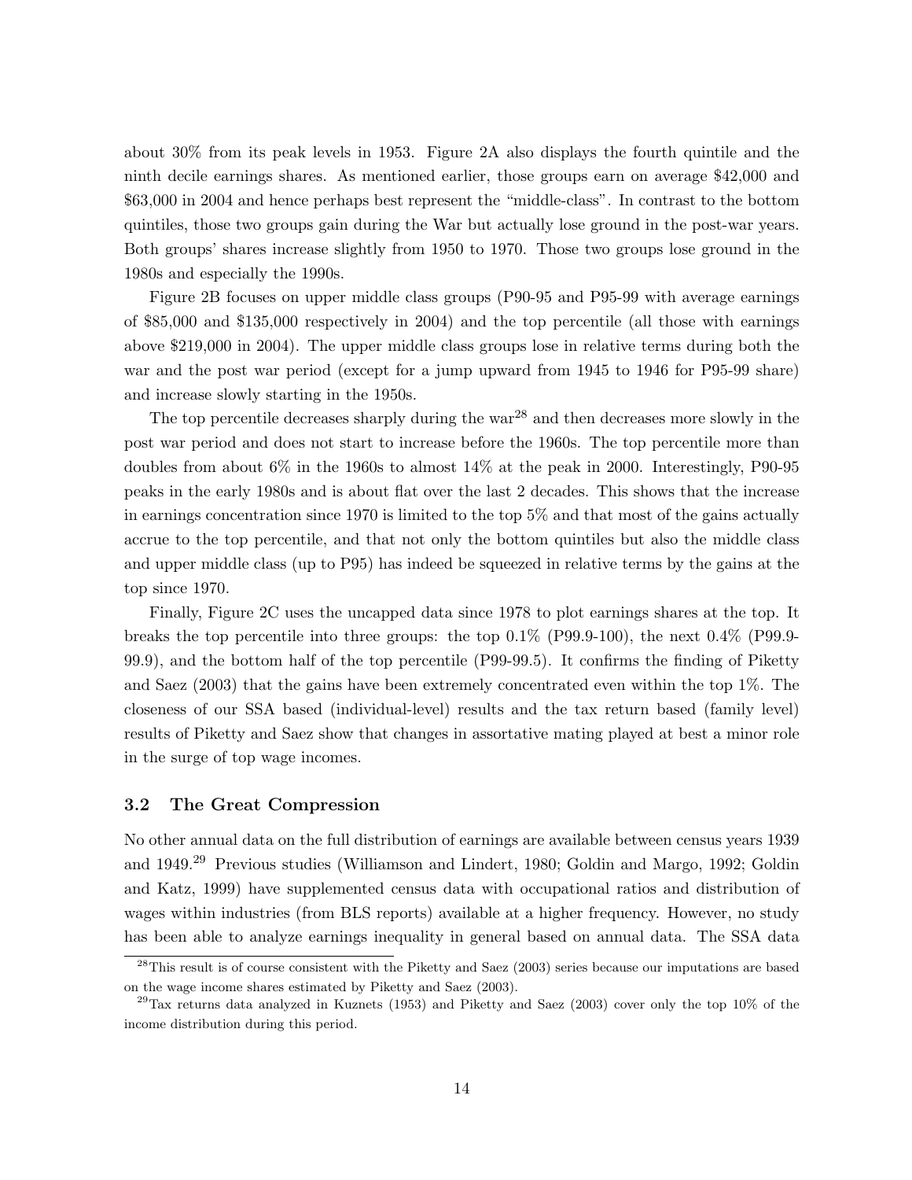about 30% from its peak levels in 1953. Figure 2A also displays the fourth quintile and the ninth decile earnings shares. As mentioned earlier, those groups earn on average $42,000 and $63,000 in 2004 and hence perhaps best represent the "middle-class". In contrast to the bottom quintiles, those two groups gain during the War but actually lose ground in the post-war years. Both groups' shares increase slightly from 1950 to 1970. Those two groups lose ground in the 1980s and especially the 1990s.

Figure 2B focuses on upper middle class groups (P90-95 and P95-99 with average earnings of $85,000 and $135,000 respectively in 2004) and the top percentile (all those with earnings above $219,000 in 2004). The upper middle class groups lose in relative terms during both the war and the post war period (except for a jump upward from 1945 to 1946 for P95-99 share) and increase slowly starting in the 1950s.

The top percentile decreases sharply during the war[28] and then decreases more slowly in the post war period and does not start to increase before the 1960s. The top percentile more than doubles from about 6% in the 1960s to almost 14% at the peak in 2000. Interestingly, P90-95 peaks in the early 1980s and is about flat over the last 2 decades. This shows that the increase in earnings concentration since 1970 is limited to the top 5% and that most of the gains actually accrue to the top percentile, and that not only the bottom quintiles but also the middle class and upper middle class (up to P95) has indeed be squeezed in relative terms by the gains at the top since 1970.

Finally, Figure 2C uses the uncapped data since 1978 to plot earnings shares at the top. It breaks the top percentile into three groups: the top 0.1% (P99.9-100), the next 0.4% (P99.9-99.9), and the bottom half of the top percentile (P99-99.5). It confirms the finding of Piketty and Saez (2003) that the gains have been extremely concentrated even within the top 1%. The closeness of our SSA based (individual-level) results and the tax return based (family level) results of Piketty and Saez show that changes in assortative mating played at best a minor role in the surge of top wage incomes.

### 3.2 The Great Compression

No other annual data on the full distribution of earnings are available between census years 1939 and 1949.[29] Previous studies (Williamson and Lindert, 1980; Goldin and Margo, 1992; Goldin and Katz, 1999) have supplemented census data with occupational ratios and distribution of wages within industries (from BLS reports) available at a higher frequency. However, no study has been able to analyze earnings inequality in general based on annual data. The SSA data

[28] This result is of course consistent with the Piketty and Saez (2003) series because our imputations are based on the wage income shares estimated by Piketty and Saez (2003).

[29] Tax returns data analyzed in Kuznets (1953) and Piketty and Saez (2003) cover only the top 10% of the income distribution during this period.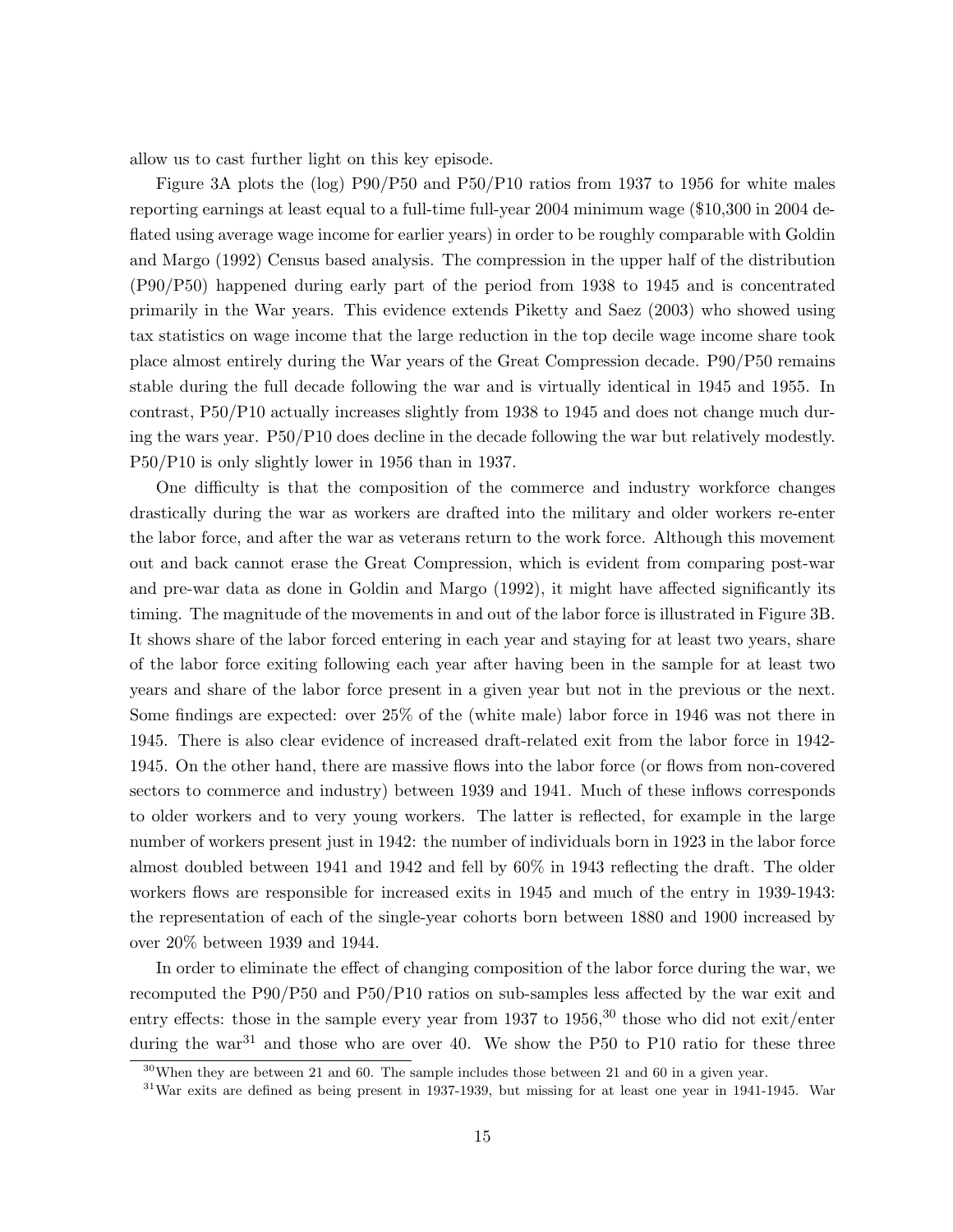allow us to cast further light on this key episode.

Figure 3A plots the (log) P90/P50 and P50/P10 ratios from 1937 to 1956 for white males reporting earnings at least equal to a full-time full-year 2004 minimum wage ($10,300 in 2004 deflated using average wage income for earlier years) in order to be roughly comparable with Goldin and Margo (1992) Census based analysis. The compression in the upper half of the distribution (P90/P50) happened during early part of the period from 1938 to 1945 and is concentrated primarily in the War years. This evidence extends Piketty and Saez (2003) who showed using tax statistics on wage income that the large reduction in the top decile wage income share took place almost entirely during the War years of the Great Compression decade. P90/P50 remains stable during the full decade following the war and is virtually identical in 1945 and 1955. In contrast, P50/P10 actually increases slightly from 1938 to 1945 and does not change much during the wars year. P50/P10 does decline in the decade following the war but relatively modestly. P50/P10 is only slightly lower in 1956 than in 1937.

One difficulty is that the composition of the commerce and industry workforce changes drastically during the war as workers are drafted into the military and older workers re-enter the labor force, and after the war as veterans return to the work force. Although this movement out and back cannot erase the Great Compression, which is evident from comparing post-war and pre-war data as done in Goldin and Margo (1992), it might have affected significantly its timing. The magnitude of the movements in and out of the labor force is illustrated in Figure 3B. It shows share of the labor forced entering in each year and staying for at least two years, share of the labor force exiting following each year after having been in the sample for at least two years and share of the labor force present in a given year but not in the previous or the next. Some findings are expected: over 25% of the (white male) labor force in 1946 was not there in 1945. There is also clear evidence of increased draft-related exit from the labor force in 1942-1945. On the other hand, there are massive flows into the labor force (or flows from non-covered sectors to commerce and industry) between 1939 and 1941. Much of these inflows corresponds to older workers and to very young workers. The latter is reflected, for example in the large number of workers present just in 1942: the number of individuals born in 1923 in the labor force almost doubled between 1941 and 1942 and fell by 60% in 1943 reflecting the draft. The older workers flows are responsible for increased exits in 1945 and much of the entry in 1939-1943: the representation of each of the single-year cohorts born between 1880 and 1900 increased by over 20% between 1939 and 1944.

In order to eliminate the effect of changing composition of the labor force during the war, we recomputed the P90/P50 and P50/P10 ratios on sub-samples less affected by the war exit and entry effects: those in the sample every year from 1937 to 1956,[30] those who did not exit/enter during the war[31] and those who are over 40. We show the P50 to P10 ratio for these three

[30]When they are between 21 and 60. The sample includes those between 21 and 60 in a given year.

[31]War exits are defined as being present in 1937-1939, but missing for at least one year in 1941-1945. War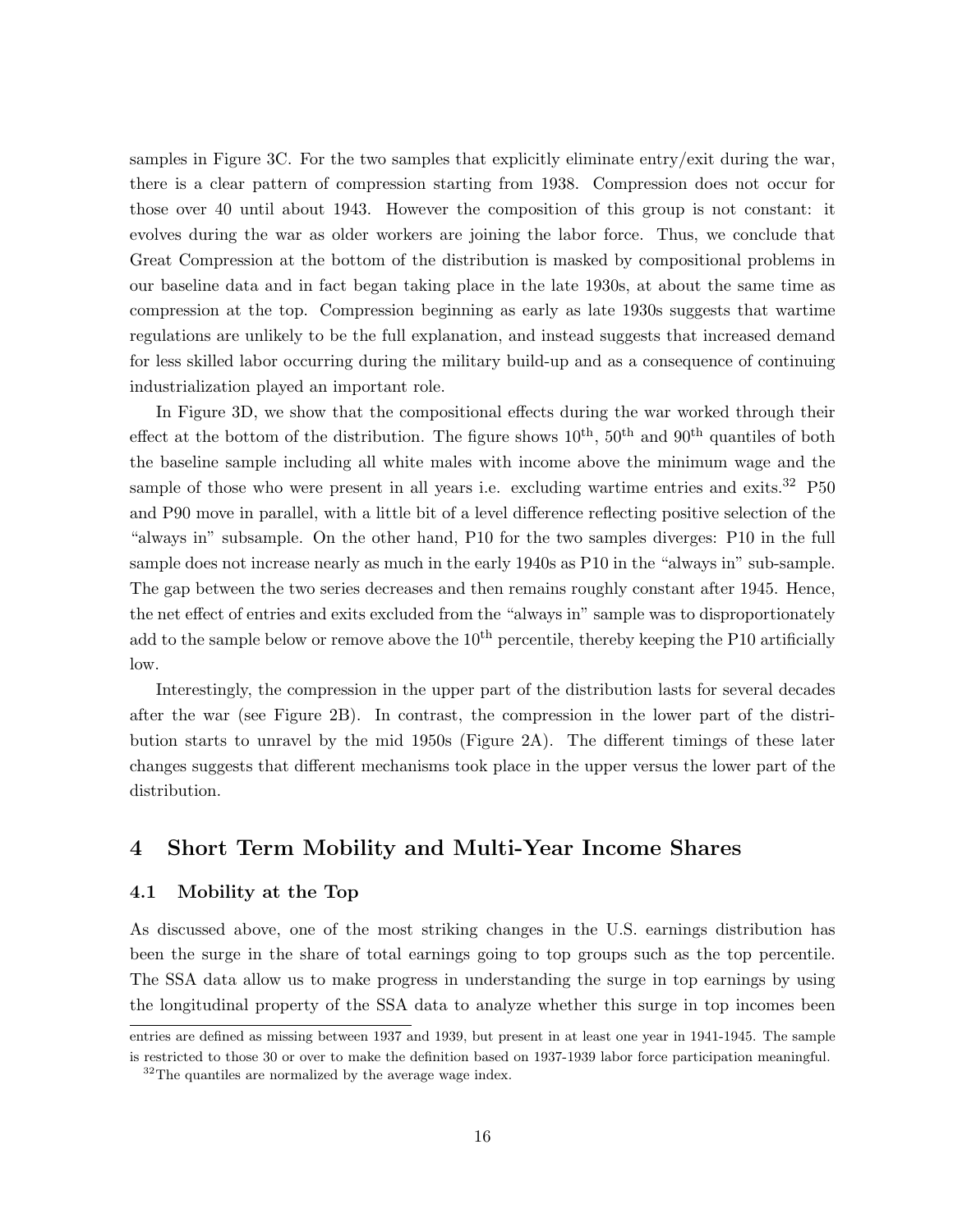samples in Figure 3C. For the two samples that explicitly eliminate entry/exit during the war, there is a clear pattern of compression starting from 1938. Compression does not occur for those over 40 until about 1943. However the composition of this group is not constant: it evolves during the war as older workers are joining the labor force. Thus, we conclude that Great Compression at the bottom of the distribution is masked by compositional problems in our baseline data and in fact began taking place in the late 1930s, at about the same time as compression at the top. Compression beginning as early as late 1930s suggests that wartime regulations are unlikely to be the full explanation, and instead suggests that increased demand for less skilled labor occurring during the military build-up and as a consequence of continuing industrialization played an important role.

In Figure 3D, we show that the compositional effects during the war worked through their effect at the bottom of the distribution. The figure shows 10th, 50th and 90th quantiles of both the baseline sample including all white males with income above the minimum wage and the sample of those who were present in all years i.e. excluding wartime entries and exits.[32] P50 and P90 move in parallel, with a little bit of a level difference reflecting positive selection of the "always in" subsample. On the other hand, P10 for the two samples diverges: P10 in the full sample does not increase nearly as much in the early 1940s as P10 in the "always in" sub-sample. The gap between the two series decreases and then remains roughly constant after 1945. Hence, the net effect of entries and exits excluded from the "always in" sample was to disproportionately add to the sample below or remove above the 10th percentile, thereby keeping the P10 artificially low.

Interestingly, the compression in the upper part of the distribution lasts for several decades after the war (see Figure 2B). In contrast, the compression in the lower part of the distribution starts to unravel by the mid 1950s (Figure 2A). The different timings of these later changes suggests that different mechanisms took place in the upper versus the lower part of the distribution.

## 4 Short Term Mobility and Multi-Year Income Shares

### 4.1 Mobility at the Top

As discussed above, one of the most striking changes in the U.S. earnings distribution has been the surge in the share of total earnings going to top groups such as the top percentile. The SSA data allow us to make progress in understanding the surge in top earnings by using the longitudinal property of the SSA data to analyze whether this surge in top incomes been

entries are defined as missing between 1937 and 1939, but present in at least one year in 1941-1945. The sample is restricted to those 30 or over to make the definition based on 1937-1939 labor force participation meaningful.

[32] The quantiles are normalized by the average wage index.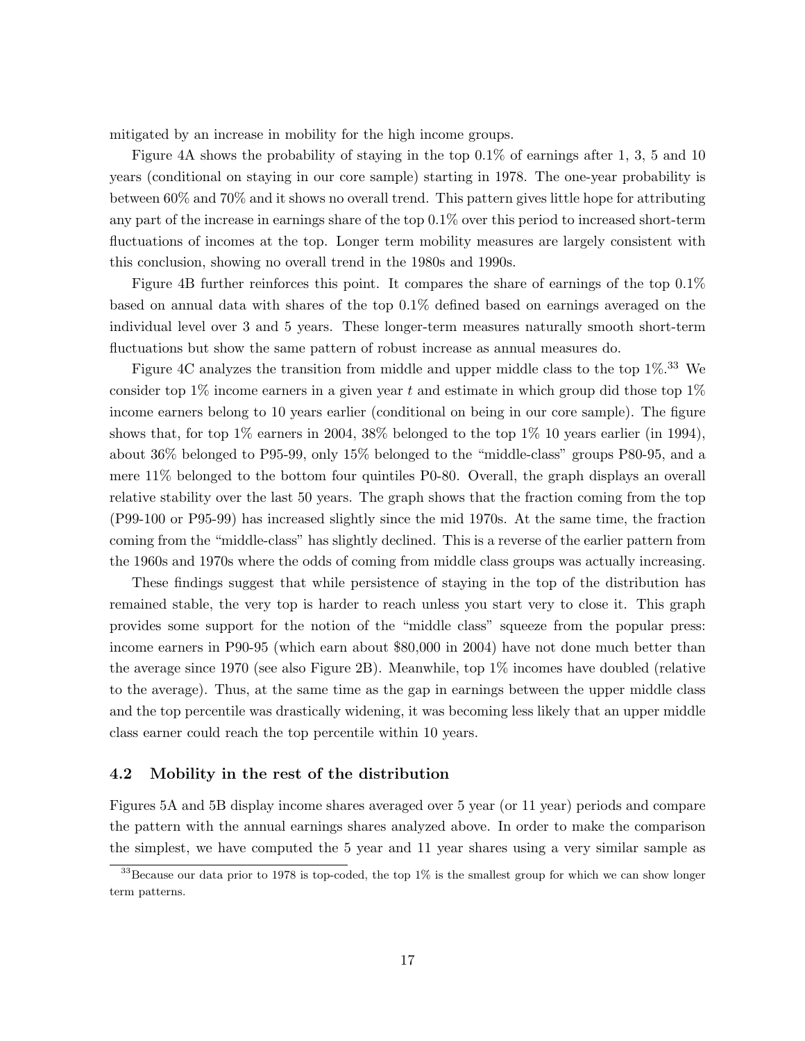mitigated by an increase in mobility for the high income groups.

Figure 4A shows the probability of staying in the top 0.1% of earnings after 1, 3, 5 and 10 years (conditional on staying in our core sample) starting in 1978. The one-year probability is between 60% and 70% and it shows no overall trend. This pattern gives little hope for attributing any part of the increase in earnings share of the top 0.1% over this period to increased short-term fluctuations of incomes at the top. Longer term mobility measures are largely consistent with this conclusion, showing no overall trend in the 1980s and 1990s.

Figure 4B further reinforces this point. It compares the share of earnings of the top 0.1% based on annual data with shares of the top 0.1% defined based on earnings averaged on the individual level over 3 and 5 years. These longer-term measures naturally smooth short-term fluctuations but show the same pattern of robust increase as annual measures do.

Figure 4C analyzes the transition from middle and upper middle class to the top 1%.[33] We consider top 1% income earners in a given year $t$ and estimate in which group did those top 1% income earners belong to 10 years earlier (conditional on being in our core sample). The figure shows that, for top 1% earners in 2004, 38% belonged to the top 1% 10 years earlier (in 1994), about 36% belonged to P95-99, only 15% belonged to the "middle-class" groups P80-95, and a mere 11% belonged to the bottom four quintiles P0-80. Overall, the graph displays an overall relative stability over the last 50 years. The graph shows that the fraction coming from the top (P99-100 or P95-99) has increased slightly since the mid 1970s. At the same time, the fraction coming from the "middle-class" has slightly declined. This is a reverse of the earlier pattern from the 1960s and 1970s where the odds of coming from middle class groups was actually increasing.

These findings suggest that while persistence of staying in the top of the distribution has remained stable, the very top is harder to reach unless you start very to close it. This graph provides some support for the notion of the "middle class" squeeze from the popular press: income earners in P90-95 (which earn about $80,000 in 2004) have not done much better than the average since 1970 (see also Figure 2B). Meanwhile, top 1% incomes have doubled (relative to the average). Thus, at the same time as the gap in earnings between the upper middle class and the top percentile was drastically widening, it was becoming less likely that an upper middle class earner could reach the top percentile within 10 years.

### 4.2 Mobility in the rest of the distribution

Figures 5A and 5B display income shares averaged over 5 year (or 11 year) periods and compare the pattern with the annual earnings shares analyzed above. In order to make the comparison the simplest, we have computed the 5 year and 11 year shares using a very similar sample as

[33] Because our data prior to 1978 is top-coded, the top 1% is the smallest group for which we can show longer term patterns.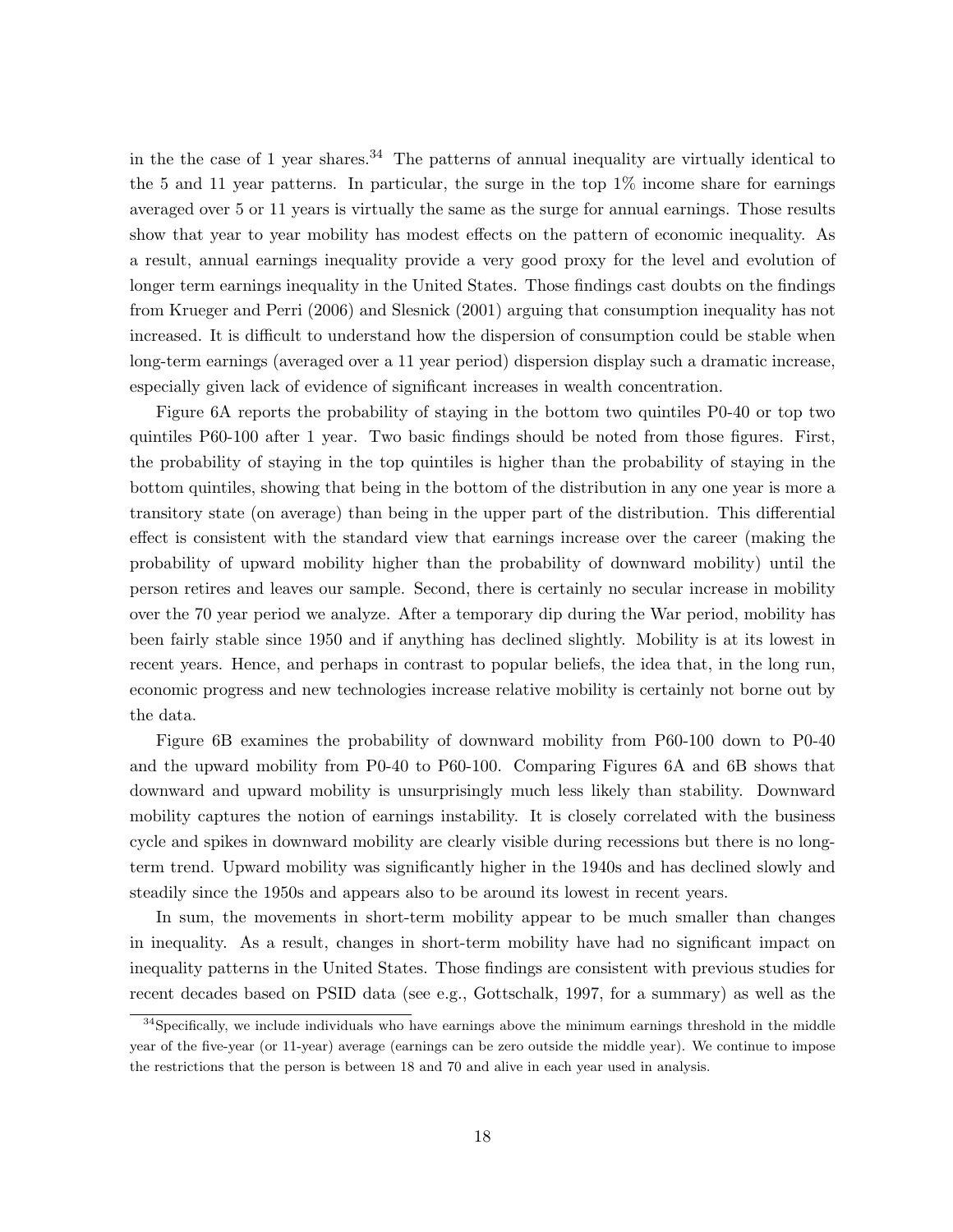in the the case of 1 year shares.[34] The patterns of annual inequality are virtually identical to the 5 and 11 year patterns. In particular, the surge in the top 1% income share for earnings averaged over 5 or 11 years is virtually the same as the surge for annual earnings. Those results show that year to year mobility has modest effects on the pattern of economic inequality. As a result, annual earnings inequality provide a very good proxy for the level and evolution of longer term earnings inequality in the United States. Those findings cast doubts on the findings from Krueger and Perri (2006) and Slesnick (2001) arguing that consumption inequality has not increased. It is difficult to understand how the dispersion of consumption could be stable when long-term earnings (averaged over a 11 year period) dispersion display such a dramatic increase, especially given lack of evidence of significant increases in wealth concentration.

Figure 6A reports the probability of staying in the bottom two quintiles P0-40 or top two quintiles P60-100 after 1 year. Two basic findings should be noted from those figures. First, the probability of staying in the top quintiles is higher than the probability of staying in the bottom quintiles, showing that being in the bottom of the distribution in any one year is more a transitory state (on average) than being in the upper part of the distribution. This differential effect is consistent with the standard view that earnings increase over the career (making the probability of upward mobility higher than the probability of downward mobility) until the person retires and leaves our sample. Second, there is certainly no secular increase in mobility over the 70 year period we analyze. After a temporary dip during the War period, mobility has been fairly stable since 1950 and if anything has declined slightly. Mobility is at its lowest in recent years. Hence, and perhaps in contrast to popular beliefs, the idea that, in the long run, economic progress and new technologies increase relative mobility is certainly not borne out by the data.

Figure 6B examines the probability of downward mobility from P60-100 down to P0-40 and the upward mobility from P0-40 to P60-100. Comparing Figures 6A and 6B shows that downward and upward mobility is unsurprisingly much less likely than stability. Downward mobility captures the notion of earnings instability. It is closely correlated with the business cycle and spikes in downward mobility are clearly visible during recessions but there is no long-term trend. Upward mobility was significantly higher in the 1940s and has declined slowly and steadily since the 1950s and appears also to be around its lowest in recent years.

In sum, the movements in short-term mobility appear to be much smaller than changes in inequality. As a result, changes in short-term mobility have had no significant impact on inequality patterns in the United States. Those findings are consistent with previous studies for recent decades based on PSID data (see e.g., Gottschalk, 1997, for a summary) as well as the

[34] Specifically, we include individuals who have earnings above the minimum earnings threshold in the middle year of the five-year (or 11-year) average (earnings can be zero outside the middle year). We continue to impose the restrictions that the person is between 18 and 70 and alive in each year used in analysis.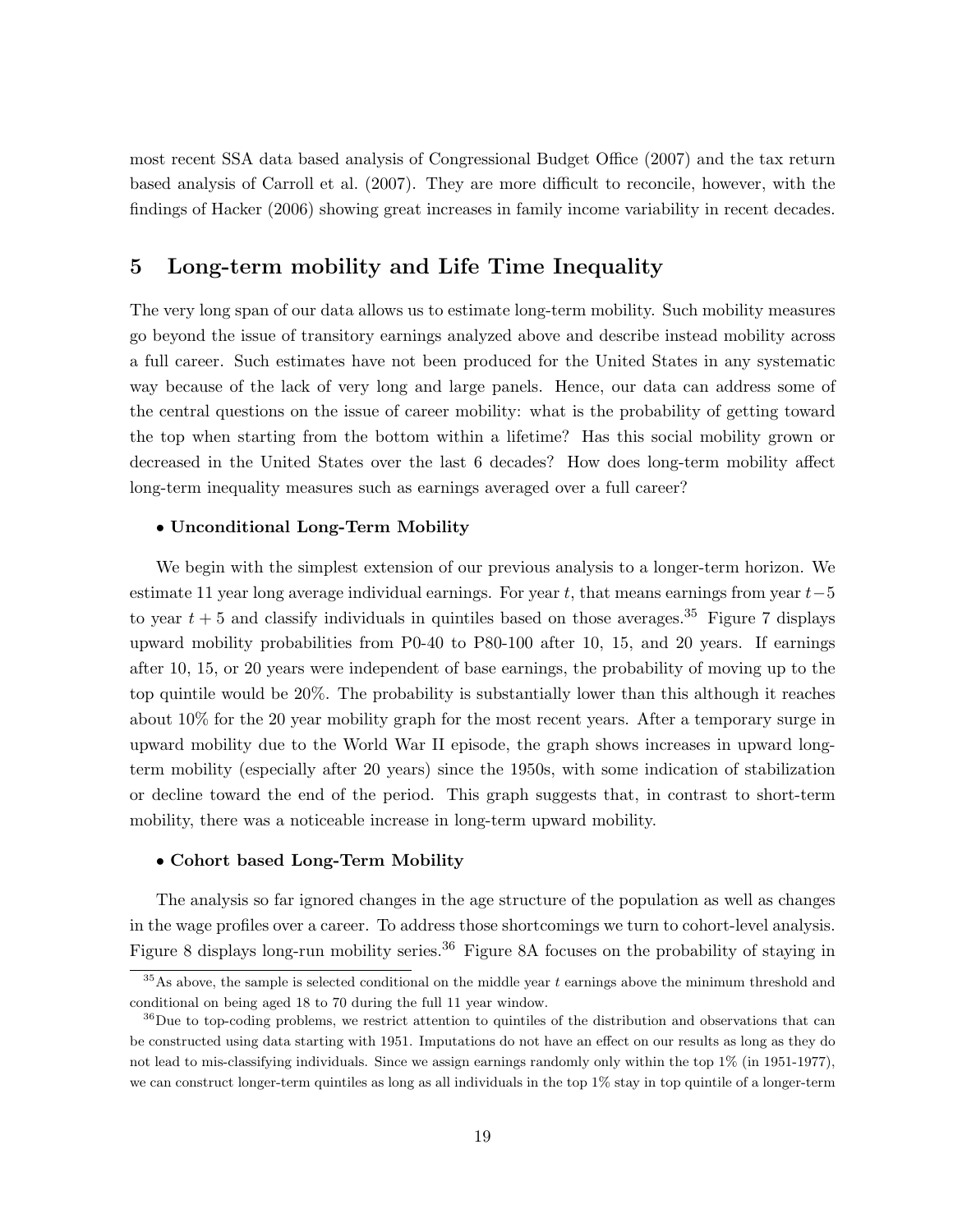most recent SSA data based analysis of Congressional Budget Office (2007) and the tax return based analysis of Carroll et al. (2007). They are more difficult to reconcile, however, with the findings of Hacker (2006) showing great increases in family income variability in recent decades.

## 5 Long-term mobility and Life Time Inequality

The very long span of our data allows us to estimate long-term mobility. Such mobility measures go beyond the issue of transitory earnings analyzed above and describe instead mobility across a full career. Such estimates have not been produced for the United States in any systematic way because of the lack of very long and large panels. Hence, our data can address some of the central questions on the issue of career mobility: what is the probability of getting toward the top when starting from the bottom within a lifetime? Has this social mobility grown or decreased in the United States over the last 6 decades? How does long-term mobility affect long-term inequality measures such as earnings averaged over a full career?

- **Unconditional Long-Term Mobility**

We begin with the simplest extension of our previous analysis to a longer-term horizon. We estimate 11 year long average individual earnings. For year $t$, that means earnings from year $t-5$ to year $t+5$ and classify individuals in quintiles based on those averages.[35] Figure 7 displays upward mobility probabilities from P0-40 to P80-100 after 10, 15, and 20 years. If earnings after 10, 15, or 20 years were independent of base earnings, the probability of moving up to the top quintile would be 20%. The probability is substantially lower than this although it reaches about 10% for the 20 year mobility graph for the most recent years. After a temporary surge in upward mobility due to the World War II episode, the graph shows increases in upward long-term mobility (especially after 20 years) since the 1950s, with some indication of stabilization or decline toward the end of the period. This graph suggests that, in contrast to short-term mobility, there was a noticeable increase in long-term upward mobility.

- **Cohort based Long-Term Mobility**

The analysis so far ignored changes in the age structure of the population as well as changes in the wage profiles over a career. To address those shortcomings we turn to cohort-level analysis. Figure 8 displays long-run mobility series.[36] Figure 8A focuses on the probability of staying in

[35] As above, the sample is selected conditional on the middle year $t$ earnings above the minimum threshold and conditional on being aged 18 to 70 during the full 11 year window.

[36] Due to top-coding problems, we restrict attention to quintiles of the distribution and observations that can be constructed using data starting with 1951. Imputations do not have an effect on our results as long as they do not lead to mis-classifying individuals. Since we assign earnings randomly only within the top 1% (in 1951-1977), we can construct longer-term quintiles as long as all individuals in the top 1% stay in top quintile of a longer-term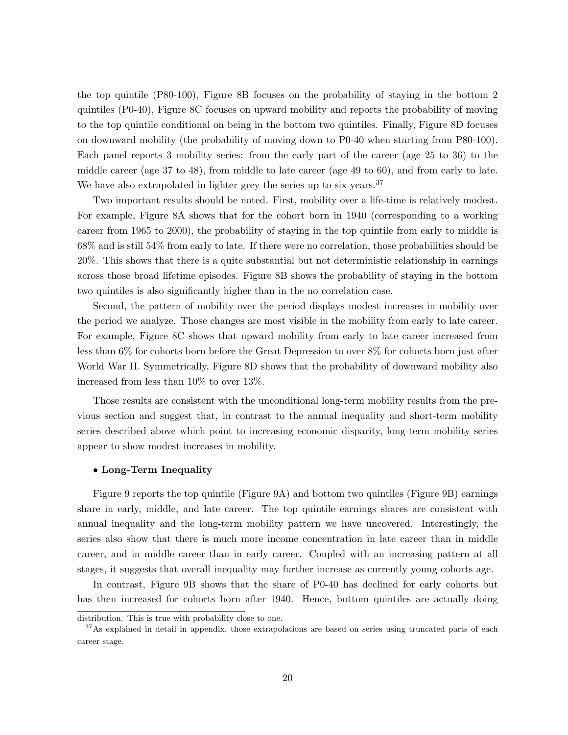the top quintile (P80-100), Figure 8B focuses on the probability of staying in the bottom 2 quintiles (P0-40), Figure 8C focuses on upward mobility and reports the probability of moving to the top quintile conditional on being in the bottom two quintiles. Finally, Figure 8D focuses on downward mobility (the probability of moving down to P0-40 when starting from P80-100). Each panel reports 3 mobility series: from the early part of the career (age 25 to 36) to the middle career (age 37 to 48), from middle to late career (age 49 to 60), and from early to late. We have also extrapolated in lighter grey the series up to six years.[37]

Two important results should be noted. First, mobility over a life-time is relatively modest. For example, Figure 8A shows that for the cohort born in 1940 (corresponding to a working career from 1965 to 2000), the probability of staying in the top quintile from early to middle is 68% and is still 54% from early to late. If there were no correlation, those probabilities should be 20%. This shows that there is a quite substantial but not deterministic relationship in earnings across those broad lifetime episodes. Figure 8B shows the probability of staying in the bottom two quintiles is also significantly higher than in the no correlation case.

Second, the pattern of mobility over the period displays modest increases in mobility over the period we analyze. Those changes are most visible in the mobility from early to late career. For example, Figure 8C shows that upward mobility from early to late career increased from less than 6% for cohorts born before the Great Depression to over 8% for cohorts born just after World War II. Symmetrically, Figure 8D shows that the probability of downward mobility also increased from less than 10% to over 13%.

Those results are consistent with the unconditional long-term mobility results from the previous section and suggest that, in contrast to the annual inequality and short-term mobility series described above which point to increasing economic disparity, long-term mobility series appear to show modest increases in mobility.

- **Long-Term Inequality**

Figure 9 reports the top quintile (Figure 9A) and bottom two quintiles (Figure 9B) earnings share in early, middle, and late career. The top quintile earnings shares are consistent with annual inequality and the long-term mobility pattern we have uncovered. Interestingly, the series also show that there is much more income concentration in late career than in middle career, and in middle career than in early career. Coupled with an increasing pattern at all stages, it suggests that overall inequality may further increase as currently young cohorts age.

In contrast, Figure 9B shows that the share of P0-40 has declined for early cohorts but has then increased for cohorts born after 1940. Hence, bottom quintiles are actually doing

distribution. This is true with probability close to one.

[37] As explained in detail in appendix, those extrapolations are based on series using truncated parts of each career stage.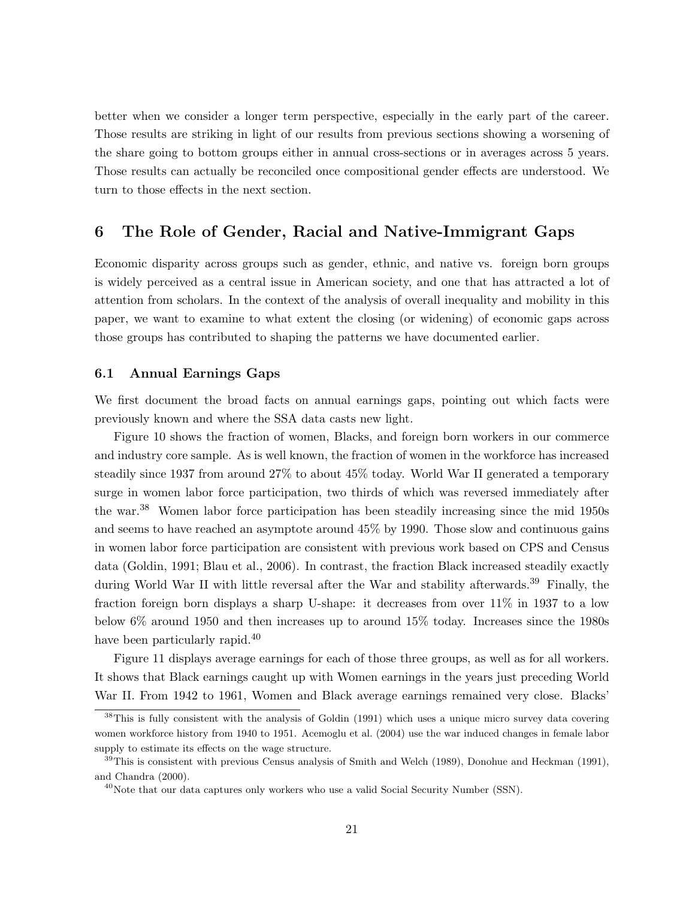better when we consider a longer term perspective, especially in the early part of the career. Those results are striking in light of our results from previous sections showing a worsening of the share going to bottom groups either in annual cross-sections or in averages across 5 years. Those results can actually be reconciled once compositional gender effects are understood. We turn to those effects in the next section.

## 6 The Role of Gender, Racial and Native-Immigrant Gaps

Economic disparity across groups such as gender, ethnic, and native vs. foreign born groups is widely perceived as a central issue in American society, and one that has attracted a lot of attention from scholars. In the context of the analysis of overall inequality and mobility in this paper, we want to examine to what extent the closing (or widening) of economic gaps across those groups has contributed to shaping the patterns we have documented earlier.

### 6.1 Annual Earnings Gaps

We first document the broad facts on annual earnings gaps, pointing out which facts were previously known and where the SSA data casts new light.

Figure 10 shows the fraction of women, Blacks, and foreign born workers in our commerce and industry core sample. As is well known, the fraction of women in the workforce has increased steadily since 1937 from around 27% to about 45% today. World War II generated a temporary surge in women labor force participation, two thirds of which was reversed immediately after the war.[38] Women labor force participation has been steadily increasing since the mid 1950s and seems to have reached an asymptote around 45% by 1990. Those slow and continuous gains in women labor force participation are consistent with previous work based on CPS and Census data (Goldin, 1991; Blau et al., 2006). In contrast, the fraction Black increased steadily exactly during World War II with little reversal after the War and stability afterwards.[39] Finally, the fraction foreign born displays a sharp U-shape: it decreases from over 11% in 1937 to a low below 6% around 1950 and then increases up to around 15% today. Increases since the 1980s have been particularly rapid.[40]

Figure 11 displays average earnings for each of those three groups, as well as for all workers. It shows that Black earnings caught up with Women earnings in the years just preceding World War II. From 1942 to 1961, Women and Black average earnings remained very close. Blacks'

[38] This is fully consistent with the analysis of Goldin (1991) which uses a unique micro survey data covering women workforce history from 1940 to 1951. Acemoglu et al. (2004) use the war induced changes in female labor supply to estimate its effects on the wage structure.

[39] This is consistent with previous Census analysis of Smith and Welch (1989), Donohue and Heckman (1991), and Chandra (2000).

[40] Note that our data captures only workers who use a valid Social Security Number (SSN).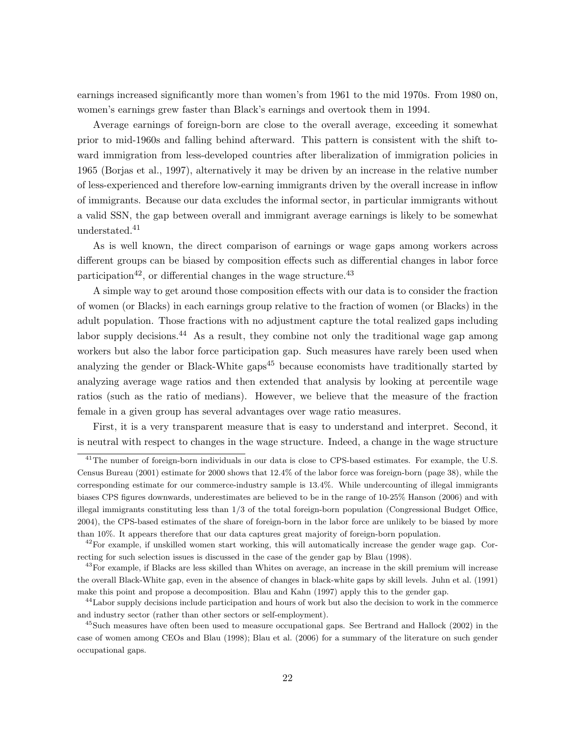earnings increased significantly more than women's from 1961 to the mid 1970s. From 1980 on, women's earnings grew faster than Black's earnings and overtook them in 1994.

Average earnings of foreign-born are close to the overall average, exceeding it somewhat prior to mid-1960s and falling behind afterward. This pattern is consistent with the shift toward immigration from less-developed countries after liberalization of immigration policies in 1965 (Borjas et al., 1997), alternatively it may be driven by an increase in the relative number of less-experienced and therefore low-earning immigrants driven by the overall increase in inflow of immigrants. Because our data excludes the informal sector, in particular immigrants without a valid SSN, the gap between overall and immigrant average earnings is likely to be somewhat understated.[41]

As is well known, the direct comparison of earnings or wage gaps among workers across different groups can be biased by composition effects such as differential changes in labor force participation[42], or differential changes in the wage structure.[43]

A simple way to get around those composition effects with our data is to consider the fraction of women (or Blacks) in each earnings group relative to the fraction of women (or Blacks) in the adult population. Those fractions with no adjustment capture the total realized gaps including labor supply decisions.[44] As a result, they combine not only the traditional wage gap among workers but also the labor force participation gap. Such measures have rarely been used when analyzing the gender or Black-White gaps[45] because economists have traditionally started by analyzing average wage ratios and then extended that analysis by looking at percentile wage ratios (such as the ratio of medians). However, we believe that the measure of the fraction female in a given group has several advantages over wage ratio measures.

First, it is a very transparent measure that is easy to understand and interpret. Second, it is neutral with respect to changes in the wage structure. Indeed, a change in the wage structure

[41] The number of foreign-born individuals in our data is close to CPS-based estimates. For example, the U.S. Census Bureau (2001) estimate for 2000 shows that 12.4% of the labor force was foreign-born (page 38), while the corresponding estimate for our commerce-industry sample is 13.4%. While undercounting of illegal immigrants biases CPS figures downwards, underestimates are believed to be in the range of 10-25% Hanson (2006) and with illegal immigrants constituting less than 1/3 of the total foreign-born population (Congressional Budget Office, 2004), the CPS-based estimates of the share of foreign-born in the labor force are unlikely to be biased by more than 10%. It appears therefore that our data captures great majority of foreign-born population.

[42] For example, if unskilled women start working, this will automatically increase the gender wage gap. Correcting for such selection issues is discussed in the case of the gender gap by Blau (1998).

[43] For example, if Blacks are less skilled than Whites on average, an increase in the skill premium will increase the overall Black-White gap, even in the absence of changes in black-white gaps by skill levels. Juhn et al. (1991) make this point and propose a decomposition. Blau and Kahn (1997) apply this to the gender gap.

[44] Labor supply decisions include participation and hours of work but also the decision to work in the commerce and industry sector (rather than other sectors or self-employment).

[45] Such measures have often been used to measure occupational gaps. See Bertrand and Hallock (2002) in the case of women among CEOs and Blau (1998); Blau et al. (2006) for a summary of the literature on such gender occupational gaps.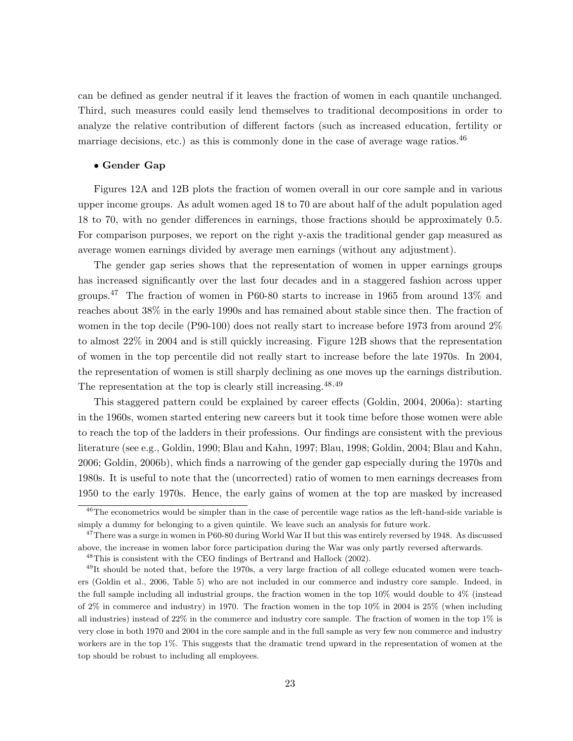can be defined as gender neutral if it leaves the fraction of women in each quantile unchanged. Third, such measures could easily lend themselves to traditional decompositions in order to analyze the relative contribution of different factors (such as increased education, fertility or marriage decisions, etc.) as this is commonly done in the case of average wage ratios.[46]

- **Gender Gap**

Figures 12A and 12B plots the fraction of women overall in our core sample and in various upper income groups. As adult women aged 18 to 70 are about half of the adult population aged 18 to 70, with no gender differences in earnings, those fractions should be approximately 0.5. For comparison purposes, we report on the right y-axis the traditional gender gap measured as average women earnings divided by average men earnings (without any adjustment).

The gender gap series shows that the representation of women in upper earnings groups has increased significantly over the last four decades and in a staggered fashion across upper groups.[47] The fraction of women in P60-80 starts to increase in 1965 from around 13% and reaches about 38% in the early 1990s and has remained about stable since then. The fraction of women in the top decile (P90-100) does not really start to increase before 1973 from around 2% to almost 22% in 2004 and is still quickly increasing. Figure 12B shows that the representation of women in the top percentile did not really start to increase before the late 1970s. In 2004, the representation of women is still sharply declining as one moves up the earnings distribution. The representation at the top is clearly still increasing.[48,49]

This staggered pattern could be explained by career effects (Goldin, 2004, 2006a): starting in the 1960s, women started entering new careers but it took time before those women were able to reach the top of the ladders in their professions. Our findings are consistent with the previous literature (see e.g., Goldin, 1990; Blau and Kahn, 1997; Blau, 1998; Goldin, 2004; Blau and Kahn, 2006; Goldin, 2006b), which finds a narrowing of the gender gap especially during the 1970s and 1980s. It is useful to note that the (uncorrected) ratio of women to men earnings decreases from 1950 to the early 1970s. Hence, the early gains of women at the top are masked by increased

---

[46] The econometrics would be simpler than in the case of percentile wage ratios as the left-hand-side variable is simply a dummy for belonging to a given quintile. We leave such an analysis for future work.

[47] There was a surge in women in P60-80 during World War II but this was entirely reversed by 1948. As discussed above, the increase in women labor force participation during the War was only partly reversed afterwards.

[48] This is consistent with the CEO findings of Bertrand and Hallock (2002).

[49] It should be noted that, before the 1970s, a very large fraction of all college educated women were teachers (Goldin et al., 2006, Table 5) who are not included in our commerce and industry core sample. Indeed, in the full sample including all industrial groups, the fraction women in the top 10% would double to 4% (instead of 2% in commerce and industry) in 1970. The fraction women in the top 10% in 2004 is 25% (when including all industries) instead of 22% in the commerce and industry core sample. The fraction of women in the top 1% is very close in both 1970 and 2004 in the core sample and in the full sample as very few non commerce and industry workers are in the top 1%. This suggests that the dramatic trend upward in the representation of women at the top should be robust to including all employees.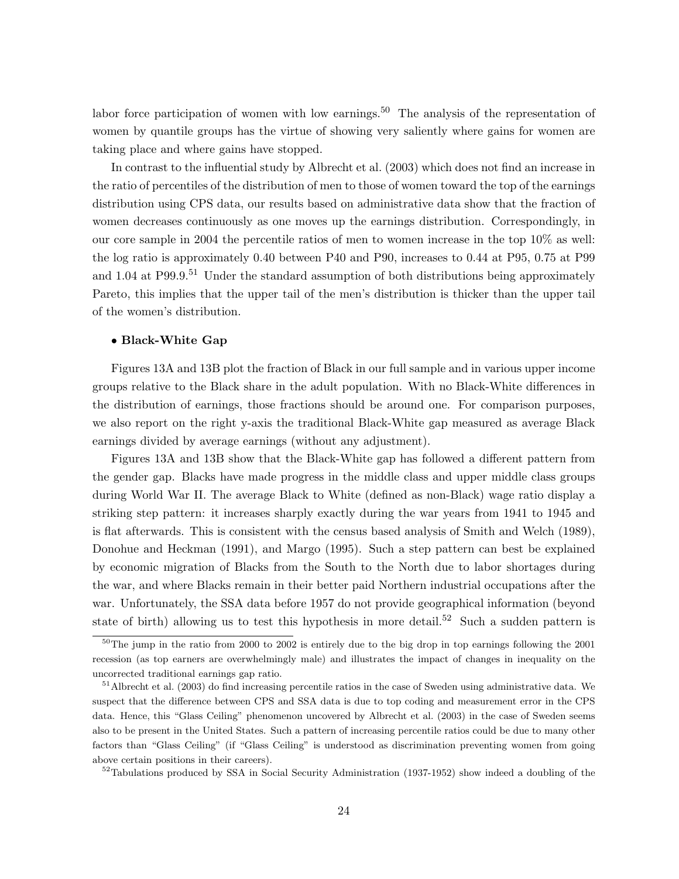labor force participation of women with low earnings.[50] The analysis of the representation of women by quantile groups has the virtue of showing very saliently where gains for women are taking place and where gains have stopped.

In contrast to the influential study by Albrecht et al. (2003) which does not find an increase in the ratio of percentiles of the distribution of men to those of women toward the top of the earnings distribution using CPS data, our results based on administrative data show that the fraction of women decreases continuously as one moves up the earnings distribution. Correspondingly, in our core sample in 2004 the percentile ratios of men to women increase in the top 10% as well: the log ratio is approximately 0.40 between P40 and P90, increases to 0.44 at P95, 0.75 at P99 and 1.04 at P99.9.[51] Under the standard assumption of both distributions being approximately Pareto, this implies that the upper tail of the men's distribution is thicker than the upper tail of the women's distribution.

- **Black-White Gap**

Figures 13A and 13B plot the fraction of Black in our full sample and in various upper income groups relative to the Black share in the adult population. With no Black-White differences in the distribution of earnings, those fractions should be around one. For comparison purposes, we also report on the right y-axis the traditional Black-White gap measured as average Black earnings divided by average earnings (without any adjustment).

Figures 13A and 13B show that the Black-White gap has followed a different pattern from the gender gap. Blacks have made progress in the middle class and upper middle class groups during World War II. The average Black to White (defined as non-Black) wage ratio display a striking step pattern: it increases sharply exactly during the war years from 1941 to 1945 and is flat afterwards. This is consistent with the census based analysis of Smith and Welch (1989), Donohue and Heckman (1991), and Margo (1995). Such a step pattern can best be explained by economic migration of Blacks from the South to the North due to labor shortages during the war, and where Blacks remain in their better paid Northern industrial occupations after the war. Unfortunately, the SSA data before 1957 do not provide geographical information (beyond state of birth) allowing us to test this hypothesis in more detail.[52] Such a sudden pattern is

[50] The jump in the ratio from 2000 to 2002 is entirely due to the big drop in top earnings following the 2001 recession (as top earners are overwhelmingly male) and illustrates the impact of changes in inequality on the uncorrected traditional earnings gap ratio.

[51] Albrecht et al. (2003) do find increasing percentile ratios in the case of Sweden using administrative data. We suspect that the difference between CPS and SSA data is due to top coding and measurement error in the CPS data. Hence, this "Glass Ceiling" phenomenon uncovered by Albrecht et al. (2003) in the case of Sweden seems also to be present in the United States. Such a pattern of increasing percentile ratios could be due to many other factors than "Glass Ceiling" (if "Glass Ceiling" is understood as discrimination preventing women from going above certain positions in their careers).

[52] Tabulations produced by SSA in Social Security Administration (1937-1952) show indeed a doubling of the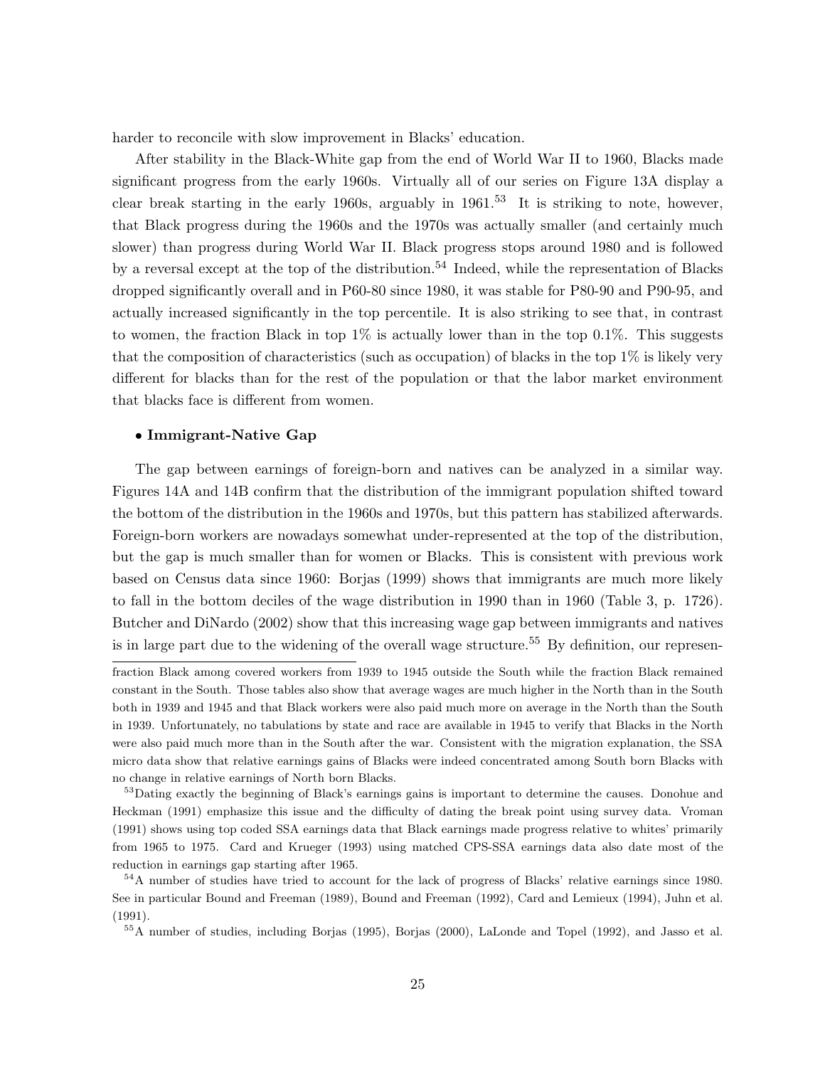harder to reconcile with slow improvement in Blacks' education.

After stability in the Black-White gap from the end of World War II to 1960, Blacks made significant progress from the early 1960s. Virtually all of our series on Figure 13A display a clear break starting in the early 1960s, arguably in 1961.[53] It is striking to note, however, that Black progress during the 1960s and the 1970s was actually smaller (and certainly much slower) than progress during World War II. Black progress stops around 1980 and is followed by a reversal except at the top of the distribution.[54] Indeed, while the representation of Blacks dropped significantly overall and in P60-80 since 1980, it was stable for P80-90 and P90-95, and actually increased significantly in the top percentile. It is also striking to see that, in contrast to women, the fraction Black in top 1% is actually lower than in the top 0.1%. This suggests that the composition of characteristics (such as occupation) of blacks in the top 1% is likely very different for blacks than for the rest of the population or that the labor market environment that blacks face is different from women.

- **Immigrant-Native Gap**

The gap between earnings of foreign-born and natives can be analyzed in a similar way. Figures 14A and 14B confirm that the distribution of the immigrant population shifted toward the bottom of the distribution in the 1960s and 1970s, but this pattern has stabilized afterwards. Foreign-born workers are nowadays somewhat under-represented at the top of the distribution, but the gap is much smaller than for women or Blacks. This is consistent with previous work based on Census data since 1960: Borjas (1999) shows that immigrants are much more likely to fall in the bottom deciles of the wage distribution in 1990 than in 1960 (Table 3, p. 1726). Butcher and DiNardo (2002) show that this increasing wage gap between immigrants and natives is in large part due to the widening of the overall wage structure.[55] By definition, our represen-

fraction Black among covered workers from 1939 to 1945 outside the South while the fraction Black remained constant in the South. Those tables also show that average wages are much higher in the North than in the South both in 1939 and 1945 and that Black workers were also paid much more on average in the North than the South in 1939. Unfortunately, no tabulations by state and race are available in 1945 to verify that Blacks in the North were also paid much more than in the South after the war. Consistent with the migration explanation, the SSA micro data show that relative earnings gains of Blacks were indeed concentrated among South born Blacks with no change in relative earnings of North born Blacks.

[53]Dating exactly the beginning of Black's earnings gains is important to determine the causes. Donohue and Heckman (1991) emphasize this issue and the difficulty of dating the break point using survey data. Vroman (1991) shows using top coded SSA earnings data that Black earnings made progress relative to whites' primarily from 1965 to 1975. Card and Krueger (1993) using matched CPS-SSA earnings data also date most of the reduction in earnings gap starting after 1965.

[54]A number of studies have tried to account for the lack of progress of Blacks' relative earnings since 1980. See in particular Bound and Freeman (1989), Bound and Freeman (1992), Card and Lemieux (1994), Juhn et al. (1991).

[55]A number of studies, including Borjas (1995), Borjas (2000), LaLonde and Topel (1992), and Jasso et al.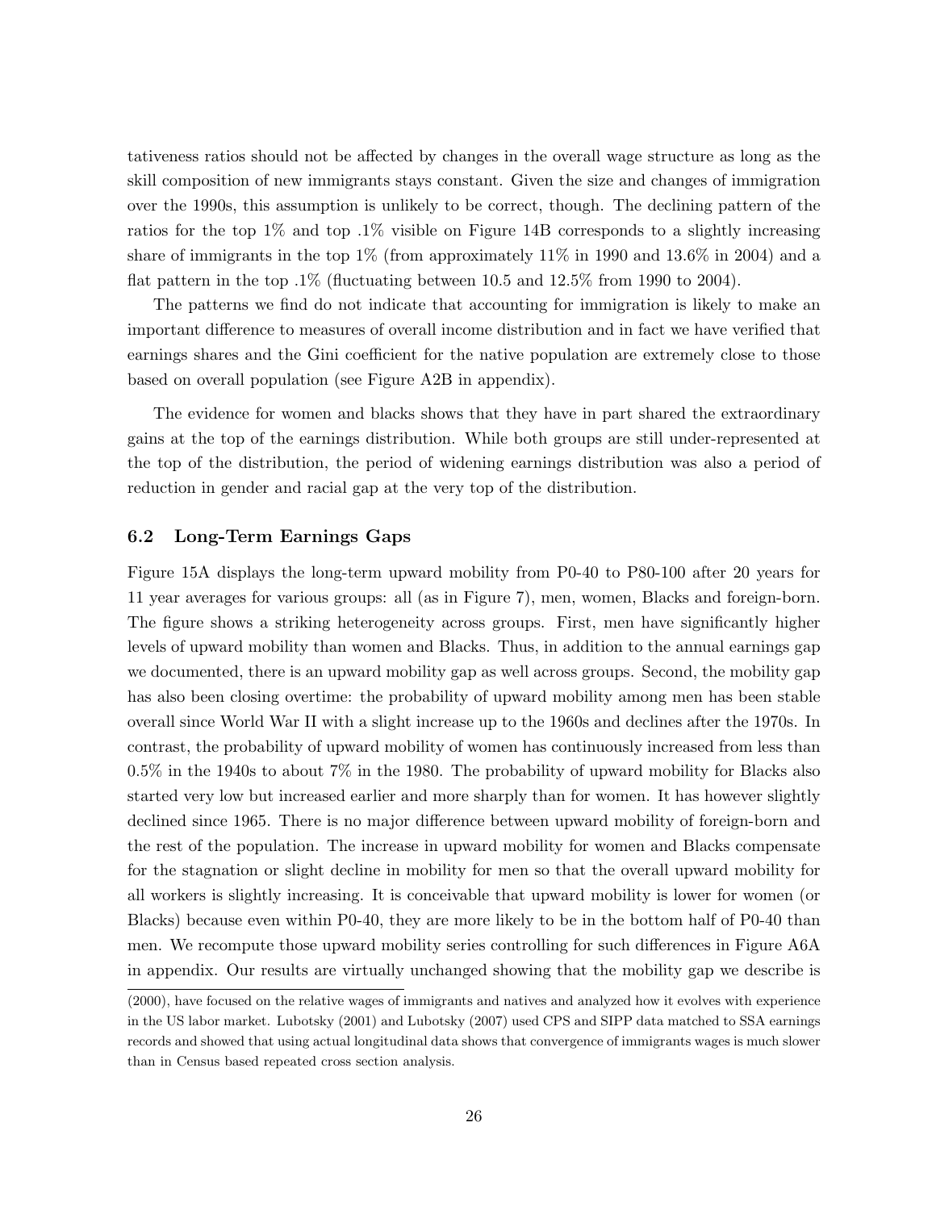tativeness ratios should not be affected by changes in the overall wage structure as long as the skill composition of new immigrants stays constant. Given the size and changes of immigration over the 1990s, this assumption is unlikely to be correct, though. The declining pattern of the ratios for the top 1% and top .1% visible on Figure 14B corresponds to a slightly increasing share of immigrants in the top 1% (from approximately 11% in 1990 and 13.6% in 2004) and a flat pattern in the top .1% (fluctuating between 10.5 and 12.5% from 1990 to 2004).

The patterns we find do not indicate that accounting for immigration is likely to make an important difference to measures of overall income distribution and in fact we have verified that earnings shares and the Gini coefficient for the native population are extremely close to those based on overall population (see Figure A2B in appendix).

The evidence for women and blacks shows that they have in part shared the extraordinary gains at the top of the earnings distribution. While both groups are still under-represented at the top of the distribution, the period of widening earnings distribution was also a period of reduction in gender and racial gap at the very top of the distribution.

### 6.2 Long-Term Earnings Gaps

Figure 15A displays the long-term upward mobility from P0-40 to P80-100 after 20 years for 11 year averages for various groups: all (as in Figure 7), men, women, Blacks and foreign-born. The figure shows a striking heterogeneity across groups. First, men have significantly higher levels of upward mobility than women and Blacks. Thus, in addition to the annual earnings gap we documented, there is an upward mobility gap as well across groups. Second, the mobility gap has also been closing overtime: the probability of upward mobility among men has been stable overall since World War II with a slight increase up to the 1960s and declines after the 1970s. In contrast, the probability of upward mobility of women has continuously increased from less than 0.5% in the 1940s to about 7% in the 1980. The probability of upward mobility for Blacks also started very low but increased earlier and more sharply than for women. It has however slightly declined since 1965. There is no major difference between upward mobility of foreign-born and the rest of the population. The increase in upward mobility for women and Blacks compensate for the stagnation or slight decline in mobility for men so that the overall upward mobility for all workers is slightly increasing. It is conceivable that upward mobility is lower for women (or Blacks) because even within P0-40, they are more likely to be in the bottom half of P0-40 than men. We recompute those upward mobility series controlling for such differences in Figure A6A in appendix. Our results are virtually unchanged showing that the mobility gap we describe is

(2000), have focused on the relative wages of immigrants and natives and analyzed how it evolves with experience in the US labor market. Lubotsky (2001) and Lubotsky (2007) used CPS and SIPP data matched to SSA earnings records and showed that using actual longitudinal data shows that convergence of immigrants wages is much slower than in Census based repeated cross section analysis.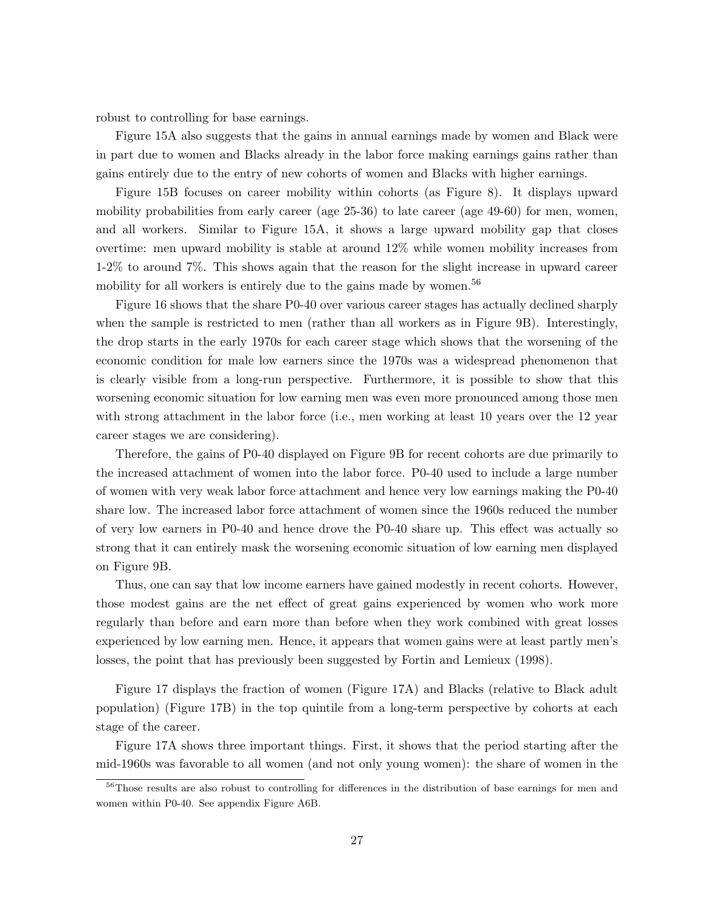robust to controlling for base earnings.

Figure 15A also suggests that the gains in annual earnings made by women and Black were in part due to women and Blacks already in the labor force making earnings gains rather than gains entirely due to the entry of new cohorts of women and Blacks with higher earnings.

Figure 15B focuses on career mobility within cohorts (as Figure 8). It displays upward mobility probabilities from early career (age 25-36) to late career (age 49-60) for men, women, and all workers. Similar to Figure 15A, it shows a large upward mobility gap that closes overtime: men upward mobility is stable at around 12% while women mobility increases from 1-2% to around 7%. This shows again that the reason for the slight increase in upward career mobility for all workers is entirely due to the gains made by women.[56]

Figure 16 shows that the share P0-40 over various career stages has actually declined sharply when the sample is restricted to men (rather than all workers as in Figure 9B). Interestingly, the drop starts in the early 1970s for each career stage which shows that the worsening of the economic condition for male low earners since the 1970s was a widespread phenomenon that is clearly visible from a long-run perspective. Furthermore, it is possible to show that this worsening economic situation for low earning men was even more pronounced among those men with strong attachment in the labor force (i.e., men working at least 10 years over the 12 year career stages we are considering).

Therefore, the gains of P0-40 displayed on Figure 9B for recent cohorts are due primarily to the increased attachment of women into the labor force. P0-40 used to include a large number of women with very weak labor force attachment and hence very low earnings making the P0-40 share low. The increased labor force attachment of women since the 1960s reduced the number of very low earners in P0-40 and hence drove the P0-40 share up. This effect was actually so strong that it can entirely mask the worsening economic situation of low earning men displayed on Figure 9B.

Thus, one can say that low income earners have gained modestly in recent cohorts. However, those modest gains are the net effect of great gains experienced by women who work more regularly than before and earn more than before when they work combined with great losses experienced by low earning men. Hence, it appears that women gains were at least partly men's losses, the point that has previously been suggested by Fortin and Lemieux (1998).

Figure 17 displays the fraction of women (Figure 17A) and Blacks (relative to Black adult population) (Figure 17B) in the top quintile from a long-term perspective by cohorts at each stage of the career.

Figure 17A shows three important things. First, it shows that the period starting after the mid-1960s was favorable to all women (and not only young women): the share of women in the

[56] Those results are also robust to controlling for differences in the distribution of base earnings for men and women within P0-40. See appendix Figure A6B.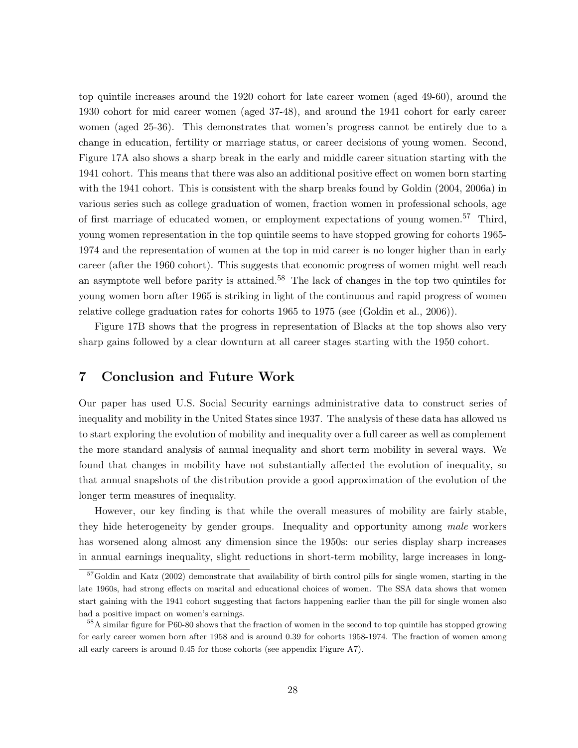top quintile increases around the 1920 cohort for late career women (aged 49-60), around the 1930 cohort for mid career women (aged 37-48), and around the 1941 cohort for early career women (aged 25-36). This demonstrates that women's progress cannot be entirely due to a change in education, fertility or marriage status, or career decisions of young women. Second, Figure 17A also shows a sharp break in the early and middle career situation starting with the 1941 cohort. This means that there was also an additional positive effect on women born starting with the 1941 cohort. This is consistent with the sharp breaks found by Goldin (2004, 2006a) in various series such as college graduation of women, fraction women in professional schools, age of first marriage of educated women, or employment expectations of young women.[57] Third, young women representation in the top quintile seems to have stopped growing for cohorts 1965-1974 and the representation of women at the top in mid career is no longer higher than in early career (after the 1960 cohort). This suggests that economic progress of women might well reach an asymptote well before parity is attained.[58] The lack of changes in the top two quintiles for young women born after 1965 is striking in light of the continuous and rapid progress of women relative college graduation rates for cohorts 1965 to 1975 (see (Goldin et al., 2006)).

Figure 17B shows that the progress in representation of Blacks at the top shows also very sharp gains followed by a clear downturn at all career stages starting with the 1950 cohort.

# 7 Conclusion and Future Work

Our paper has used U.S. Social Security earnings administrative data to construct series of inequality and mobility in the United States since 1937. The analysis of these data has allowed us to start exploring the evolution of mobility and inequality over a full career as well as complement the more standard analysis of annual inequality and short term mobility in several ways. We found that changes in mobility have not substantially affected the evolution of inequality, so that annual snapshots of the distribution provide a good approximation of the evolution of the longer term measures of inequality.

However, our key finding is that while the overall measures of mobility are fairly stable, they hide heterogeneity by gender groups. Inequality and opportunity among *male* workers has worsened along almost any dimension since the 1950s: our series display sharp increases in annual earnings inequality, slight reductions in short-term mobility, large increases in long-

[57] Goldin and Katz (2002) demonstrate that availability of birth control pills for single women, starting in the late 1960s, had strong effects on marital and educational choices of women. The SSA data shows that women start gaining with the 1941 cohort suggesting that factors happening earlier than the pill for single women also had a positive impact on women's earnings.

[58] A similar figure for P60-80 shows that the fraction of women in the second to top quintile has stopped growing for early career women born after 1958 and is around 0.39 for cohorts 1958-1974. The fraction of women among all early careers is around 0.45 for those cohorts (see appendix Figure A7).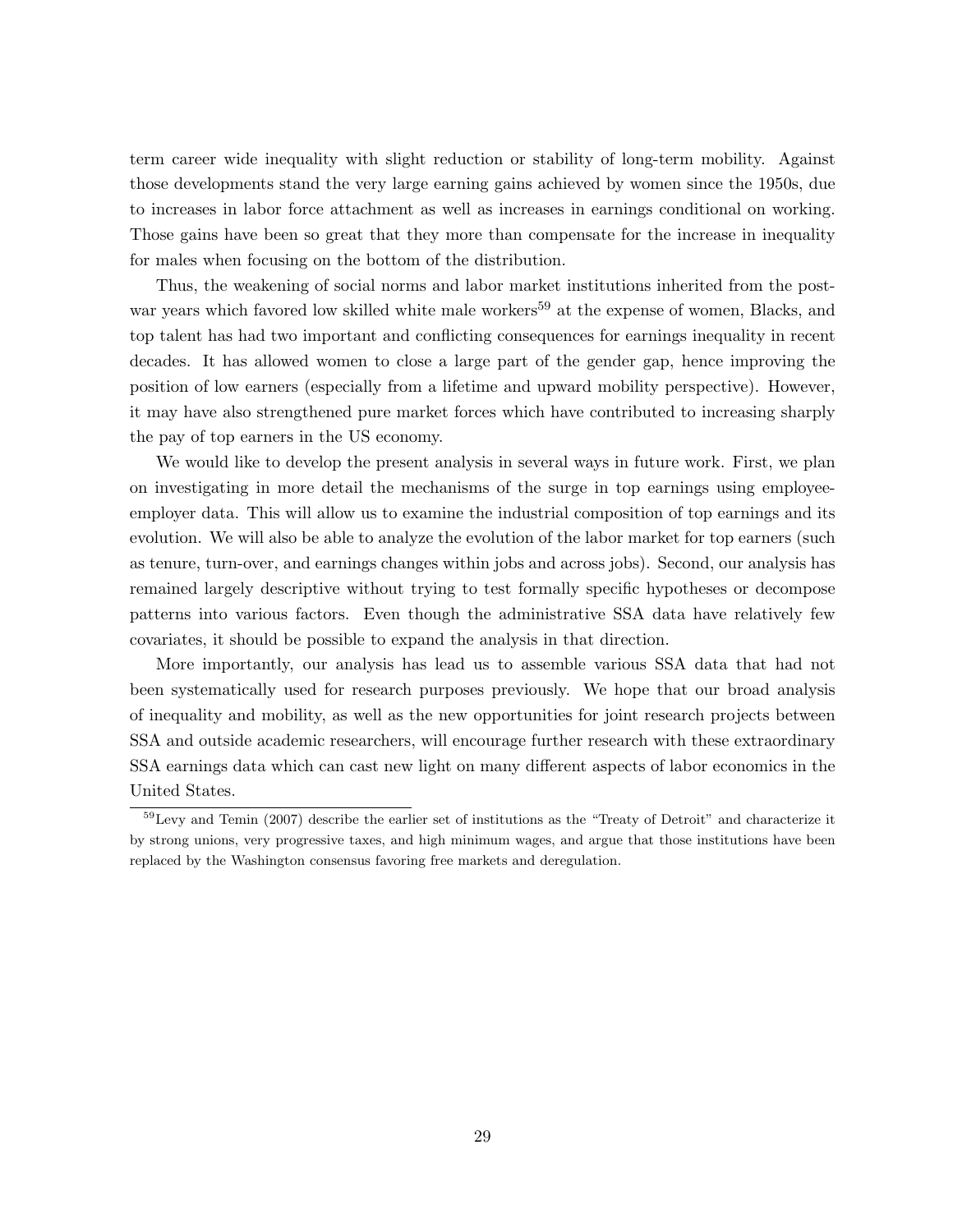term career wide inequality with slight reduction or stability of long-term mobility. Against those developments stand the very large earning gains achieved by women since the 1950s, due to increases in labor force attachment as well as increases in earnings conditional on working. Those gains have been so great that they more than compensate for the increase in inequality for males when focusing on the bottom of the distribution.

Thus, the weakening of social norms and labor market institutions inherited from the post-war years which favored low skilled white male workers[59] at the expense of women, Blacks, and top talent has had two important and conflicting consequences for earnings inequality in recent decades. It has allowed women to close a large part of the gender gap, hence improving the position of low earners (especially from a lifetime and upward mobility perspective). However, it may have also strengthened pure market forces which have contributed to increasing sharply the pay of top earners in the US economy.

We would like to develop the present analysis in several ways in future work. First, we plan on investigating in more detail the mechanisms of the surge in top earnings using employee-employer data. This will allow us to examine the industrial composition of top earnings and its evolution. We will also be able to analyze the evolution of the labor market for top earners (such as tenure, turn-over, and earnings changes within jobs and across jobs). Second, our analysis has remained largely descriptive without trying to test formally specific hypotheses or decompose patterns into various factors. Even though the administrative SSA data have relatively few covariates, it should be possible to expand the analysis in that direction.

More importantly, our analysis has lead us to assemble various SSA data that had not been systematically used for research purposes previously. We hope that our broad analysis of inequality and mobility, as well as the new opportunities for joint research projects between SSA and outside academic researchers, will encourage further research with these extraordinary SSA earnings data which can cast new light on many different aspects of labor economics in the United States.

[59] Levy and Temin (2007) describe the earlier set of institutions as the "Treaty of Detroit" and characterize it by strong unions, very progressive taxes, and high minimum wages, and argue that those institutions have been replaced by the Washington consensus favoring free markets and deregulation.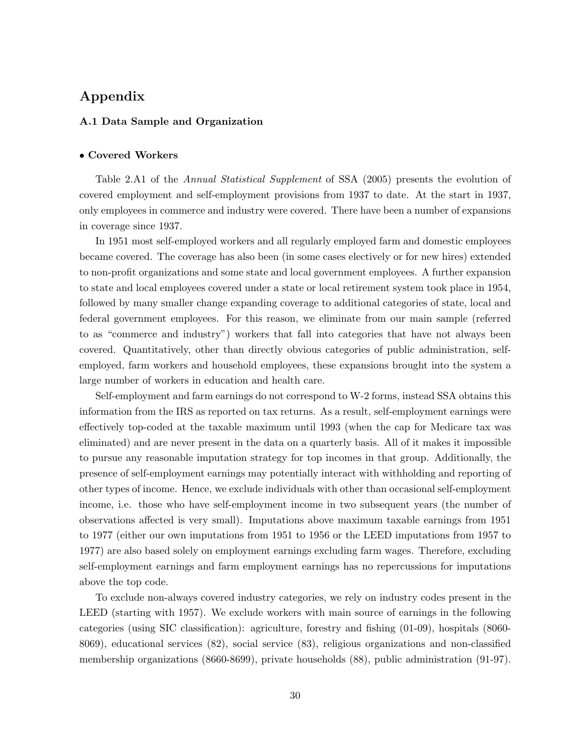# Appendix

### A.1 Data Sample and Organization

#### • Covered Workers

Table 2.A1 of the *Annual Statistical Supplement* of SSA (2005) presents the evolution of covered employment and self-employment provisions from 1937 to date. At the start in 1937, only employees in commerce and industry were covered. There have been a number of expansions in coverage since 1937.

In 1951 most self-employed workers and all regularly employed farm and domestic employees became covered. The coverage has also been (in some cases electively or for new hires) extended to non-profit organizations and some state and local government employees. A further expansion to state and local employees covered under a state or local retirement system took place in 1954, followed by many smaller change expanding coverage to additional categories of state, local and federal government employees. For this reason, we eliminate from our main sample (referred to as "commerce and industry") workers that fall into categories that have not always been covered. Quantitatively, other than directly obvious categories of public administration, self-employed, farm workers and household employees, these expansions brought into the system a large number of workers in education and health care.

Self-employment and farm earnings do not correspond to W-2 forms, instead SSA obtains this information from the IRS as reported on tax returns. As a result, self-employment earnings were effectively top-coded at the taxable maximum until 1993 (when the cap for Medicare tax was eliminated) and are never present in the data on a quarterly basis. All of it makes it impossible to pursue any reasonable imputation strategy for top incomes in that group. Additionally, the presence of self-employment earnings may potentially interact with withholding and reporting of other types of income. Hence, we exclude individuals with other than occasional self-employment income, i.e. those who have self-employment income in two subsequent years (the number of observations affected is very small). Imputations above maximum taxable earnings from 1951 to 1977 (either our own imputations from 1951 to 1956 or the LEED imputations from 1957 to 1977) are also based solely on employment earnings excluding farm wages. Therefore, excluding self-employment earnings and farm employment earnings has no repercussions for imputations above the top code.

To exclude non-always covered industry categories, we rely on industry codes present in the LEED (starting with 1957). We exclude workers with main source of earnings in the following categories (using SIC classification): agriculture, forestry and fishing (01-09), hospitals (8060-8069), educational services (82), social service (83), religious organizations and non-classified membership organizations (8660-8699), private households (88), public administration (91-97).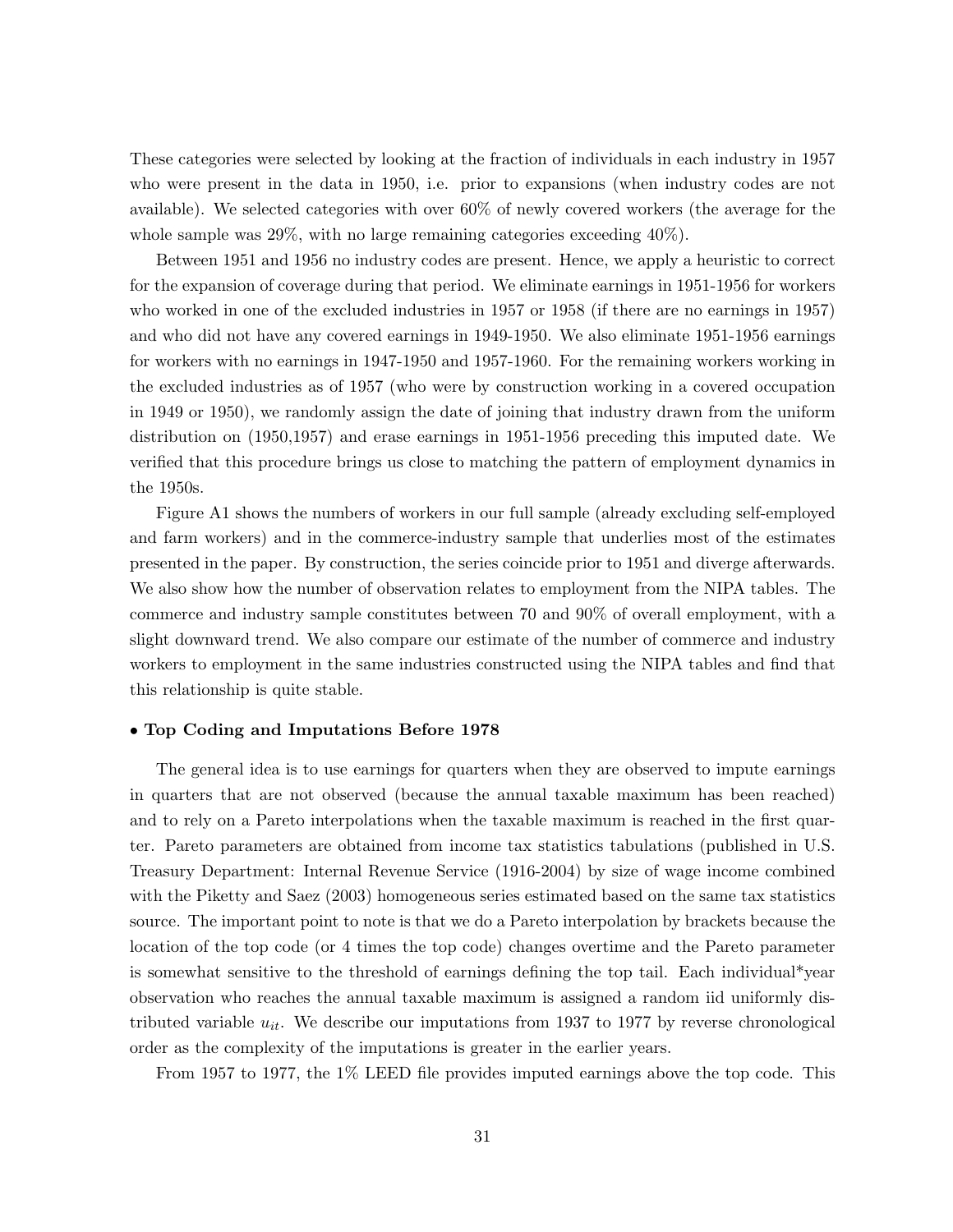These categories were selected by looking at the fraction of individuals in each industry in 1957 who were present in the data in 1950, i.e. prior to expansions (when industry codes are not available). We selected categories with over 60% of newly covered workers (the average for the whole sample was 29%, with no large remaining categories exceeding 40%).

Between 1951 and 1956 no industry codes are present. Hence, we apply a heuristic to correct for the expansion of coverage during that period. We eliminate earnings in 1951-1956 for workers who worked in one of the excluded industries in 1957 or 1958 (if there are no earnings in 1957) and who did not have any covered earnings in 1949-1950. We also eliminate 1951-1956 earnings for workers with no earnings in 1947-1950 and 1957-1960. For the remaining workers working in the excluded industries as of 1957 (who were by construction working in a covered occupation in 1949 or 1950), we randomly assign the date of joining that industry drawn from the uniform distribution on (1950,1957) and erase earnings in 1951-1956 preceding this imputed date. We verified that this procedure brings us close to matching the pattern of employment dynamics in the 1950s.

Figure A1 shows the numbers of workers in our full sample (already excluding self-employed and farm workers) and in the commerce-industry sample that underlies most of the estimates presented in the paper. By construction, the series coincide prior to 1951 and diverge afterwards. We also show how the number of observation relates to employment from the NIPA tables. The commerce and industry sample constitutes between 70 and 90% of overall employment, with a slight downward trend. We also compare our estimate of the number of commerce and industry workers to employment in the same industries constructed using the NIPA tables and find that this relationship is quite stable.

- **Top Coding and Imputations Before 1978**

The general idea is to use earnings for quarters when they are observed to impute earnings in quarters that are not observed (because the annual taxable maximum has been reached) and to rely on a Pareto interpolations when the taxable maximum is reached in the first quarter. Pareto parameters are obtained from income tax statistics tabulations (published in U.S. Treasury Department: Internal Revenue Service (1916-2004) by size of wage income combined with the Piketty and Saez (2003) homogeneous series estimated based on the same tax statistics source. The important point to note is that we do a Pareto interpolation by brackets because the location of the top code (or 4 times the top code) changes overtime and the Pareto parameter is somewhat sensitive to the threshold of earnings defining the top tail. Each individual*year observation who reaches the annual taxable maximum is assigned a random iid uniformly distributed variable $u_{it}$. We describe our imputations from 1937 to 1977 by reverse chronological order as the complexity of the imputations is greater in the earlier years.

From 1957 to 1977, the 1% LEED file provides imputed earnings above the top code. This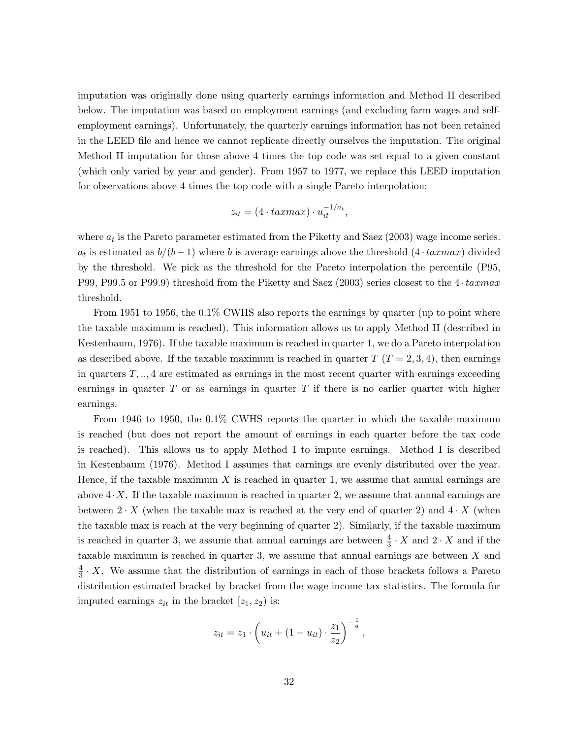imputation was originally done using quarterly earnings information and Method II described below. The imputation was based on employment earnings (and excluding farm wages and self-employment earnings). Unfortunately, the quarterly earnings information has not been retained in the LEED file and hence we cannot replicate directly ourselves the imputation. The original Method II imputation for those above 4 times the top code was set equal to a given constant (which only varied by year and gender). From 1957 to 1977, we replace this LEED imputation for observations above 4 times the top code with a single Pareto interpolation:

$$z_{it} = (4 \cdot taxmax) \cdot u_{it}^{-1/a_t},$$

where $a_t$ is the Pareto parameter estimated from the Piketty and Saez (2003) wage income series. $a_t$ is estimated as $b/(b-1)$ where $b$ is average earnings above the threshold $(4 \cdot taxmax)$ divided by the threshold. We pick as the threshold for the Pareto interpolation the percentile (P95, P99, P99.5 or P99.9) threshold from the Piketty and Saez (2003) series closest to the $4 \cdot taxmax$ threshold.

From 1951 to 1956, the 0.1% CWHS also reports the earnings by quarter (up to point where the taxable maximum is reached). This information allows us to apply Method II (described in Kestenbaum, 1976). If the taxable maximum is reached in quarter 1, we do a Pareto interpolation as described above. If the taxable maximum is reached in quarter $T$ ($T = 2, 3, 4$), then earnings in quarters $T, .., 4$ are estimated as earnings in the most recent quarter with earnings exceeding earnings in quarter $T$ or as earnings in quarter $T$ if there is no earlier quarter with higher earnings.

From 1946 to 1950, the 0.1% CWHS reports the quarter in which the taxable maximum is reached (but does not report the amount of earnings in each quarter before the tax code is reached). This allows us to apply Method I to impute earnings. Method I is described in Kestenbaum (1976). Method I assumes that earnings are evenly distributed over the year. Hence, if the taxable maximum $X$ is reached in quarter 1, we assume that annual earnings are above $4 \cdot X$. If the taxable maximum is reached in quarter 2, we assume that annual earnings are between $2 \cdot X$ (when the taxable max is reached at the very end of quarter 2) and $4 \cdot X$ (when the taxable max is reach at the very beginning of quarter 2). Similarly, if the taxable maximum is reached in quarter 3, we assume that annual earnings are between $\frac{4}{3} \cdot X$ and $2 \cdot X$ and if the taxable maximum is reached in quarter 3, we assume that annual earnings are between $X$ and $\frac{4}{3} \cdot X$. We assume that the distribution of earnings in each of those brackets follows a Pareto distribution estimated bracket by bracket from the wage income tax statistics. The formula for imputed earnings $z_{it}$ in the bracket $[z_1, z_2)$ is:

$$z_{it} = z_1 \cdot \left( u_{it} + (1 - u_{it}) \cdot \frac{z_1}{z_2} \right)^{-\frac{1}{a}},$$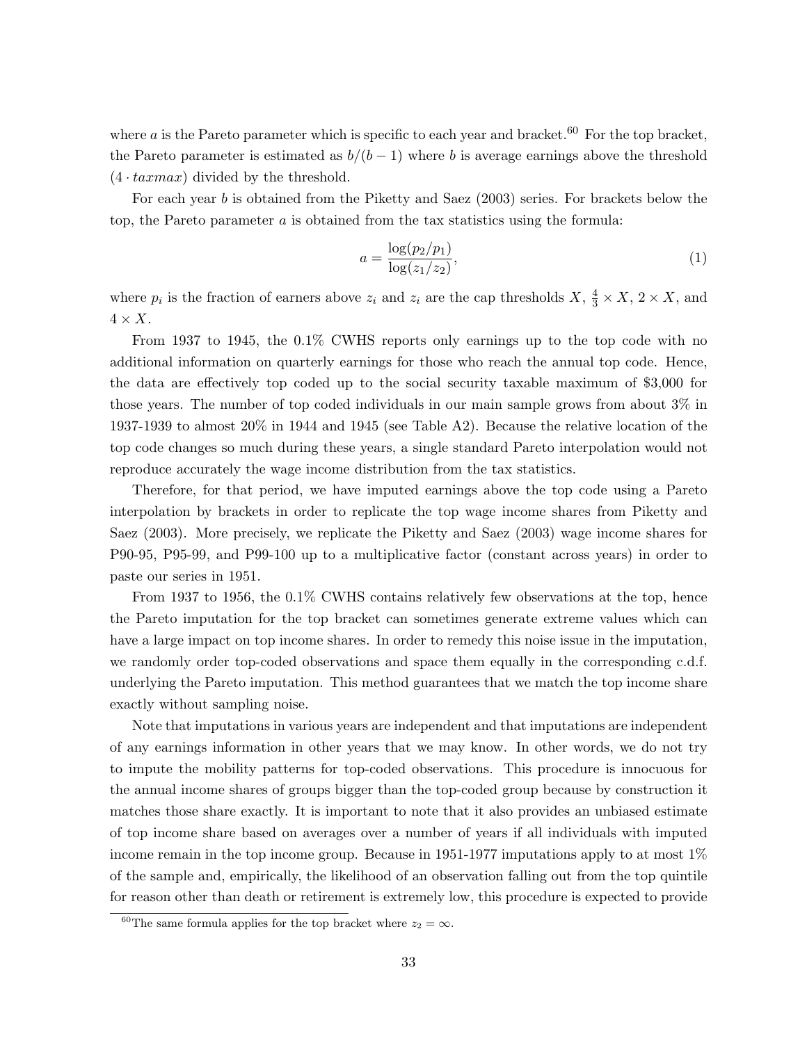where $a$ is the Pareto parameter which is specific to each year and bracket.[60] For the top bracket, the Pareto parameter is estimated as $b/(b-1)$ where $b$ is average earnings above the threshold $(4 \cdot taxmax)$ divided by the threshold.

For each year $b$ is obtained from the Piketty and Saez (2003) series. For brackets below the top, the Pareto parameter $a$ is obtained from the tax statistics using the formula:

$$a = \frac{\log(p_2/p_1)}{\log(z_1/z_2)}, \tag{1}$$

where $p_i$ is the fraction of earners above $z_i$ and $z_i$ are the cap thresholds $X$, $\frac{4}{3} \times X$, $2 \times X$, and $4 \times X$.

From 1937 to 1945, the 0.1% CWHS reports only earnings up to the top code with no additional information on quarterly earnings for those who reach the annual top code. Hence, the data are effectively top coded up to the social security taxable maximum of \$3,000 for those years. The number of top coded individuals in our main sample grows from about 3% in 1937-1939 to almost 20% in 1944 and 1945 (see Table A2). Because the relative location of the top code changes so much during these years, a single standard Pareto interpolation would not reproduce accurately the wage income distribution from the tax statistics.

Therefore, for that period, we have imputed earnings above the top code using a Pareto interpolation by brackets in order to replicate the top wage income shares from Piketty and Saez (2003). More precisely, we replicate the Piketty and Saez (2003) wage income shares for P90-95, P95-99, and P99-100 up to a multiplicative factor (constant across years) in order to paste our series in 1951.

From 1937 to 1956, the 0.1% CWHS contains relatively few observations at the top, hence the Pareto imputation for the top bracket can sometimes generate extreme values which can have a large impact on top income shares. In order to remedy this noise issue in the imputation, we randomly order top-coded observations and space them equally in the corresponding c.d.f. underlying the Pareto imputation. This method guarantees that we match the top income share exactly without sampling noise.

Note that imputations in various years are independent and that imputations are independent of any earnings information in other years that we may know. In other words, we do not try to impute the mobility patterns for top-coded observations. This procedure is innocuous for the annual income shares of groups bigger than the top-coded group because by construction it matches those share exactly. It is important to note that it also provides an unbiased estimate of top income share based on averages over a number of years if all individuals with imputed income remain in the top income group. Because in 1951-1977 imputations apply to at most 1% of the sample and, empirically, the likelihood of an observation falling out from the top quintile for reason other than death or retirement is extremely low, this procedure is expected to provide

[60] The same formula applies for the top bracket where $z_2 = \infty$.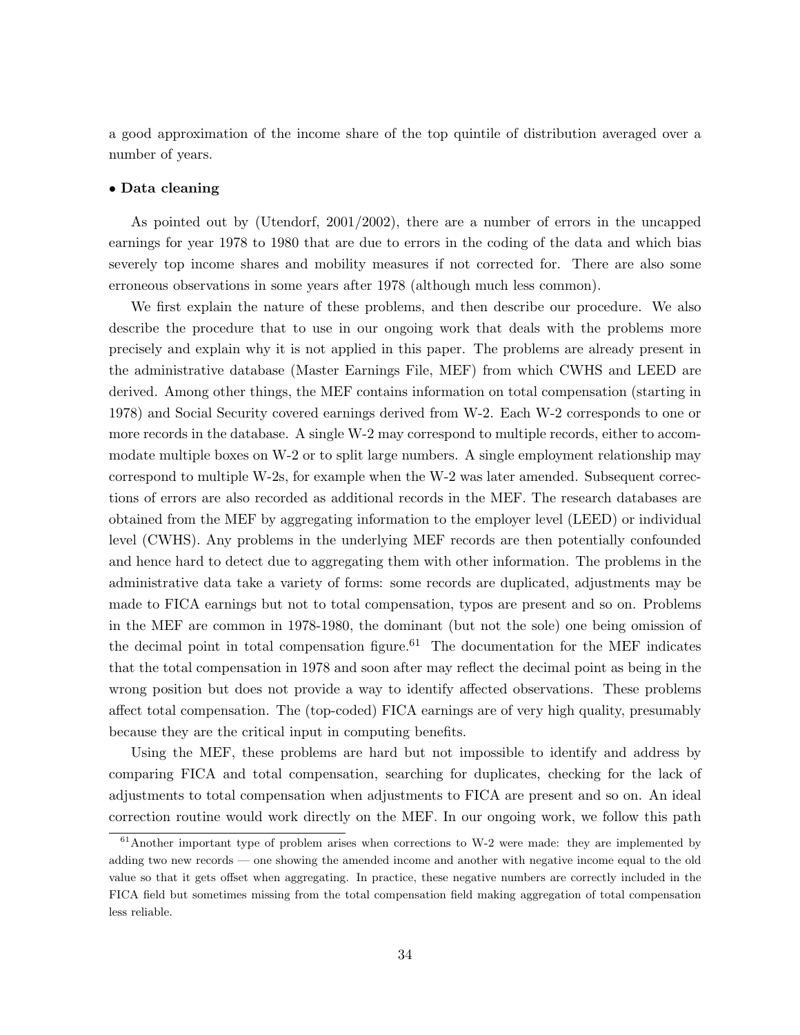a good approximation of the income share of the top quintile of distribution averaged over a number of years.

- **Data cleaning**

As pointed out by (Utendorf, 2001/2002), there are a number of errors in the uncapped earnings for year 1978 to 1980 that are due to errors in the coding of the data and which bias severely top income shares and mobility measures if not corrected for. There are also some erroneous observations in some years after 1978 (although much less common).

We first explain the nature of these problems, and then describe our procedure. We also describe the procedure that to use in our ongoing work that deals with the problems more precisely and explain why it is not applied in this paper. The problems are already present in the administrative database (Master Earnings File, MEF) from which CWHS and LEED are derived. Among other things, the MEF contains information on total compensation (starting in 1978) and Social Security covered earnings derived from W-2. Each W-2 corresponds to one or more records in the database. A single W-2 may correspond to multiple records, either to accommodate multiple boxes on W-2 or to split large numbers. A single employment relationship may correspond to multiple W-2s, for example when the W-2 was later amended. Subsequent corrections of errors are also recorded as additional records in the MEF. The research databases are obtained from the MEF by aggregating information to the employer level (LEED) or individual level (CWHS). Any problems in the underlying MEF records are then potentially confounded and hence hard to detect due to aggregating them with other information. The problems in the administrative data take a variety of forms: some records are duplicated, adjustments may be made to FICA earnings but not to total compensation, typos are present and so on. Problems in the MEF are common in 1978-1980, the dominant (but not the sole) one being omission of the decimal point in total compensation figure.[61] The documentation for the MEF indicates that the total compensation in 1978 and soon after may reflect the decimal point as being in the wrong position but does not provide a way to identify affected observations. These problems affect total compensation. The (top-coded) FICA earnings are of very high quality, presumably because they are the critical input in computing benefits.

Using the MEF, these problems are hard but not impossible to identify and address by comparing FICA and total compensation, searching for duplicates, checking for the lack of adjustments to total compensation when adjustments to FICA are present and so on. An ideal correction routine would work directly on the MEF. In our ongoing work, we follow this path

[61] Another important type of problem arises when corrections to W-2 were made: they are implemented by adding two new records — one showing the amended income and another with negative income equal to the old value so that it gets offset when aggregating. In practice, these negative numbers are correctly included in the FICA field but sometimes missing from the total compensation field making aggregation of total compensation less reliable.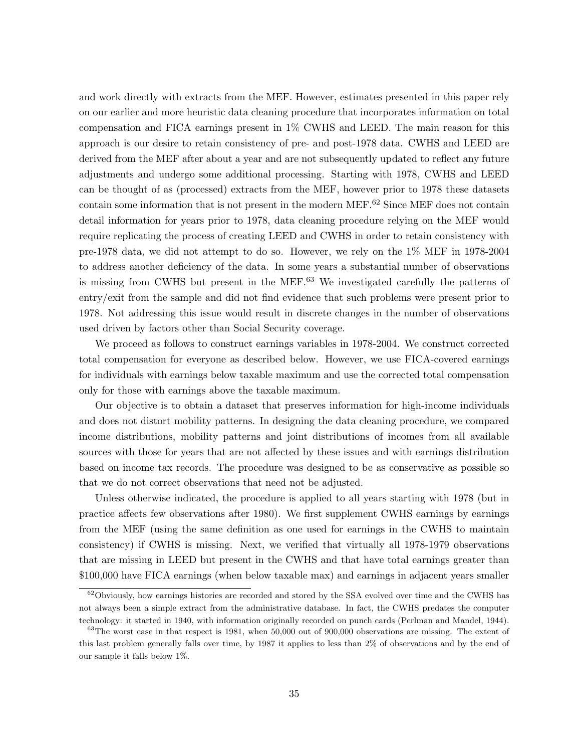and work directly with extracts from the MEF. However, estimates presented in this paper rely on our earlier and more heuristic data cleaning procedure that incorporates information on total compensation and FICA earnings present in 1% CWHS and LEED. The main reason for this approach is our desire to retain consistency of pre- and post-1978 data. CWHS and LEED are derived from the MEF after about a year and are not subsequently updated to reflect any future adjustments and undergo some additional processing. Starting with 1978, CWHS and LEED can be thought of as (processed) extracts from the MEF, however prior to 1978 these datasets contain some information that is not present in the modern MEF.[62] Since MEF does not contain detail information for years prior to 1978, data cleaning procedure relying on the MEF would require replicating the process of creating LEED and CWHS in order to retain consistency with pre-1978 data, we did not attempt to do so. However, we rely on the 1% MEF in 1978-2004 to address another deficiency of the data. In some years a substantial number of observations is missing from CWHS but present in the MEF.[63] We investigated carefully the patterns of entry/exit from the sample and did not find evidence that such problems were present prior to 1978. Not addressing this issue would result in discrete changes in the number of observations used driven by factors other than Social Security coverage.

We proceed as follows to construct earnings variables in 1978-2004. We construct corrected total compensation for everyone as described below. However, we use FICA-covered earnings for individuals with earnings below taxable maximum and use the corrected total compensation only for those with earnings above the taxable maximum.

Our objective is to obtain a dataset that preserves information for high-income individuals and does not distort mobility patterns. In designing the data cleaning procedure, we compared income distributions, mobility patterns and joint distributions of incomes from all available sources with those for years that are not affected by these issues and with earnings distribution based on income tax records. The procedure was designed to be as conservative as possible so that we do not correct observations that need not be adjusted.

Unless otherwise indicated, the procedure is applied to all years starting with 1978 (but in practice affects few observations after 1980). We first supplement CWHS earnings by earnings from the MEF (using the same definition as one used for earnings in the CWHS to maintain consistency) if CWHS is missing. Next, we verified that virtually all 1978-1979 observations that are missing in LEED but present in the CWHS and that have total earnings greater than $100,000 have FICA earnings (when below taxable max) and earnings in adjacent years smaller

[62] Obviously, how earnings histories are recorded and stored by the SSA evolved over time and the CWHS has not always been a simple extract from the administrative database. In fact, the CWHS predates the computer technology: it started in 1940, with information originally recorded on punch cards (Perlman and Mandel, 1944).

[63] The worst case in that respect is 1981, when 50,000 out of 900,000 observations are missing. The extent of this last problem generally falls over time, by 1987 it applies to less than 2% of observations and by the end of our sample it falls below 1%.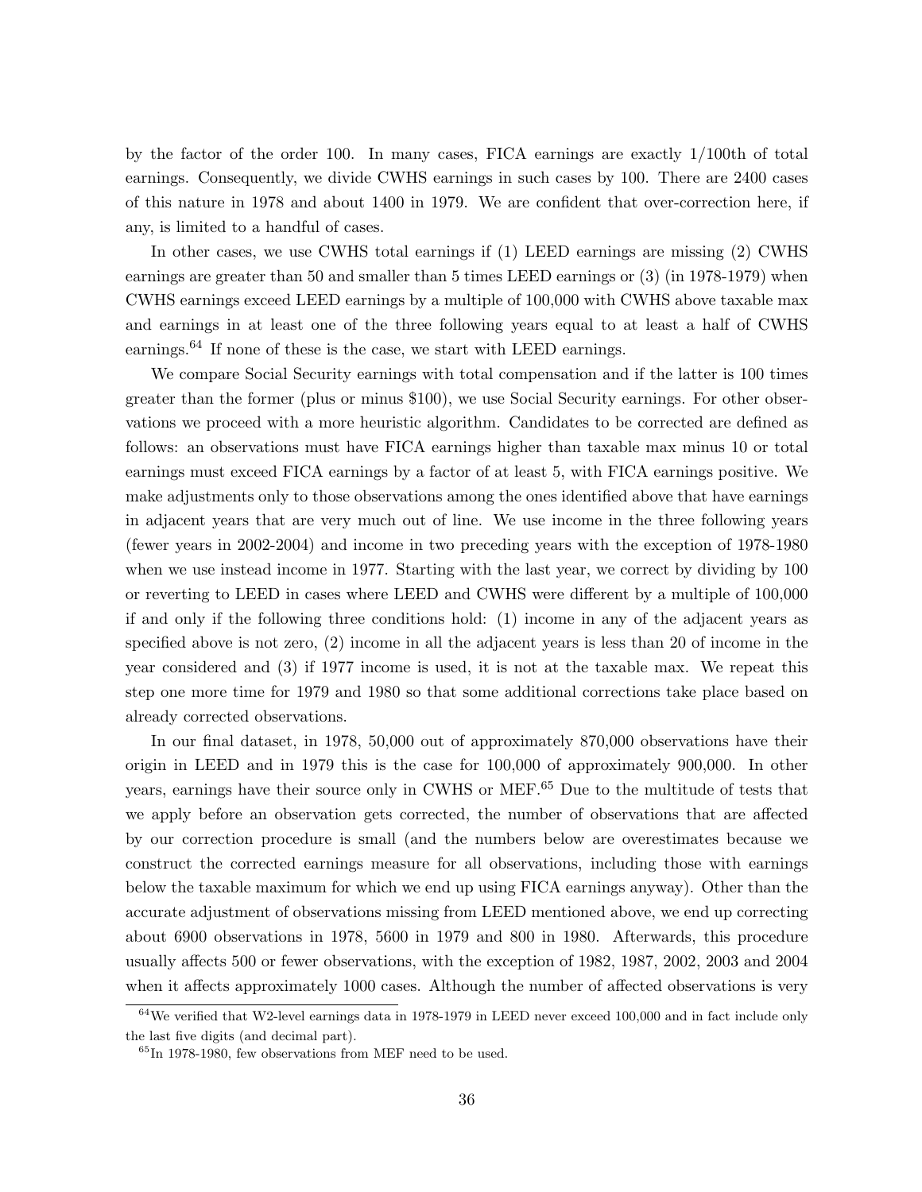by the factor of the order 100. In many cases, FICA earnings are exactly 1/100th of total earnings. Consequently, we divide CWHS earnings in such cases by 100. There are 2400 cases of this nature in 1978 and about 1400 in 1979. We are confident that over-correction here, if any, is limited to a handful of cases.

In other cases, we use CWHS total earnings if (1) LEED earnings are missing (2) CWHS earnings are greater than 50 and smaller than 5 times LEED earnings or (3) (in 1978-1979) when CWHS earnings exceed LEED earnings by a multiple of 100,000 with CWHS above taxable max and earnings in at least one of the three following years equal to at least a half of CWHS earnings.[64] If none of these is the case, we start with LEED earnings.

We compare Social Security earnings with total compensation and if the latter is 100 times greater than the former (plus or minus $100), we use Social Security earnings. For other observations we proceed with a more heuristic algorithm. Candidates to be corrected are defined as follows: an observations must have FICA earnings higher than taxable max minus 10 or total earnings must exceed FICA earnings by a factor of at least 5, with FICA earnings positive. We make adjustments only to those observations among the ones identified above that have earnings in adjacent years that are very much out of line. We use income in the three following years (fewer years in 2002-2004) and income in two preceding years with the exception of 1978-1980 when we use instead income in 1977. Starting with the last year, we correct by dividing by 100 or reverting to LEED in cases where LEED and CWHS were different by a multiple of 100,000 if and only if the following three conditions hold: (1) income in any of the adjacent years as specified above is not zero, (2) income in all the adjacent years is less than 20 of income in the year considered and (3) if 1977 income is used, it is not at the taxable max. We repeat this step one more time for 1979 and 1980 so that some additional corrections take place based on already corrected observations.

In our final dataset, in 1978, 50,000 out of approximately 870,000 observations have their origin in LEED and in 1979 this is the case for 100,000 of approximately 900,000. In other years, earnings have their source only in CWHS or MEF.[65] Due to the multitude of tests that we apply before an observation gets corrected, the number of observations that are affected by our correction procedure is small (and the numbers below are overestimates because we construct the corrected earnings measure for all observations, including those with earnings below the taxable maximum for which we end up using FICA earnings anyway). Other than the accurate adjustment of observations missing from LEED mentioned above, we end up correcting about 6900 observations in 1978, 5600 in 1979 and 800 in 1980. Afterwards, this procedure usually affects 500 or fewer observations, with the exception of 1982, 1987, 2002, 2003 and 2004 when it affects approximately 1000 cases. Although the number of affected observations is very

[64] We verified that W2-level earnings data in 1978-1979 in LEED never exceed 100,000 and in fact include only the last five digits (and decimal part).

[65] In 1978-1980, few observations from MEF need to be used.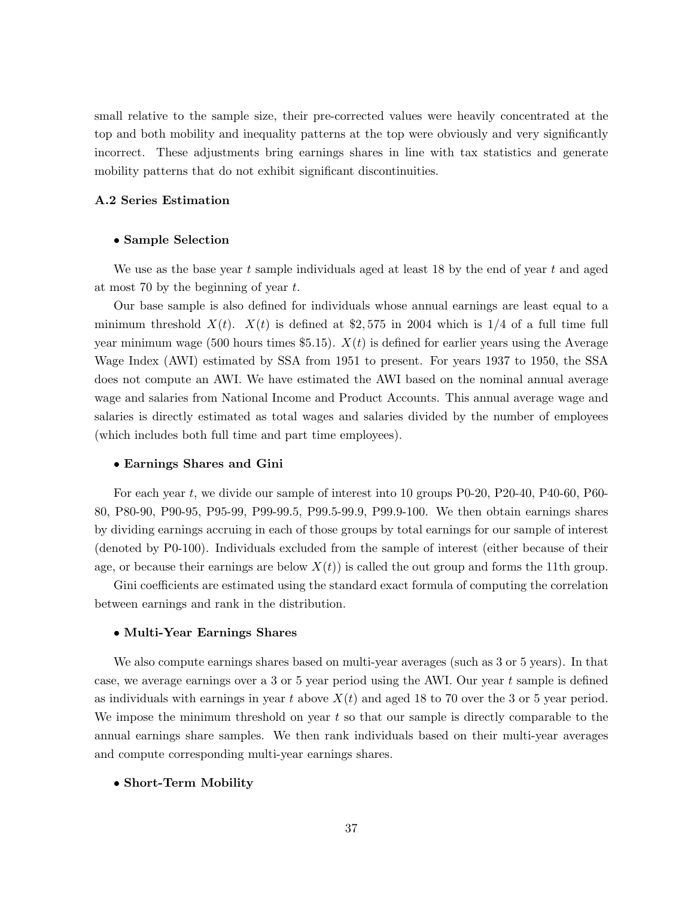small relative to the sample size, their pre-corrected values were heavily concentrated at the top and both mobility and inequality patterns at the top were obviously and very significantly incorrect. These adjustments bring earnings shares in line with tax statistics and generate mobility patterns that do not exhibit significant discontinuities.

### A.2 Series Estimation

- **Sample Selection**

We use as the base year $t$ sample individuals aged at least 18 by the end of year $t$ and aged at most 70 by the beginning of year $t$.

Our base sample is also defined for individuals whose annual earnings are least equal to a minimum threshold $X(t)$. $X(t)$ is defined at $2,575 in 2004 which is 1/4 of a full time full year minimum wage (500 hours times $5.15). $X(t)$ is defined for earlier years using the Average Wage Index (AWI) estimated by SSA from 1951 to present. For years 1937 to 1950, the SSA does not compute an AWI. We have estimated the AWI based on the nominal annual average wage and salaries from National Income and Product Accounts. This annual average wage and salaries is directly estimated as total wages and salaries divided by the number of employees (which includes both full time and part time employees).

- **Earnings Shares and Gini**

For each year $t$, we divide our sample of interest into 10 groups P0-20, P20-40, P40-60, P60-80, P80-90, P90-95, P95-99, P99-99.5, P99.5-99.9, P99.9-100. We then obtain earnings shares by dividing earnings accruing in each of those groups by total earnings for our sample of interest (denoted by P0-100). Individuals excluded from the sample of interest (either because of their age, or because their earnings are below $X(t)$) is called the out group and forms the 11th group.

Gini coefficients are estimated using the standard exact formula of computing the correlation between earnings and rank in the distribution.

- **Multi-Year Earnings Shares**

We also compute earnings shares based on multi-year averages (such as 3 or 5 years). In that case, we average earnings over a 3 or 5 year period using the AWI. Our year $t$ sample is defined as individuals with earnings in year $t$ above $X(t)$ and aged 18 to 70 over the 3 or 5 year period. We impose the minimum threshold on year $t$ so that our sample is directly comparable to the annual earnings share samples. We then rank individuals based on their multi-year averages and compute corresponding multi-year earnings shares.

- **Short-Term Mobility**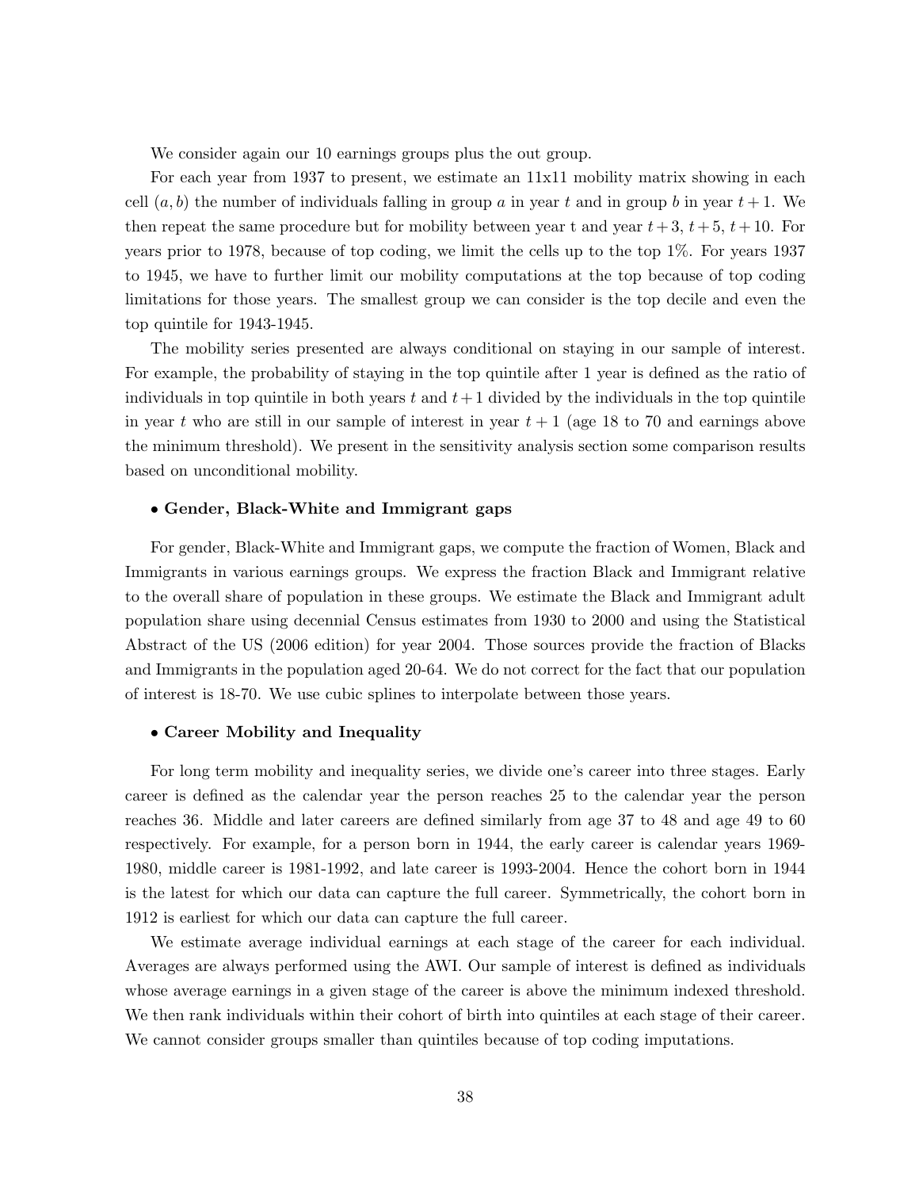We consider again our 10 earnings groups plus the out group.

For each year from 1937 to present, we estimate an 11x11 mobility matrix showing in each cell $(a, b)$ the number of individuals falling in group $a$ in year $t$ and in group $b$ in year $t+1$. We then repeat the same procedure but for mobility between year t and year $t+3$, $t+5$, $t+10$. For years prior to 1978, because of top coding, we limit the cells up to the top 1%. For years 1937 to 1945, we have to further limit our mobility computations at the top because of top coding limitations for those years. The smallest group we can consider is the top decile and even the top quintile for 1943-1945.

The mobility series presented are always conditional on staying in our sample of interest. For example, the probability of staying in the top quintile after 1 year is defined as the ratio of individuals in top quintile in both years $t$ and $t+1$ divided by the individuals in the top quintile in year $t$ who are still in our sample of interest in year $t+1$ (age 18 to 70 and earnings above the minimum threshold). We present in the sensitivity analysis section some comparison results based on unconditional mobility.

- **Gender, Black-White and Immigrant gaps**

For gender, Black-White and Immigrant gaps, we compute the fraction of Women, Black and Immigrants in various earnings groups. We express the fraction Black and Immigrant relative to the overall share of population in these groups. We estimate the Black and Immigrant adult population share using decennial Census estimates from 1930 to 2000 and using the Statistical Abstract of the US (2006 edition) for year 2004. Those sources provide the fraction of Blacks and Immigrants in the population aged 20-64. We do not correct for the fact that our population of interest is 18-70. We use cubic splines to interpolate between those years.

- **Career Mobility and Inequality**

For long term mobility and inequality series, we divide one's career into three stages. Early career is defined as the calendar year the person reaches 25 to the calendar year the person reaches 36. Middle and later careers are defined similarly from age 37 to 48 and age 49 to 60 respectively. For example, for a person born in 1944, the early career is calendar years 1969-1980, middle career is 1981-1992, and late career is 1993-2004. Hence the cohort born in 1944 is the latest for which our data can capture the full career. Symmetrically, the cohort born in 1912 is earliest for which our data can capture the full career.

We estimate average individual earnings at each stage of the career for each individual. Averages are always performed using the AWI. Our sample of interest is defined as individuals whose average earnings in a given stage of the career is above the minimum indexed threshold. We then rank individuals within their cohort of birth into quintiles at each stage of their career. We cannot consider groups smaller than quintiles because of top coding imputations.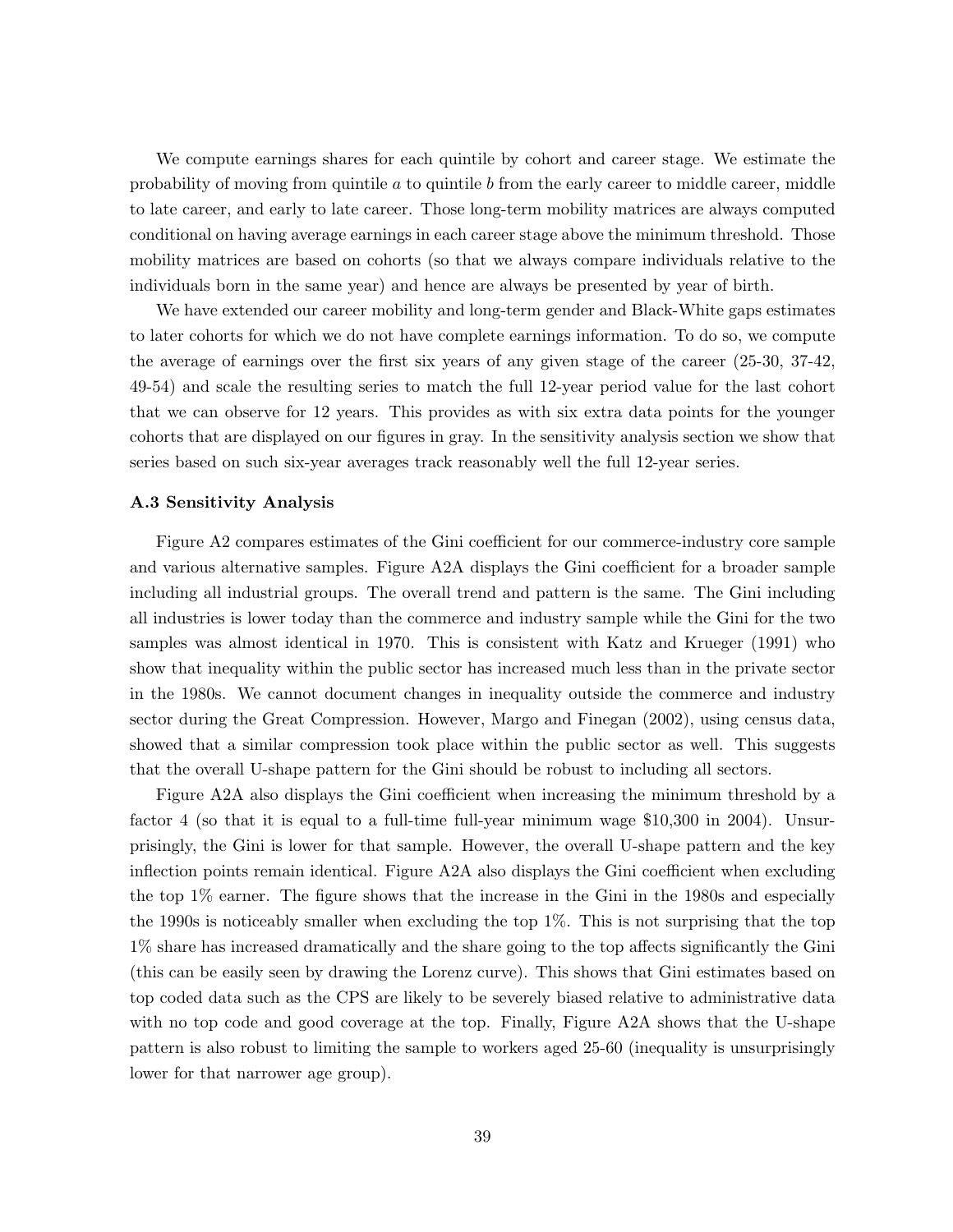We compute earnings shares for each quintile by cohort and career stage. We estimate the probability of moving from quintile $a$ to quintile $b$ from the early career to middle career, middle to late career, and early to late career. Those long-term mobility matrices are always computed conditional on having average earnings in each career stage above the minimum threshold. Those mobility matrices are based on cohorts (so that we always compare individuals relative to the individuals born in the same year) and hence are always be presented by year of birth.

We have extended our career mobility and long-term gender and Black-White gaps estimates to later cohorts for which we do not have complete earnings information. To do so, we compute the average of earnings over the first six years of any given stage of the career (25-30, 37-42, 49-54) and scale the resulting series to match the full 12-year period value for the last cohort that we can observe for 12 years. This provides as with six extra data points for the younger cohorts that are displayed on our figures in gray. In the sensitivity analysis section we show that series based on such six-year averages track reasonably well the full 12-year series.

### A.3 Sensitivity Analysis

Figure A2 compares estimates of the Gini coefficient for our commerce-industry core sample and various alternative samples. Figure A2A displays the Gini coefficient for a broader sample including all industrial groups. The overall trend and pattern is the same. The Gini including all industries is lower today than the commerce and industry sample while the Gini for the two samples was almost identical in 1970. This is consistent with Katz and Krueger (1991) who show that inequality within the public sector has increased much less than in the private sector in the 1980s. We cannot document changes in inequality outside the commerce and industry sector during the Great Compression. However, Margo and Finegan (2002), using census data, showed that a similar compression took place within the public sector as well. This suggests that the overall U-shape pattern for the Gini should be robust to including all sectors.

Figure A2A also displays the Gini coefficient when increasing the minimum threshold by a factor 4 (so that it is equal to a full-time full-year minimum wage $10,300 in 2004). Unsurprisingly, the Gini is lower for that sample. However, the overall U-shape pattern and the key inflection points remain identical. Figure A2A also displays the Gini coefficient when excluding the top 1% earner. The figure shows that the increase in the Gini in the 1980s and especially the 1990s is noticeably smaller when excluding the top 1%. This is not surprising that the top 1% share has increased dramatically and the share going to the top affects significantly the Gini (this can be easily seen by drawing the Lorenz curve). This shows that Gini estimates based on top coded data such as the CPS are likely to be severely biased relative to administrative data with no top code and good coverage at the top. Finally, Figure A2A shows that the U-shape pattern is also robust to limiting the sample to workers aged 25-60 (inequality is unsurprisingly lower for that narrower age group).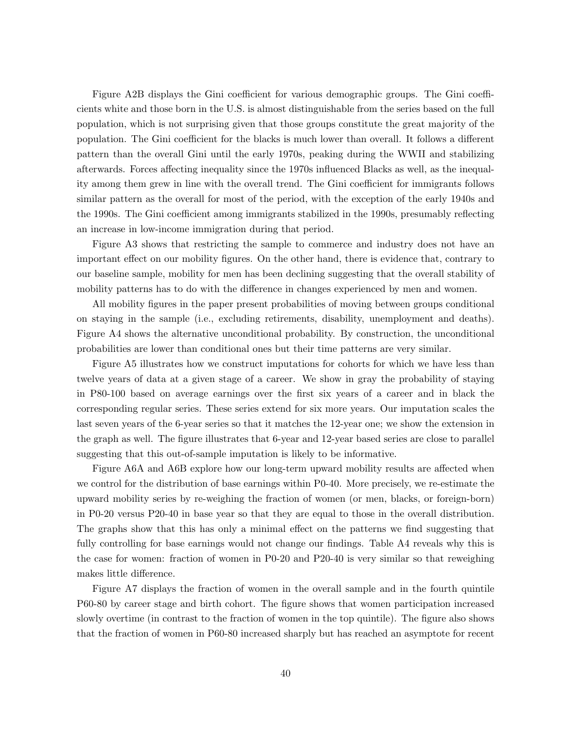Figure A2B displays the Gini coefficient for various demographic groups. The Gini coefficients white and those born in the U.S. is almost distinguishable from the series based on the full population, which is not surprising given that those groups constitute the great majority of the population. The Gini coefficient for the blacks is much lower than overall. It follows a different pattern than the overall Gini until the early 1970s, peaking during the WWII and stabilizing afterwards. Forces affecting inequality since the 1970s influenced Blacks as well, as the inequality among them grew in line with the overall trend. The Gini coefficient for immigrants follows similar pattern as the overall for most of the period, with the exception of the early 1940s and the 1990s. The Gini coefficient among immigrants stabilized in the 1990s, presumably reflecting an increase in low-income immigration during that period.

Figure A3 shows that restricting the sample to commerce and industry does not have an important effect on our mobility figures. On the other hand, there is evidence that, contrary to our baseline sample, mobility for men has been declining suggesting that the overall stability of mobility patterns has to do with the difference in changes experienced by men and women.

All mobility figures in the paper present probabilities of moving between groups conditional on staying in the sample (i.e., excluding retirements, disability, unemployment and deaths). Figure A4 shows the alternative unconditional probability. By construction, the unconditional probabilities are lower than conditional ones but their time patterns are very similar.

Figure A5 illustrates how we construct imputations for cohorts for which we have less than twelve years of data at a given stage of a career. We show in gray the probability of staying in P80-100 based on average earnings over the first six years of a career and in black the corresponding regular series. These series extend for six more years. Our imputation scales the last seven years of the 6-year series so that it matches the 12-year one; we show the extension in the graph as well. The figure illustrates that 6-year and 12-year based series are close to parallel suggesting that this out-of-sample imputation is likely to be informative.

Figure A6A and A6B explore how our long-term upward mobility results are affected when we control for the distribution of base earnings within P0-40. More precisely, we re-estimate the upward mobility series by re-weighing the fraction of women (or men, blacks, or foreign-born) in P0-20 versus P20-40 in base year so that they are equal to those in the overall distribution. The graphs show that this has only a minimal effect on the patterns we find suggesting that fully controlling for base earnings would not change our findings. Table A4 reveals why this is the case for women: fraction of women in P0-20 and P20-40 is very similar so that reweighing makes little difference.

Figure A7 displays the fraction of women in the overall sample and in the fourth quintile P60-80 by career stage and birth cohort. The figure shows that women participation increased slowly overtime (in contrast to the fraction of women in the top quintile). The figure also shows that the fraction of women in P60-80 increased sharply but has reached an asymptote for recent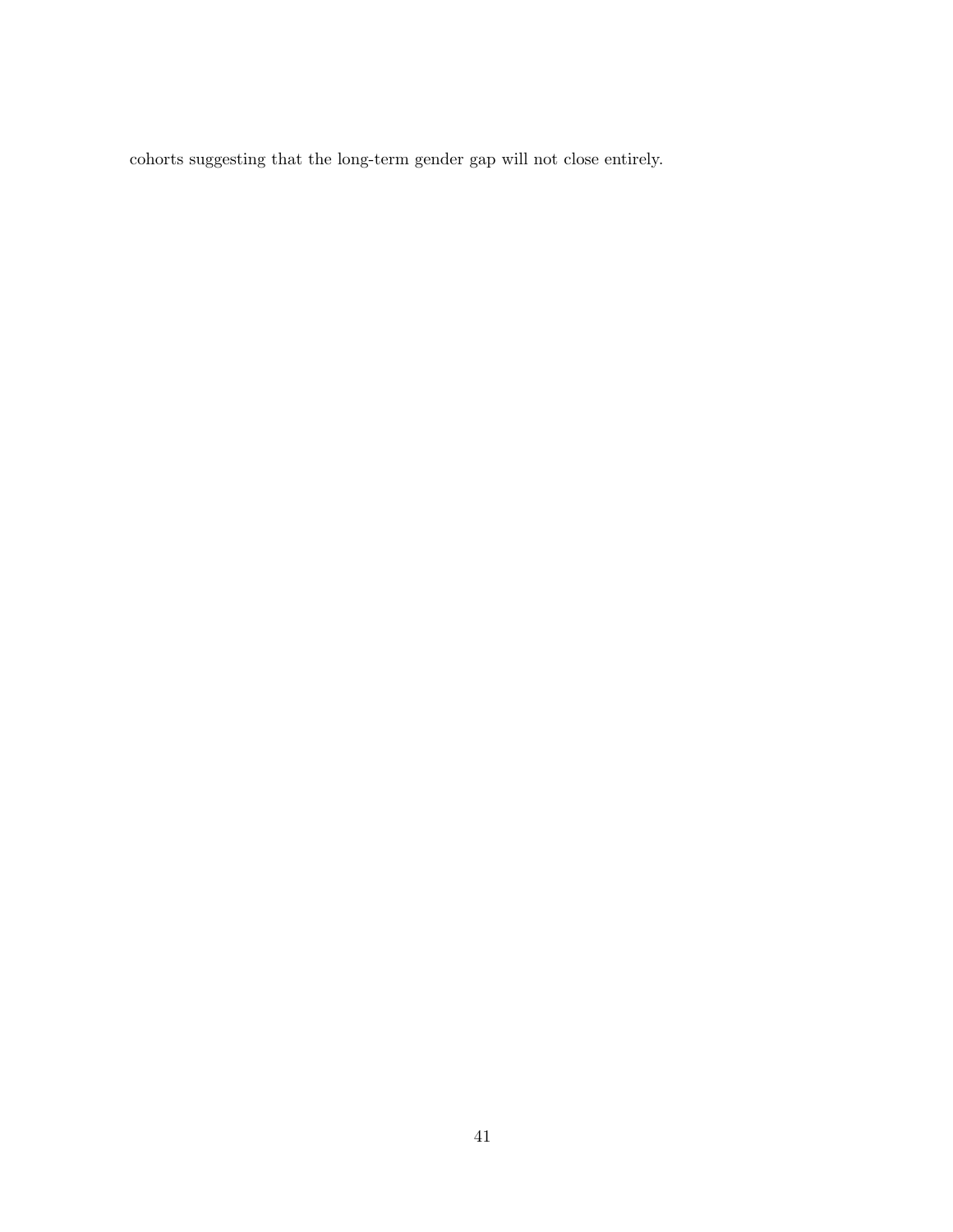cohorts suggesting that the long-term gender gap will not close entirely.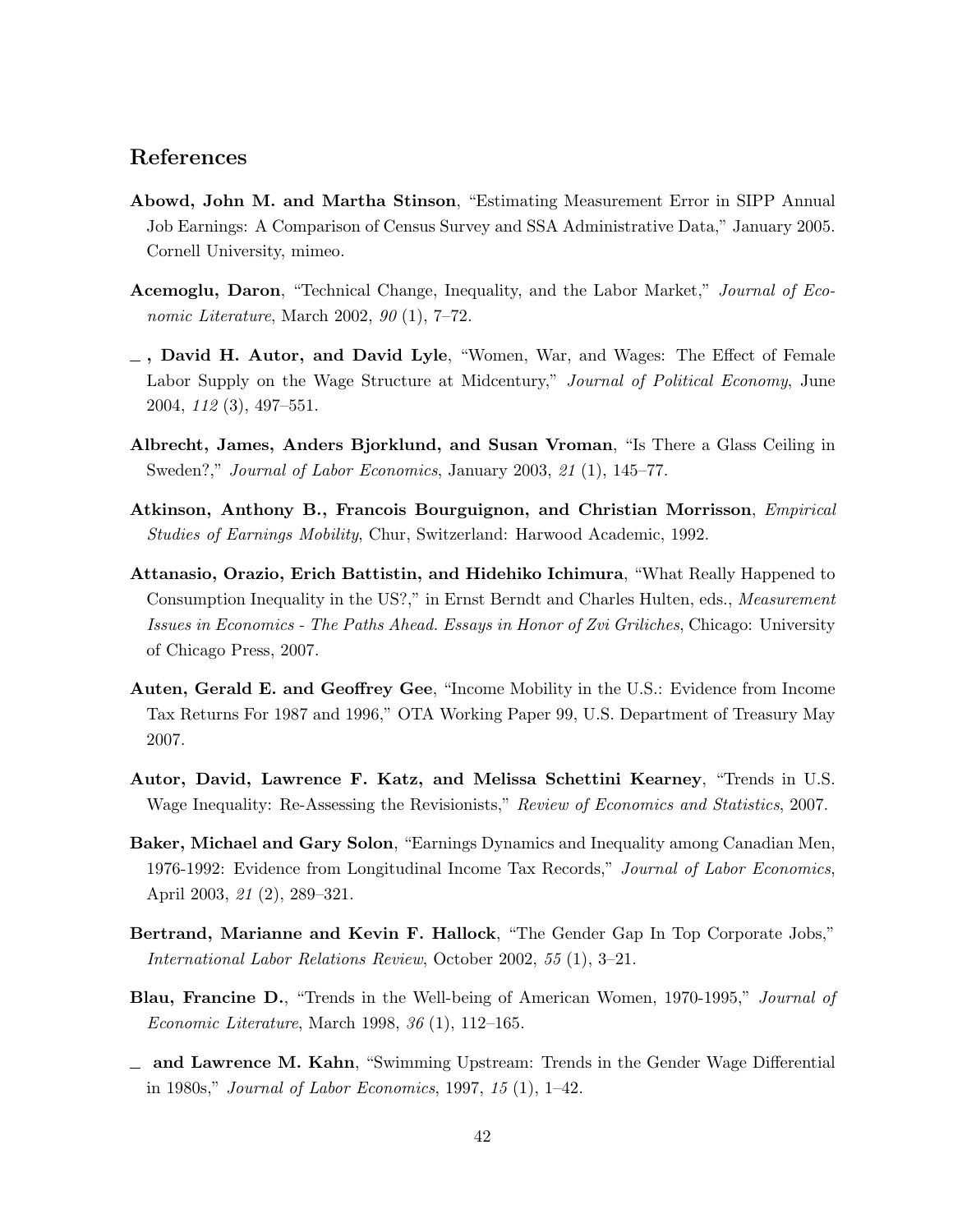## References

**Abowd, John M. and Martha Stinson**, "Estimating Measurement Error in SIPP Annual Job Earnings: A Comparison of Census Survey and SSA Administrative Data," January 2005. Cornell University, mimeo.

**Acemoglu, Daron**, "Technical Change, Inequality, and the Labor Market," *Journal of Economic Literature*, March 2002, *90* (1), 7–72.

**\_\_, David H. Autor, and David Lyle**, "Women, War, and Wages: The Effect of Female Labor Supply on the Wage Structure at Midcentury," *Journal of Political Economy*, June 2004, *112* (3), 497–551.

**Albrecht, James, Anders Bjorklund, and Susan Vroman**, "Is There a Glass Ceiling in Sweden?," *Journal of Labor Economics*, January 2003, *21* (1), 145–77.

**Atkinson, Anthony B., Francois Bourguignon, and Christian Morrisson**, *Empirical Studies of Earnings Mobility*, Chur, Switzerland: Harwood Academic, 1992.

**Attanasio, Orazio, Erich Battistin, and Hidehiko Ichimura**, "What Really Happened to Consumption Inequality in the US?," in Ernst Berndt and Charles Hulten, eds., *Measurement Issues in Economics - The Paths Ahead. Essays in Honor of Zvi Griliches*, Chicago: University of Chicago Press, 2007.

**Auten, Gerald E. and Geoffrey Gee**, "Income Mobility in the U.S.: Evidence from Income Tax Returns For 1987 and 1996," OTA Working Paper 99, U.S. Department of Treasury May 2007.

**Autor, David, Lawrence F. Katz, and Melissa Schettini Kearney**, "Trends in U.S. Wage Inequality: Re-Assessing the Revisionists," *Review of Economics and Statistics*, 2007.

**Baker, Michael and Gary Solon**, "Earnings Dynamics and Inequality among Canadian Men, 1976-1992: Evidence from Longitudinal Income Tax Records," *Journal of Labor Economics*, April 2003, *21* (2), 289–321.

**Bertrand, Marianne and Kevin F. Hallock**, "The Gender Gap In Top Corporate Jobs," *International Labor Relations Review*, October 2002, *55* (1), 3–21.

**Blau, Francine D.**, "Trends in the Well-being of American Women, 1970-1995," *Journal of Economic Literature*, March 1998, *36* (1), 112–165.

**\_\_ and Lawrence M. Kahn**, "Swimming Upstream: Trends in the Gender Wage Differential in 1980s," *Journal of Labor Economics*, 1997, *15* (1), 1–42.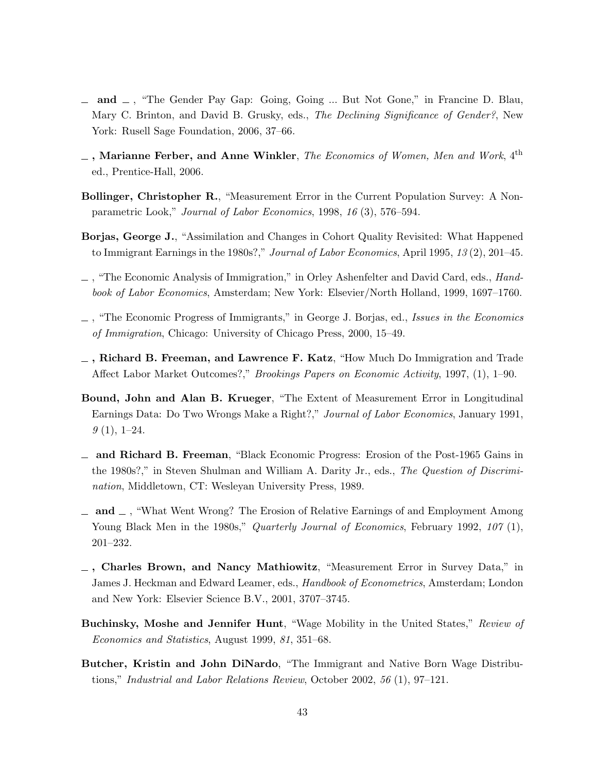_ **and** _ , "The Gender Pay Gap: Going, Going ... But Not Gone," in Francine D. Blau, Mary C. Brinton, and David B. Grusky, eds., *The Declining Significance of Gender?*, New York: Rusell Sage Foundation, 2006, 37–66.

_ **, Marianne Ferber, and Anne Winkler**, *The Economics of Women, Men and Work*, 4th ed., Prentice-Hall, 2006.

**Bollinger, Christopher R.**, "Measurement Error in the Current Population Survey: A Nonparametric Look," *Journal of Labor Economics*, 1998, *16* (3), 576–594.

**Borjas, George J.**, "Assimilation and Changes in Cohort Quality Revisited: What Happened to Immigrant Earnings in the 1980s?," *Journal of Labor Economics*, April 1995, *13* (2), 201–45.

_ , "The Economic Analysis of Immigration," in Orley Ashenfelter and David Card, eds., *Handbook of Labor Economics*, Amsterdam; New York: Elsevier/North Holland, 1999, 1697–1760.

_ , "The Economic Progress of Immigrants," in George J. Borjas, ed., *Issues in the Economics of Immigration*, Chicago: University of Chicago Press, 2000, 15–49.

_ **, Richard B. Freeman, and Lawrence F. Katz**, "How Much Do Immigration and Trade Affect Labor Market Outcomes?," *Brookings Papers on Economic Activity*, 1997, (1), 1–90.

**Bound, John and Alan B. Krueger**, "The Extent of Measurement Error in Longitudinal Earnings Data: Do Two Wrongs Make a Right?," *Journal of Labor Economics*, January 1991, *9* (1), 1–24.

_ **and Richard B. Freeman**, "Black Economic Progress: Erosion of the Post-1965 Gains in the 1980s?," in Steven Shulman and William A. Darity Jr., eds., *The Question of Discrimination*, Middletown, CT: Wesleyan University Press, 1989.

_ **and** _ , "What Went Wrong? The Erosion of Relative Earnings of and Employment Among Young Black Men in the 1980s," *Quarterly Journal of Economics*, February 1992, *107* (1), 201–232.

_ **, Charles Brown, and Nancy Mathiowitz**, "Measurement Error in Survey Data," in James J. Heckman and Edward Leamer, eds., *Handbook of Econometrics*, Amsterdam; London and New York: Elsevier Science B.V., 2001, 3707–3745.

**Buchinsky, Moshe and Jennifer Hunt**, "Wage Mobility in the United States," *Review of Economics and Statistics*, August 1999, *81*, 351–68.

**Butcher, Kristin and John DiNardo**, "The Immigrant and Native Born Wage Distributions," *Industrial and Labor Relations Review*, October 2002, *56* (1), 97–121.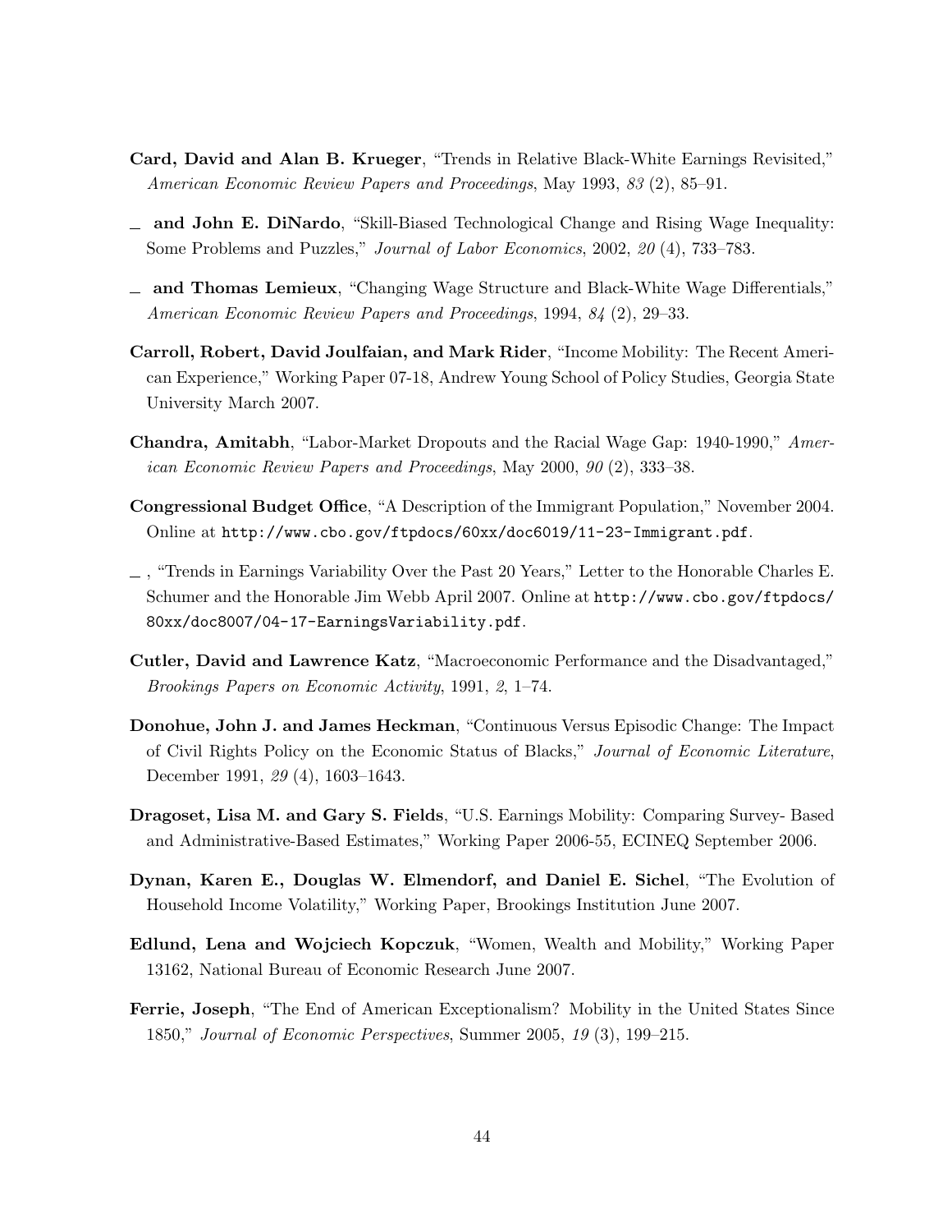**Card, David and Alan B. Krueger**, "Trends in Relative Black-White Earnings Revisited," *American Economic Review Papers and Proceedings*, May 1993, *83* (2), 85–91.

\_ **and John E. DiNardo**, "Skill-Biased Technological Change and Rising Wage Inequality: Some Problems and Puzzles," *Journal of Labor Economics*, 2002, *20* (4), 733–783.

\_ **and Thomas Lemieux**, "Changing Wage Structure and Black-White Wage Differentials," *American Economic Review Papers and Proceedings*, 1994, *84* (2), 29–33.

**Carroll, Robert, David Joulfaian, and Mark Rider**, "Income Mobility: The Recent American Experience," Working Paper 07-18, Andrew Young School of Policy Studies, Georgia State University March 2007.

**Chandra, Amitabh**, "Labor-Market Dropouts and the Racial Wage Gap: 1940-1990," *American Economic Review Papers and Proceedings*, May 2000, *90* (2), 333–38.

**Congressional Budget Office**, "A Description of the Immigrant Population," November 2004. Online at `http://www.cbo.gov/ftpdocs/60xx/doc6019/11-23-Immigrant.pdf`.

\_ , "Trends in Earnings Variability Over the Past 20 Years," Letter to the Honorable Charles E. Schumer and the Honorable Jim Webb April 2007. Online at `http://www.cbo.gov/ftpdocs/80xx/doc8007/04-17-EarningsVariability.pdf`.

**Cutler, David and Lawrence Katz**, "Macroeconomic Performance and the Disadvantaged," *Brookings Papers on Economic Activity*, 1991, *2*, 1–74.

**Donohue, John J. and James Heckman**, "Continuous Versus Episodic Change: The Impact of Civil Rights Policy on the Economic Status of Blacks," *Journal of Economic Literature*, December 1991, *29* (4), 1603–1643.

**Dragoset, Lisa M. and Gary S. Fields**, "U.S. Earnings Mobility: Comparing Survey- Based and Administrative-Based Estimates," Working Paper 2006-55, ECINEQ September 2006.

**Dynan, Karen E., Douglas W. Elmendorf, and Daniel E. Sichel**, "The Evolution of Household Income Volatility," Working Paper, Brookings Institution June 2007.

**Edlund, Lena and Wojciech Kopczuk**, "Women, Wealth and Mobility," Working Paper 13162, National Bureau of Economic Research June 2007.

**Ferrie, Joseph**, "The End of American Exceptionalism? Mobility in the United States Since 1850," *Journal of Economic Perspectives*, Summer 2005, *19* (3), 199–215.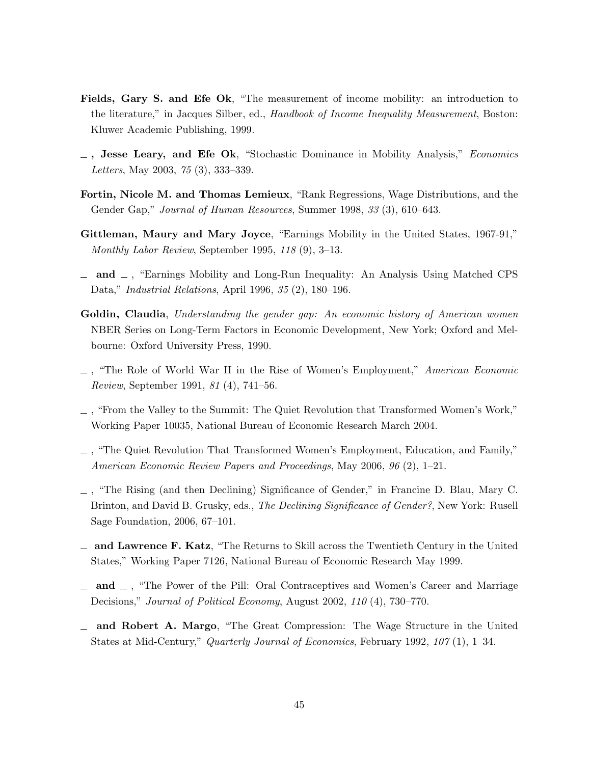**Fields, Gary S. and Efe Ok**, "The measurement of income mobility: an introduction to the literature," in Jacques Silber, ed., *Handbook of Income Inequality Measurement*, Boston: Kluwer Academic Publishing, 1999.

**_ , Jesse Leary, and Efe Ok**, "Stochastic Dominance in Mobility Analysis," *Economics Letters*, May 2003, *75* (3), 333–339.

**Fortin, Nicole M. and Thomas Lemieux**, "Rank Regressions, Wage Distributions, and the Gender Gap," *Journal of Human Resources*, Summer 1998, *33* (3), 610–643.

**Gittleman, Maury and Mary Joyce**, "Earnings Mobility in the United States, 1967-91," *Monthly Labor Review*, September 1995, *118* (9), 3–13.

**_ and _** , "Earnings Mobility and Long-Run Inequality: An Analysis Using Matched CPS Data," *Industrial Relations*, April 1996, *35* (2), 180–196.

**Goldin, Claudia**, *Understanding the gender gap: An economic history of American women* NBER Series on Long-Term Factors in Economic Development, New York; Oxford and Melbourne: Oxford University Press, 1990.

_ , "The Role of World War II in the Rise of Women's Employment," *American Economic Review*, September 1991, *81* (4), 741–56.

_ , "From the Valley to the Summit: The Quiet Revolution that Transformed Women's Work," Working Paper 10035, National Bureau of Economic Research March 2004.

_ , "The Quiet Revolution That Transformed Women's Employment, Education, and Family," *American Economic Review Papers and Proceedings*, May 2006, *96* (2), 1–21.

_ , "The Rising (and then Declining) Significance of Gender," in Francine D. Blau, Mary C. Brinton, and David B. Grusky, eds., *The Declining Significance of Gender?*, New York: Rusell Sage Foundation, 2006, 67–101.

**_ and Lawrence F. Katz**, "The Returns to Skill across the Twentieth Century in the United States," Working Paper 7126, National Bureau of Economic Research May 1999.

**_ and _** , "The Power of the Pill: Oral Contraceptives and Women's Career and Marriage Decisions," *Journal of Political Economy*, August 2002, *110* (4), 730–770.

**_ and Robert A. Margo**, "The Great Compression: The Wage Structure in the United States at Mid-Century," *Quarterly Journal of Economics*, February 1992, *107* (1), 1–34.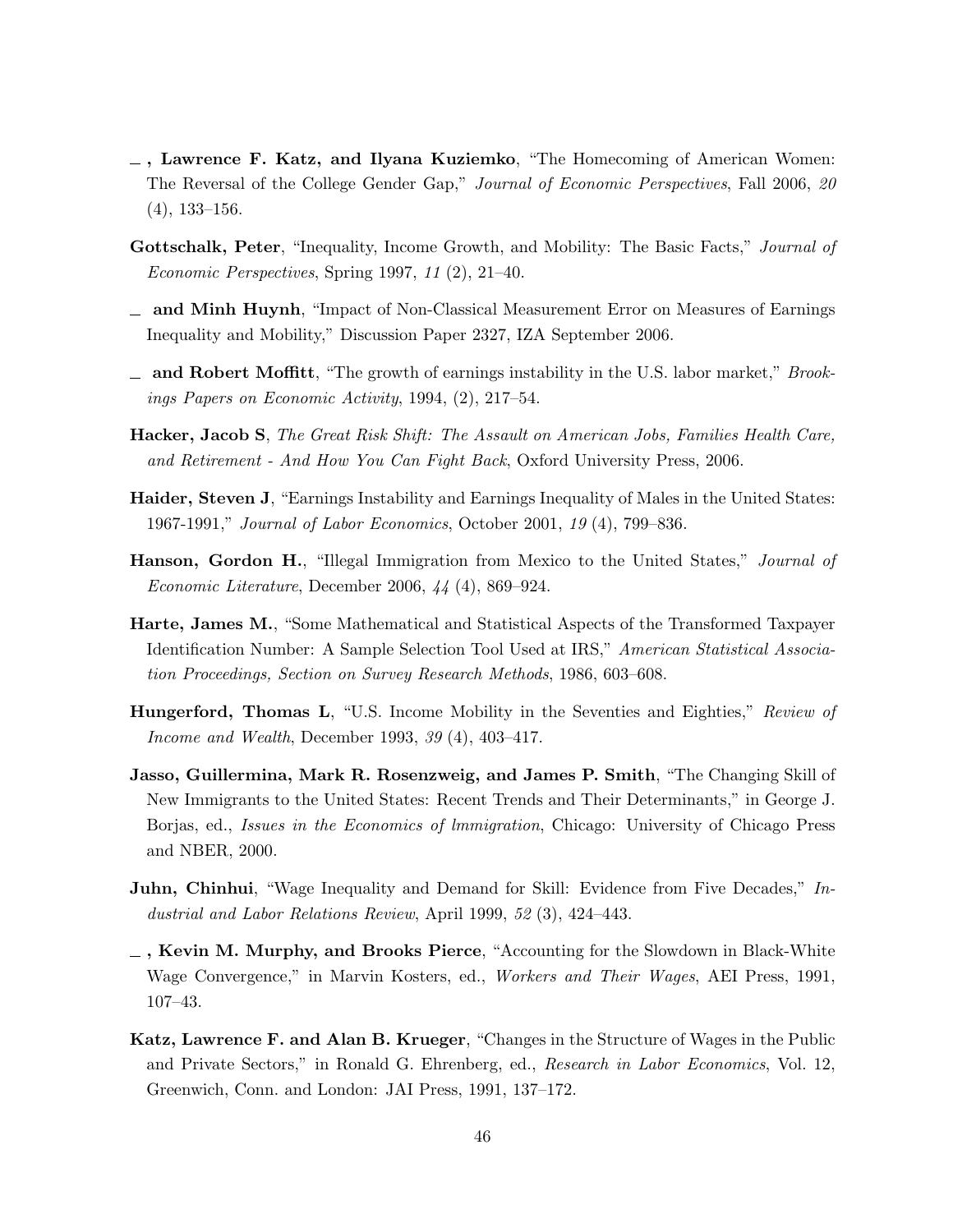_ , **Lawrence F. Katz, and Ilyana Kuziemko**, "The Homecoming of American Women: The Reversal of the College Gender Gap," *Journal of Economic Perspectives*, Fall 2006, *20* (4), 133–156.

**Gottschalk, Peter**, "Inequality, Income Growth, and Mobility: The Basic Facts," *Journal of Economic Perspectives*, Spring 1997, *11* (2), 21–40.

_ **and Minh Huynh**, "Impact of Non-Classical Measurement Error on Measures of Earnings Inequality and Mobility," Discussion Paper 2327, IZA September 2006.

_ **and Robert Moffitt**, "The growth of earnings instability in the U.S. labor market," *Brookings Papers on Economic Activity*, 1994, (2), 217–54.

**Hacker, Jacob S**, *The Great Risk Shift: The Assault on American Jobs, Families Health Care, and Retirement - And How You Can Fight Back*, Oxford University Press, 2006.

**Haider, Steven J**, "Earnings Instability and Earnings Inequality of Males in the United States: 1967-1991," *Journal of Labor Economics*, October 2001, *19* (4), 799–836.

**Hanson, Gordon H.**, "Illegal Immigration from Mexico to the United States," *Journal of Economic Literature*, December 2006, *44* (4), 869–924.

**Harte, James M.**, "Some Mathematical and Statistical Aspects of the Transformed Taxpayer Identification Number: A Sample Selection Tool Used at IRS," *American Statistical Association Proceedings, Section on Survey Research Methods*, 1986, 603–608.

**Hungerford, Thomas L**, "U.S. Income Mobility in the Seventies and Eighties," *Review of Income and Wealth*, December 1993, *39* (4), 403–417.

**Jasso, Guillermina, Mark R. Rosenzweig, and James P. Smith**, "The Changing Skill of New Immigrants to the United States: Recent Trends and Their Determinants," in George J. Borjas, ed., *Issues in the Economics of lmmigration*, Chicago: University of Chicago Press and NBER, 2000.

**Juhn, Chinhui**, "Wage Inequality and Demand for Skill: Evidence from Five Decades," *Industrial and Labor Relations Review*, April 1999, *52* (3), 424–443.

_ , **Kevin M. Murphy, and Brooks Pierce**, "Accounting for the Slowdown in Black-White Wage Convergence," in Marvin Kosters, ed., *Workers and Their Wages*, AEI Press, 1991, 107–43.

**Katz, Lawrence F. and Alan B. Krueger**, "Changes in the Structure of Wages in the Public and Private Sectors," in Ronald G. Ehrenberg, ed., *Research in Labor Economics*, Vol. 12, Greenwich, Conn. and London: JAI Press, 1991, 137–172.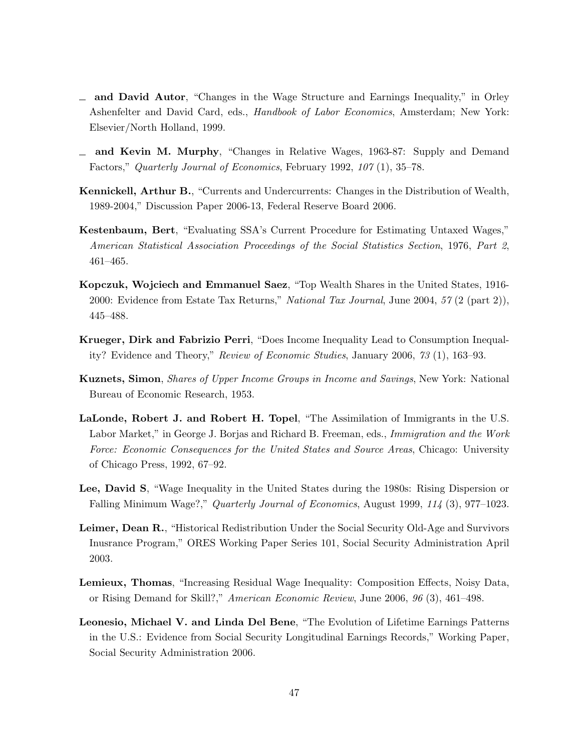— **and David Autor**, "Changes in the Wage Structure and Earnings Inequality," in Orley Ashenfelter and David Card, eds., *Handbook of Labor Economics*, Amsterdam; New York: Elsevier/North Holland, 1999.

— **and Kevin M. Murphy**, "Changes in Relative Wages, 1963-87: Supply and Demand Factors," *Quarterly Journal of Economics*, February 1992, *107* (1), 35–78.

**Kennickell, Arthur B.**, "Currents and Undercurrents: Changes in the Distribution of Wealth, 1989-2004," Discussion Paper 2006-13, Federal Reserve Board 2006.

**Kestenbaum, Bert**, "Evaluating SSA's Current Procedure for Estimating Untaxed Wages," *American Statistical Association Proceedings of the Social Statistics Section*, 1976, *Part 2*, 461–465.

**Kopczuk, Wojciech and Emmanuel Saez**, "Top Wealth Shares in the United States, 1916-2000: Evidence from Estate Tax Returns," *National Tax Journal*, June 2004, *57* (2 (part 2)), 445–488.

**Krueger, Dirk and Fabrizio Perri**, "Does Income Inequality Lead to Consumption Inequality? Evidence and Theory," *Review of Economic Studies*, January 2006, *73* (1), 163–93.

**Kuznets, Simon**, *Shares of Upper Income Groups in Income and Savings*, New York: National Bureau of Economic Research, 1953.

**LaLonde, Robert J. and Robert H. Topel**, "The Assimilation of Immigrants in the U.S. Labor Market," in George J. Borjas and Richard B. Freeman, eds., *Immigration and the Work Force: Economic Consequences for the United States and Source Areas*, Chicago: University of Chicago Press, 1992, 67–92.

**Lee, David S**, "Wage Inequality in the United States during the 1980s: Rising Dispersion or Falling Minimum Wage?," *Quarterly Journal of Economics*, August 1999, *114* (3), 977–1023.

**Leimer, Dean R.**, "Historical Redistribution Under the Social Security Old-Age and Survivors Inusrance Program," ORES Working Paper Series 101, Social Security Administration April 2003.

**Lemieux, Thomas**, "Increasing Residual Wage Inequality: Composition Effects, Noisy Data, or Rising Demand for Skill?," *American Economic Review*, June 2006, *96* (3), 461–498.

**Leonesio, Michael V. and Linda Del Bene**, "The Evolution of Lifetime Earnings Patterns in the U.S.: Evidence from Social Security Longitudinal Earnings Records," Working Paper, Social Security Administration 2006.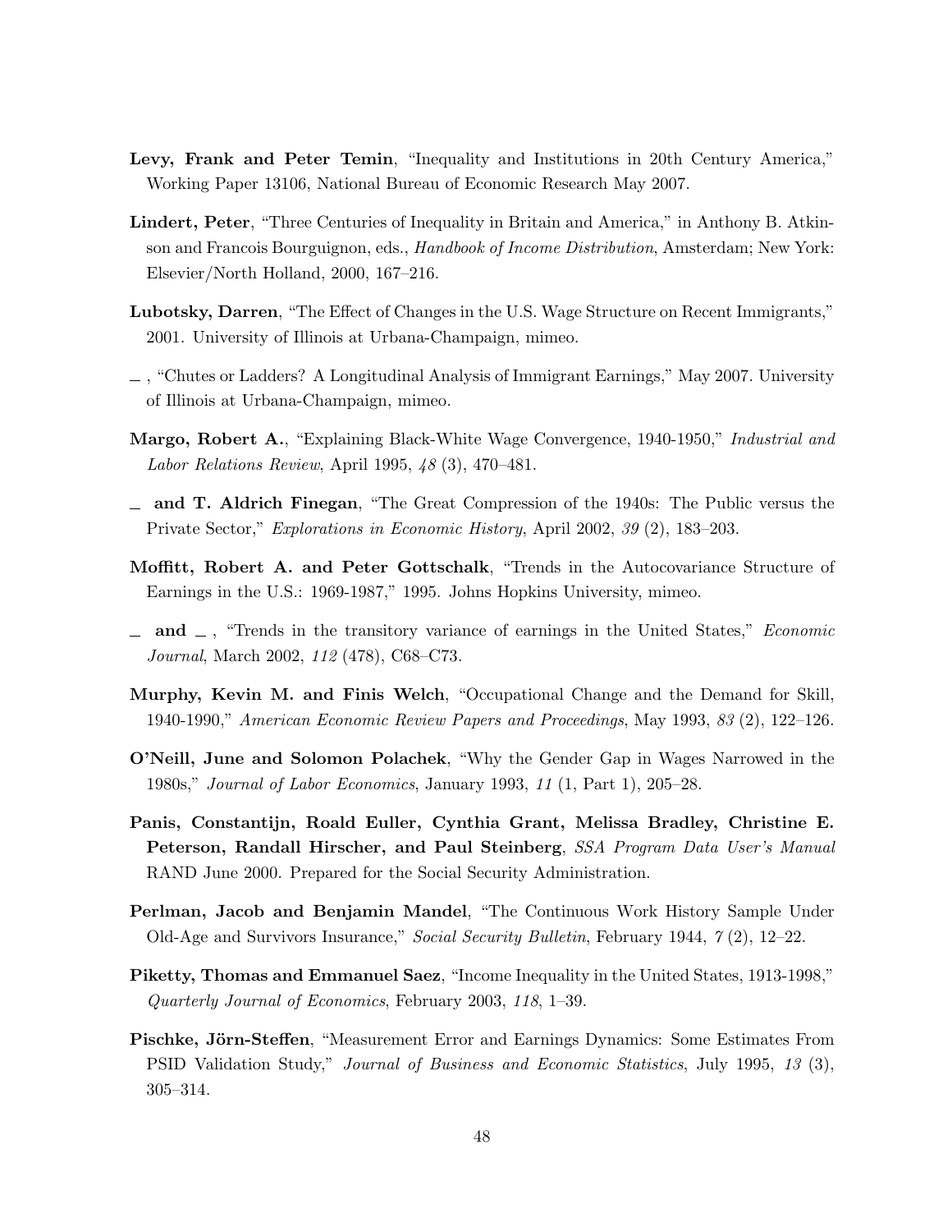**Levy, Frank and Peter Temin**, "Inequality and Institutions in 20th Century America," Working Paper 13106, National Bureau of Economic Research May 2007.

**Lindert, Peter**, "Three Centuries of Inequality in Britain and America," in Anthony B. Atkinson and Francois Bourguignon, eds., *Handbook of Income Distribution*, Amsterdam; New York: Elsevier/North Holland, 2000, 167–216.

**Lubotsky, Darren**, "The Effect of Changes in the U.S. Wage Structure on Recent Immigrants," 2001. University of Illinois at Urbana-Champaign, mimeo.

\_ , "Chutes or Ladders? A Longitudinal Analysis of Immigrant Earnings," May 2007. University of Illinois at Urbana-Champaign, mimeo.

**Margo, Robert A.**, "Explaining Black-White Wage Convergence, 1940-1950," *Industrial and Labor Relations Review*, April 1995, *48* (3), 470–481.

\_ **and T. Aldrich Finegan**, "The Great Compression of the 1940s: The Public versus the Private Sector," *Explorations in Economic History*, April 2002, *39* (2), 183–203.

**Moffitt, Robert A. and Peter Gottschalk**, "Trends in the Autocovariance Structure of Earnings in the U.S.: 1969-1987," 1995. Johns Hopkins University, mimeo.

\_ **and** \_ , "Trends in the transitory variance of earnings in the United States," *Economic Journal*, March 2002, *112* (478), C68–C73.

**Murphy, Kevin M. and Finis Welch**, "Occupational Change and the Demand for Skill, 1940-1990," *American Economic Review Papers and Proceedings*, May 1993, *83* (2), 122–126.

**O'Neill, June and Solomon Polachek**, "Why the Gender Gap in Wages Narrowed in the 1980s," *Journal of Labor Economics*, January 1993, *11* (1, Part 1), 205–28.

**Panis, Constantijn, Roald Euller, Cynthia Grant, Melissa Bradley, Christine E. Peterson, Randall Hirscher, and Paul Steinberg**, *SSA Program Data User's Manual* RAND June 2000. Prepared for the Social Security Administration.

**Perlman, Jacob and Benjamin Mandel**, "The Continuous Work History Sample Under Old-Age and Survivors Insurance," *Social Security Bulletin*, February 1944, *7* (2), 12–22.

**Piketty, Thomas and Emmanuel Saez**, "Income Inequality in the United States, 1913-1998," *Quarterly Journal of Economics*, February 2003, *118*, 1–39.

**Pischke, Jörn-Steffen**, "Measurement Error and Earnings Dynamics: Some Estimates From PSID Validation Study," *Journal of Business and Economic Statistics*, July 1995, *13* (3), 305–314.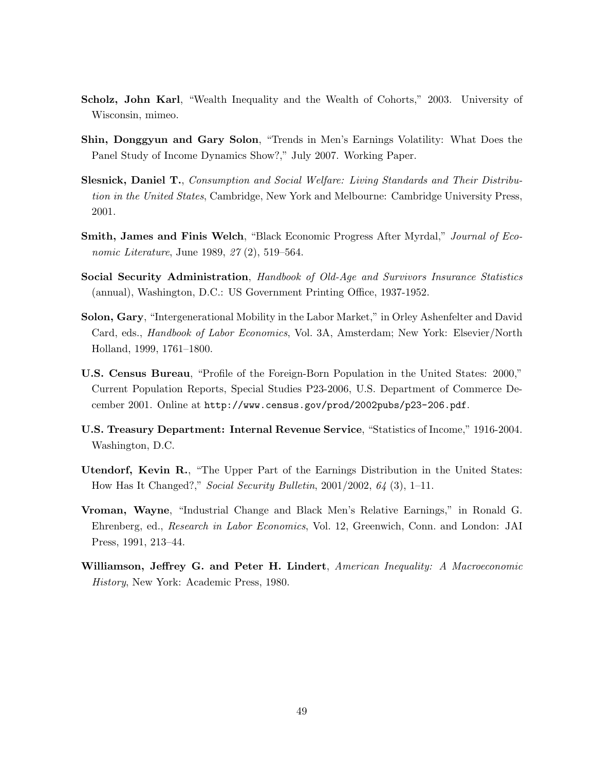**Scholz, John Karl**, "Wealth Inequality and the Wealth of Cohorts," 2003. University of Wisconsin, mimeo.

**Shin, Donggyun and Gary Solon**, "Trends in Men's Earnings Volatility: What Does the Panel Study of Income Dynamics Show?," July 2007. Working Paper.

**Slesnick, Daniel T.**, *Consumption and Social Welfare: Living Standards and Their Distribution in the United States*, Cambridge, New York and Melbourne: Cambridge University Press, 2001.

**Smith, James and Finis Welch**, "Black Economic Progress After Myrdal," *Journal of Economic Literature*, June 1989, *27* (2), 519–564.

**Social Security Administration**, *Handbook of Old-Age and Survivors Insurance Statistics* (annual), Washington, D.C.: US Government Printing Office, 1937-1952.

**Solon, Gary**, "Intergenerational Mobility in the Labor Market," in Orley Ashenfelter and David Card, eds., *Handbook of Labor Economics*, Vol. 3A, Amsterdam; New York: Elsevier/North Holland, 1999, 1761–1800.

**U.S. Census Bureau**, "Profile of the Foreign-Born Population in the United States: 2000," Current Population Reports, Special Studies P23-2006, U.S. Department of Commerce December 2001. Online at http://www.census.gov/prod/2002pubs/p23-206.pdf.

**U.S. Treasury Department: Internal Revenue Service**, "Statistics of Income," 1916-2004. Washington, D.C.

**Utendorf, Kevin R.**, "The Upper Part of the Earnings Distribution in the United States: How Has It Changed?," *Social Security Bulletin*, 2001/2002, *64* (3), 1–11.

**Vroman, Wayne**, "Industrial Change and Black Men's Relative Earnings," in Ronald G. Ehrenberg, ed., *Research in Labor Economics*, Vol. 12, Greenwich, Conn. and London: JAI Press, 1991, 213–44.

**Williamson, Jeffrey G. and Peter H. Lindert**, *American Inequality: A Macroeconomic History*, New York: Academic Press, 1980.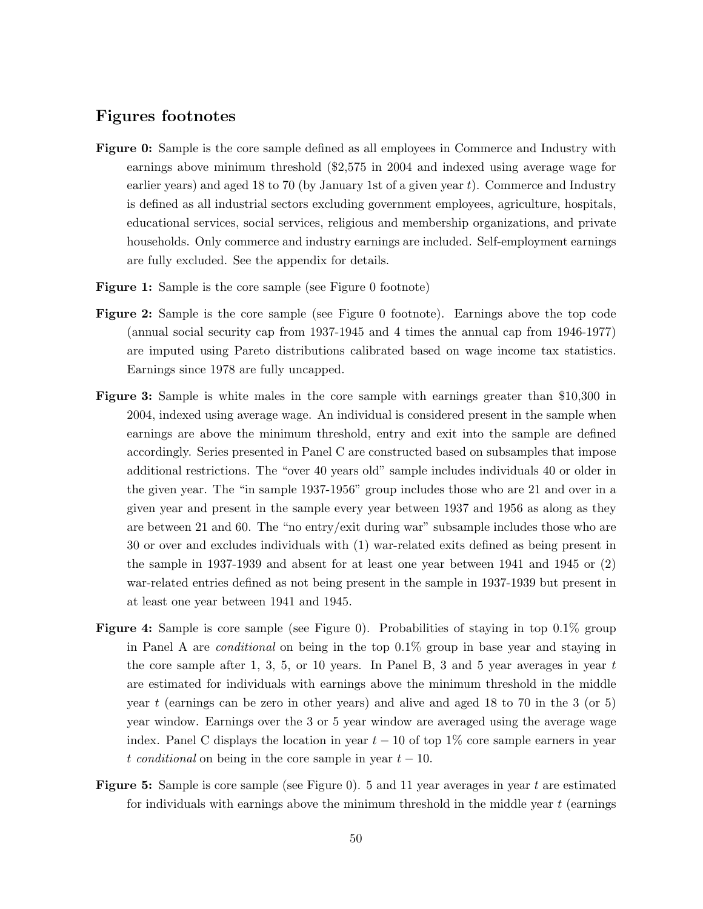## Figures footnotes

**Figure 0:** Sample is the core sample defined as all employees in Commerce and Industry with earnings above minimum threshold ($2,575 in 2004 and indexed using average wage for earlier years) and aged 18 to 70 (by January 1st of a given year $t$). Commerce and Industry is defined as all industrial sectors excluding government employees, agriculture, hospitals, educational services, social services, religious and membership organizations, and private households. Only commerce and industry earnings are included. Self-employment earnings are fully excluded. See the appendix for details.

**Figure 1:** Sample is the core sample (see Figure 0 footnote)

**Figure 2:** Sample is the core sample (see Figure 0 footnote). Earnings above the top code (annual social security cap from 1937-1945 and 4 times the annual cap from 1946-1977) are imputed using Pareto distributions calibrated based on wage income tax statistics. Earnings since 1978 are fully uncapped.

**Figure 3:** Sample is white males in the core sample with earnings greater than $10,300 in 2004, indexed using average wage. An individual is considered present in the sample when earnings are above the minimum threshold, entry and exit into the sample are defined accordingly. Series presented in Panel C are constructed based on subsamples that impose additional restrictions. The "over 40 years old" sample includes individuals 40 or older in the given year. The "in sample 1937-1956" group includes those who are 21 and over in a given year and present in the sample every year between 1937 and 1956 as along as they are between 21 and 60. The "no entry/exit during war" subsample includes those who are 30 or over and excludes individuals with (1) war-related exits defined as being present in the sample in 1937-1939 and absent for at least one year between 1941 and 1945 or (2) war-related entries defined as not being present in the sample in 1937-1939 but present in at least one year between 1941 and 1945.

**Figure 4:** Sample is core sample (see Figure 0). Probabilities of staying in top 0.1% group in Panel A are *conditional* on being in the top 0.1% group in base year and staying in the core sample after 1, 3, 5, or 10 years. In Panel B, 3 and 5 year averages in year $t$ are estimated for individuals with earnings above the minimum threshold in the middle year $t$ (earnings can be zero in other years) and alive and aged 18 to 70 in the 3 (or 5) year window. Earnings over the 3 or 5 year window are averaged using the average wage index. Panel C displays the location in year $t-10$ of top 1% core sample earners in year $t$ *conditional* on being in the core sample in year $t-10$.

**Figure 5:** Sample is core sample (see Figure 0). 5 and 11 year averages in year $t$ are estimated for individuals with earnings above the minimum threshold in the middle year $t$ (earnings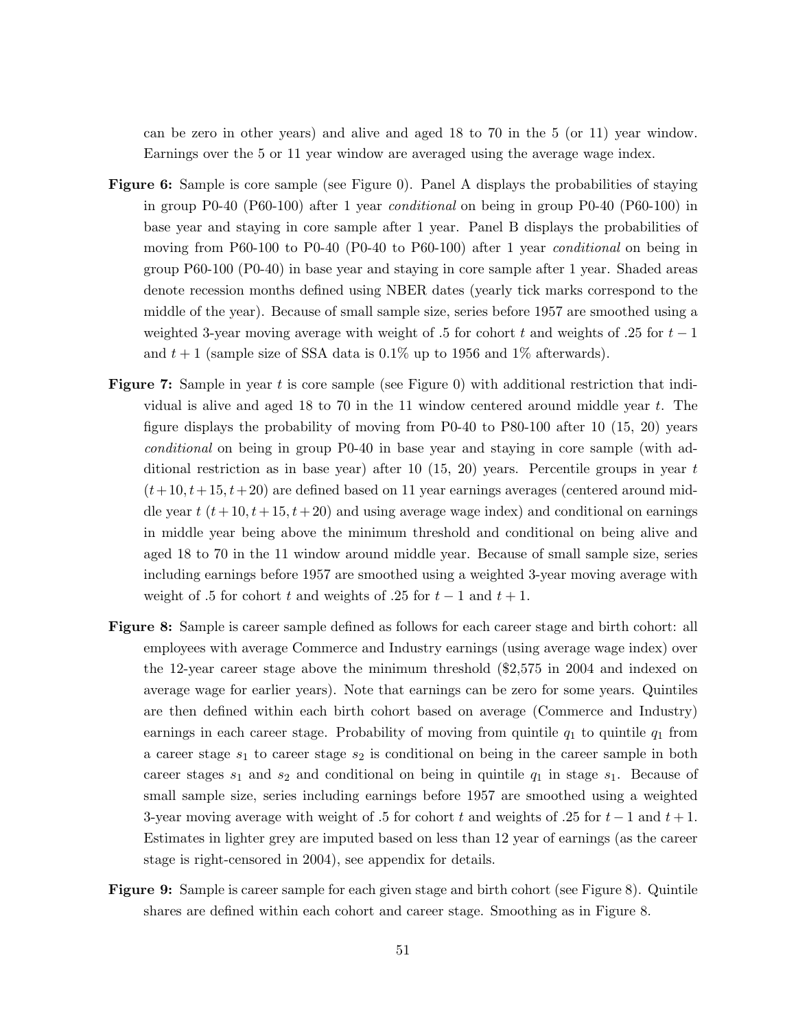can be zero in other years) and alive and aged 18 to 70 in the 5 (or 11) year window. Earnings over the 5 or 11 year window are averaged using the average wage index.

**Figure 6:** Sample is core sample (see Figure 0). Panel A displays the probabilities of staying in group P0-40 (P60-100) after 1 year *conditional* on being in group P0-40 (P60-100) in base year and staying in core sample after 1 year. Panel B displays the probabilities of moving from P60-100 to P0-40 (P0-40 to P60-100) after 1 year *conditional* on being in group P60-100 (P0-40) in base year and staying in core sample after 1 year. Shaded areas denote recession months defined using NBER dates (yearly tick marks correspond to the middle of the year). Because of small sample size, series before 1957 are smoothed using a weighted 3-year moving average with weight of .5 for cohort $t$ and weights of .25 for $t-1$ and $t+1$ (sample size of SSA data is 0.1% up to 1956 and 1% afterwards).

**Figure 7:** Sample in year $t$ is core sample (see Figure 0) with additional restriction that individual is alive and aged 18 to 70 in the 11 window centered around middle year $t$. The figure displays the probability of moving from P0-40 to P80-100 after 10 (15, 20) years *conditional* on being in group P0-40 in base year and staying in core sample (with additional restriction as in base year) after 10 (15, 20) years. Percentile groups in year $t$ ($t+10, t+15, t+20$) are defined based on 11 year earnings averages (centered around middle year $t$ ($t+10, t+15, t+20$) and using average wage index) and conditional on earnings in middle year being above the minimum threshold and conditional on being alive and aged 18 to 70 in the 11 window around middle year. Because of small sample size, series including earnings before 1957 are smoothed using a weighted 3-year moving average with weight of .5 for cohort $t$ and weights of .25 for $t-1$ and $t+1$.

**Figure 8:** Sample is career sample defined as follows for each career stage and birth cohort: all employees with average Commerce and Industry earnings (using average wage index) over the 12-year career stage above the minimum threshold ($2,575 in 2004 and indexed on average wage for earlier years). Note that earnings can be zero for some years. Quintiles are then defined within each birth cohort based on average (Commerce and Industry) earnings in each career stage. Probability of moving from quintile $q_1$ to quintile $q_1$ from a career stage $s_1$ to career stage $s_2$ is conditional on being in the career sample in both career stages $s_1$ and $s_2$ and conditional on being in quintile $q_1$ in stage $s_1$. Because of small sample size, series including earnings before 1957 are smoothed using a weighted 3-year moving average with weight of .5 for cohort $t$ and weights of .25 for $t-1$ and $t+1$. Estimates in lighter grey are imputed based on less than 12 year of earnings (as the career stage is right-censored in 2004), see appendix for details.

**Figure 9:** Sample is career sample for each given stage and birth cohort (see Figure 8). Quintile shares are defined within each cohort and career stage. Smoothing as in Figure 8.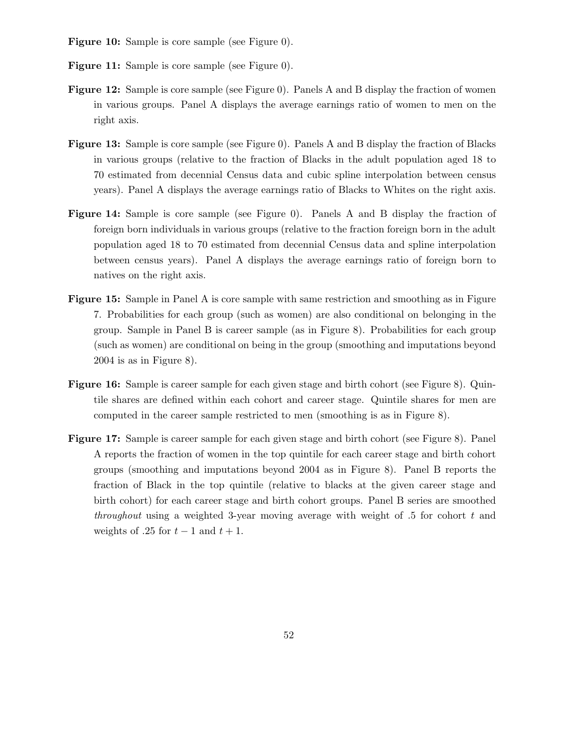**Figure 10:** Sample is core sample (see Figure 0).

**Figure 11:** Sample is core sample (see Figure 0).

**Figure 12:** Sample is core sample (see Figure 0). Panels A and B display the fraction of women in various groups. Panel A displays the average earnings ratio of women to men on the right axis.

**Figure 13:** Sample is core sample (see Figure 0). Panels A and B display the fraction of Blacks in various groups (relative to the fraction of Blacks in the adult population aged 18 to 70 estimated from decennial Census data and cubic spline interpolation between census years). Panel A displays the average earnings ratio of Blacks to Whites on the right axis.

**Figure 14:** Sample is core sample (see Figure 0). Panels A and B display the fraction of foreign born individuals in various groups (relative to the fraction foreign born in the adult population aged 18 to 70 estimated from decennial Census data and spline interpolation between census years). Panel A displays the average earnings ratio of foreign born to natives on the right axis.

**Figure 15:** Sample in Panel A is core sample with same restriction and smoothing as in Figure 7. Probabilities for each group (such as women) are also conditional on belonging in the group. Sample in Panel B is career sample (as in Figure 8). Probabilities for each group (such as women) are conditional on being in the group (smoothing and imputations beyond 2004 is as in Figure 8).

**Figure 16:** Sample is career sample for each given stage and birth cohort (see Figure 8). Quintile shares are defined within each cohort and career stage. Quintile shares for men are computed in the career sample restricted to men (smoothing is as in Figure 8).

**Figure 17:** Sample is career sample for each given stage and birth cohort (see Figure 8). Panel A reports the fraction of women in the top quintile for each career stage and birth cohort groups (smoothing and imputations beyond 2004 as in Figure 8). Panel B reports the fraction of Black in the top quintile (relative to blacks at the given career stage and birth cohort) for each career stage and birth cohort groups. Panel B series are smoothed *throughout* using a weighted 3-year moving average with weight of .5 for cohort $t$ and weights of .25 for $t-1$ and $t+1$.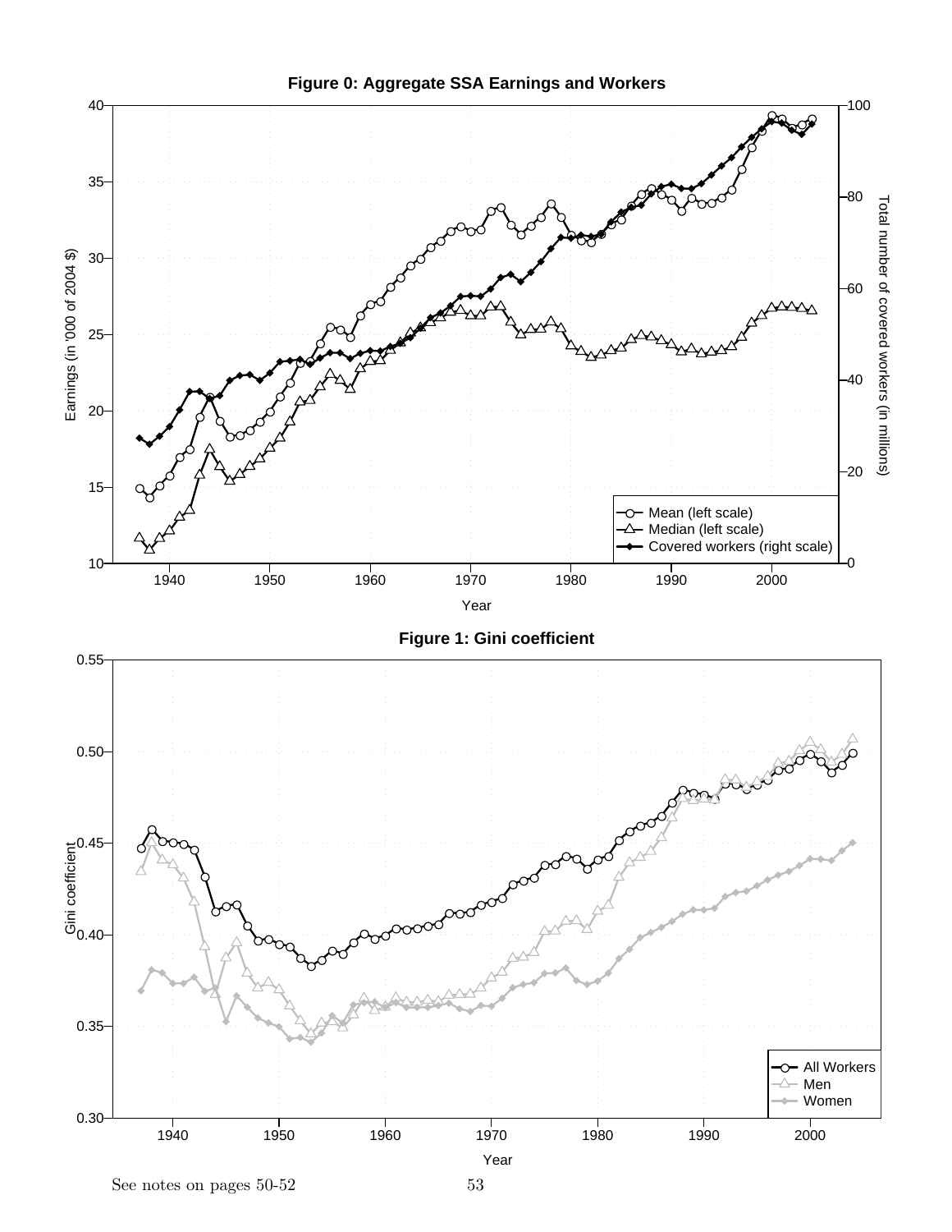**Figure 0: Aggregate SSA Earnings and Workers**

**Figure 1: Gini coefficient**

See notes on pages 50-52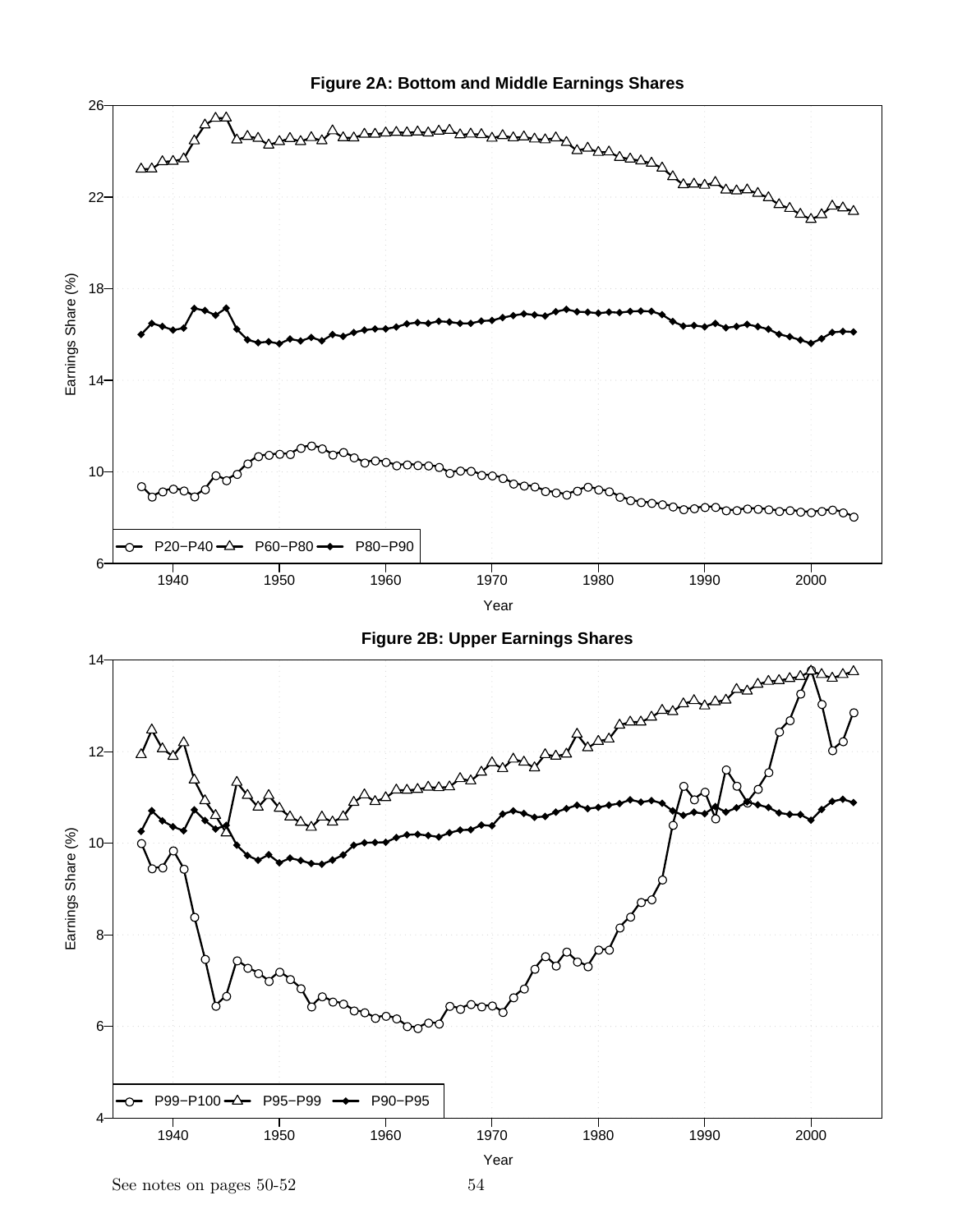**Figure 2A: Bottom and Middle Earnings Shares**

**Figure 2B: Upper Earnings Shares**

See notes on pages 50-52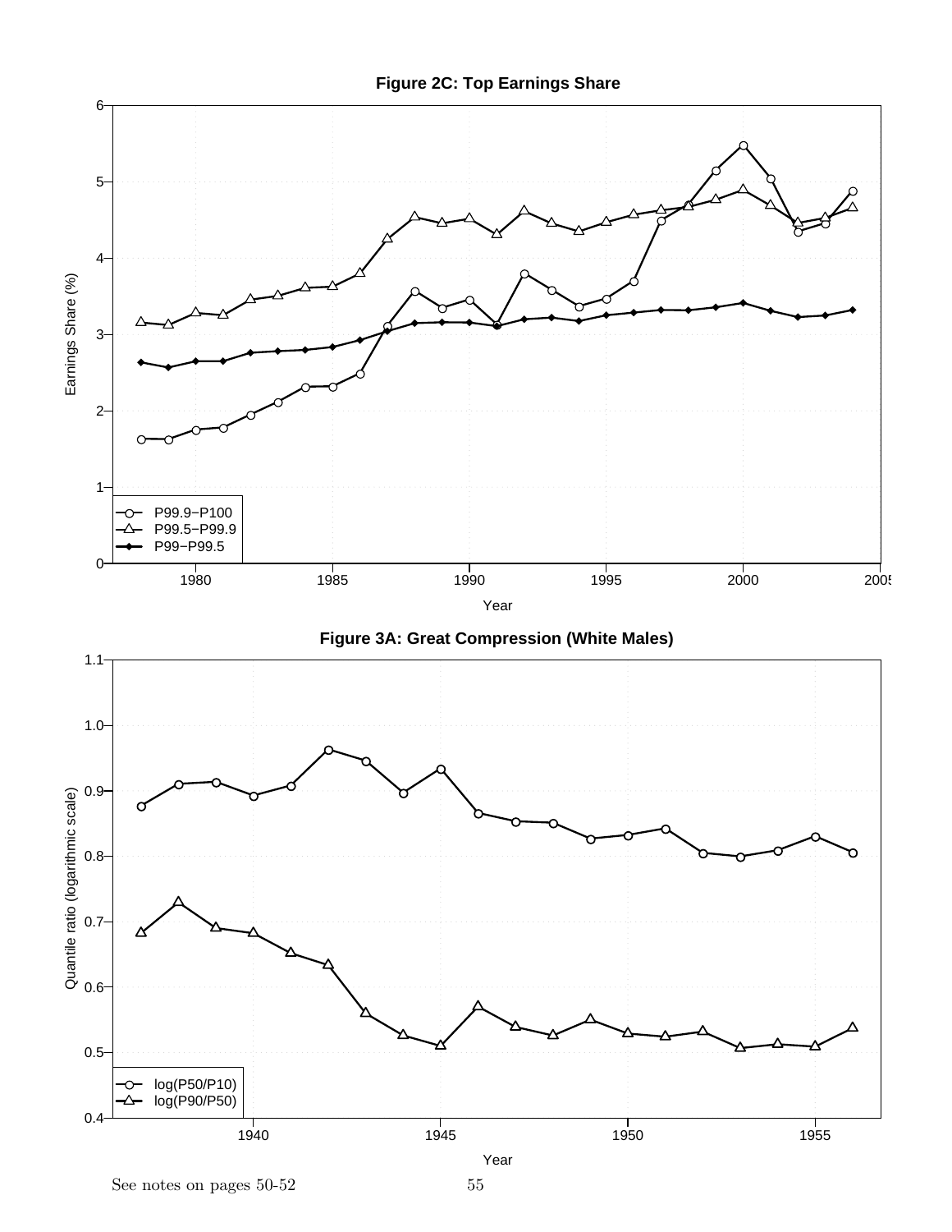**Figure 2C: Top Earnings Share**

**Figure 3A: Great Compression (White Males)**

See notes on pages 50-52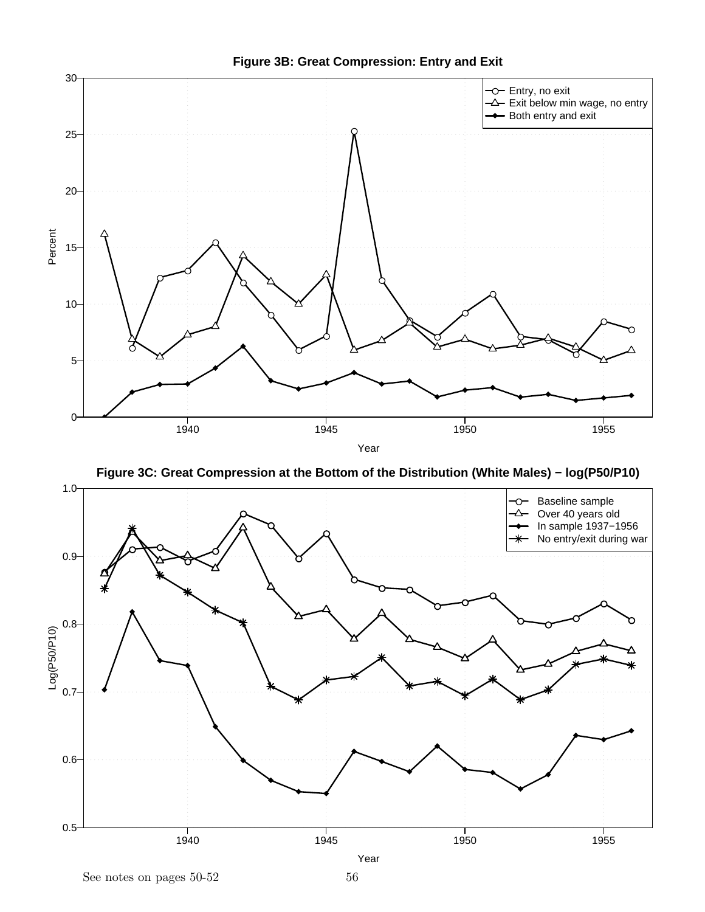**Figure 3B: Great Compression: Entry and Exit**

Legend: Entry, no exit; Exit below min wage, no entry; Both entry and exit

Percent (y-axis, 0–30); Year (x-axis, 1940–1955)

**Figure 3C: Great Compression at the Bottom of the Distribution (White Males) − log(P50/P10)**

Legend: Baseline sample; Over 40 years old; In sample 1937−1956; No entry/exit during war

Log(P50/P10) (y-axis, 0.5–1.0); Year (x-axis, 1940–1955)

See notes on pages 50-52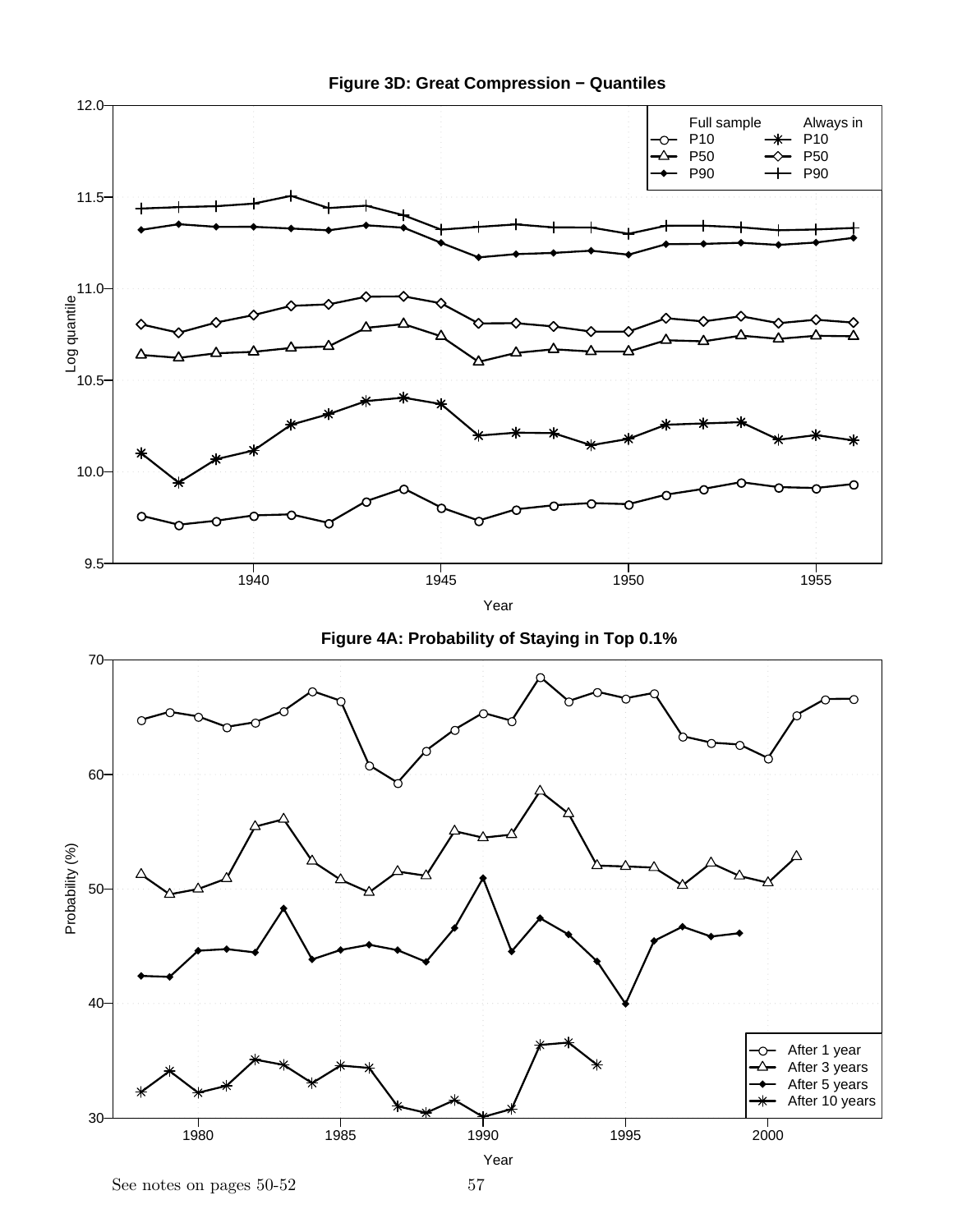**Figure 3D: Great Compression − Quantiles**

**Figure 4A: Probability of Staying in Top 0.1%**

See notes on pages 50-52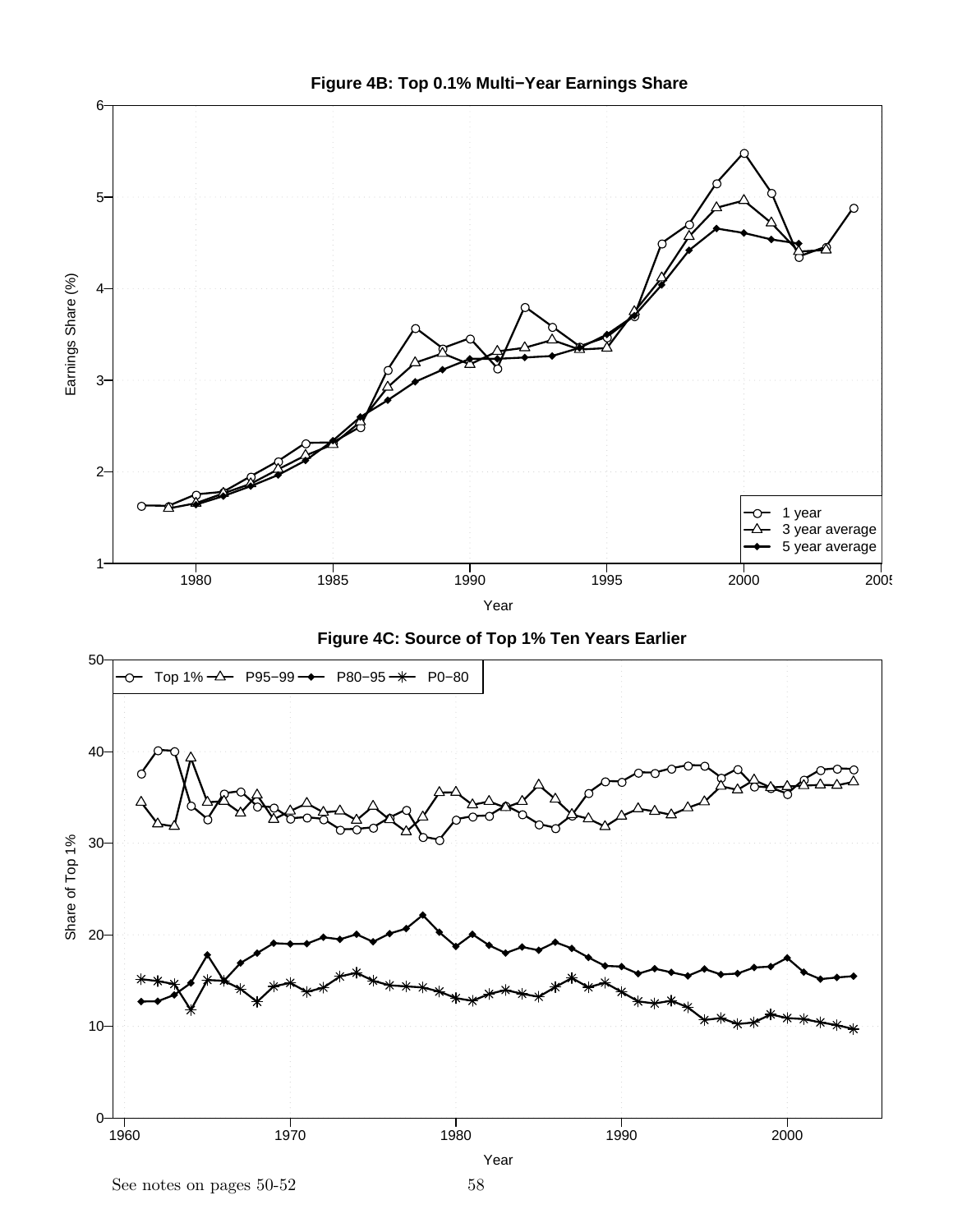**Figure 4B: Top 0.1% Multi−Year Earnings Share**

**Figure 4C: Source of Top 1% Ten Years Earlier**

See notes on pages 50-52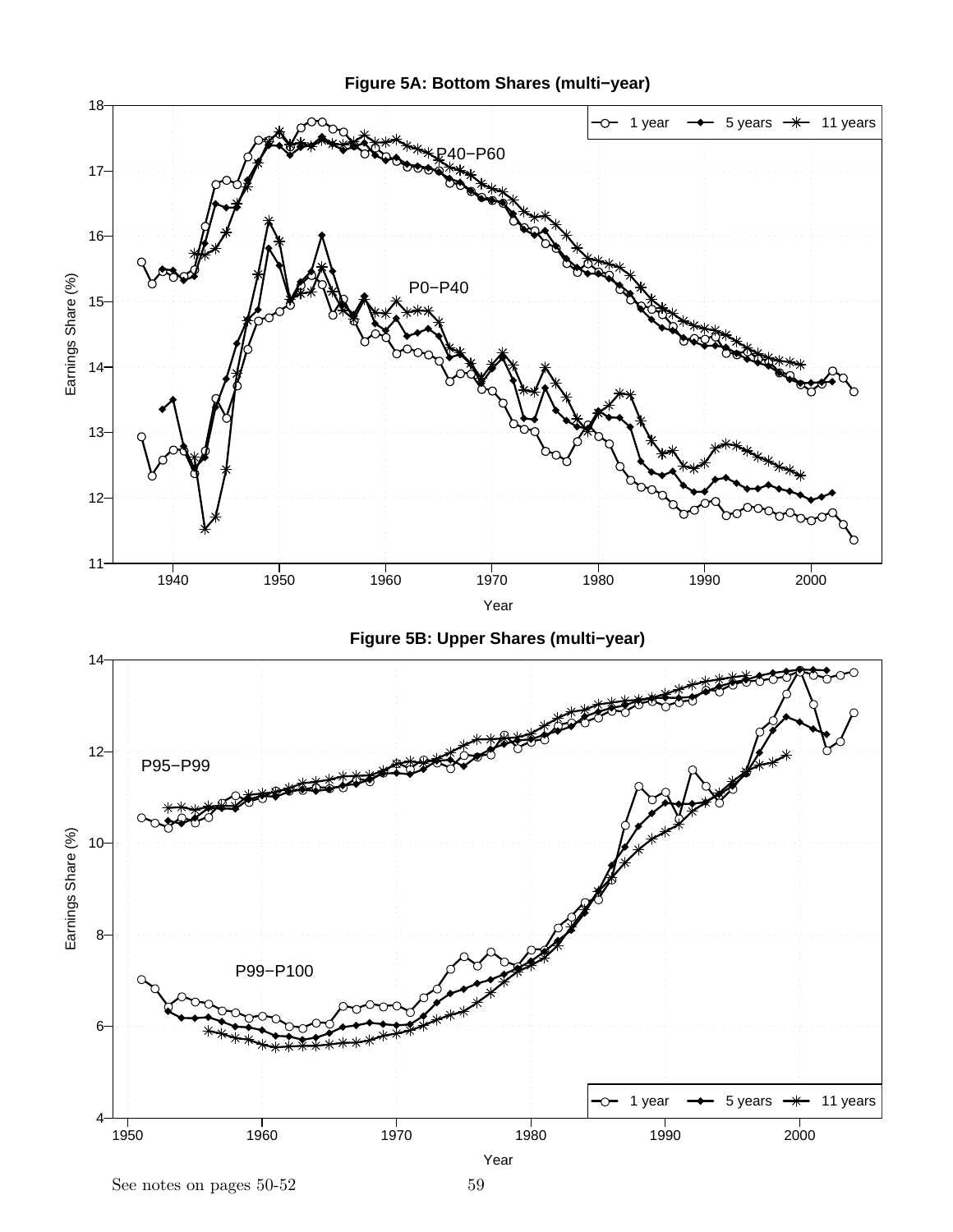**Figure 5A: Bottom Shares (multi−year)**

Legend: 1 year, 5 years, 11 years

P40−P60

P0−P40

Earnings Share (%)

Year

**Figure 5B: Upper Shares (multi−year)**

P95−P99

P99−P100

Legend: 1 year, 5 years, 11 years

Earnings Share (%)

Year

See notes on pages 50-52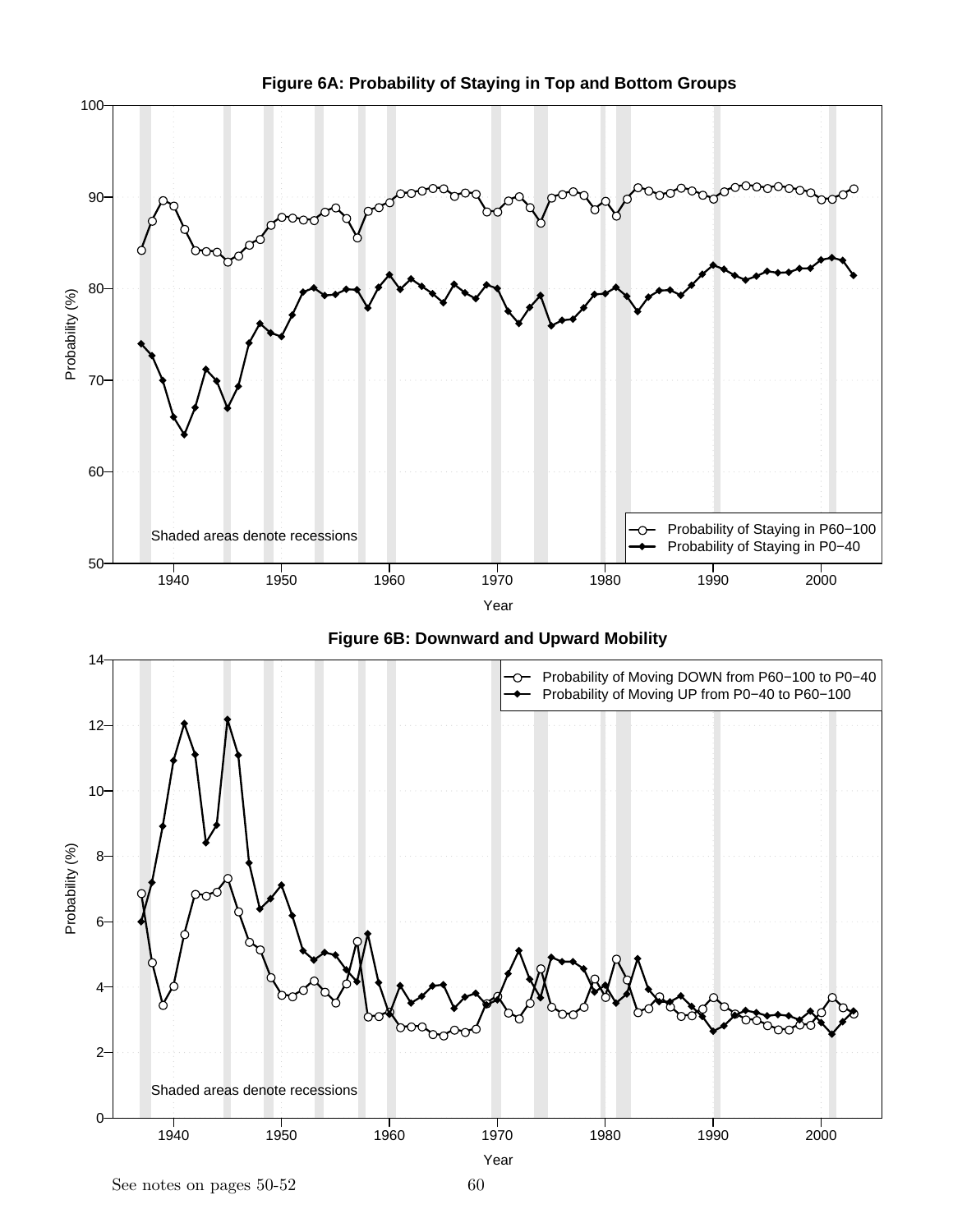**Figure 6A: Probability of Staying in Top and Bottom Groups**

Shaded areas denote recessions

- Probability of Staying in P60−100
- Probability of Staying in P0−40

**Figure 6B: Downward and Upward Mobility**

Shaded areas denote recessions

- Probability of Moving DOWN from P60−100 to P0−40
- Probability of Moving UP from P0−40 to P60−100

See notes on pages 50-52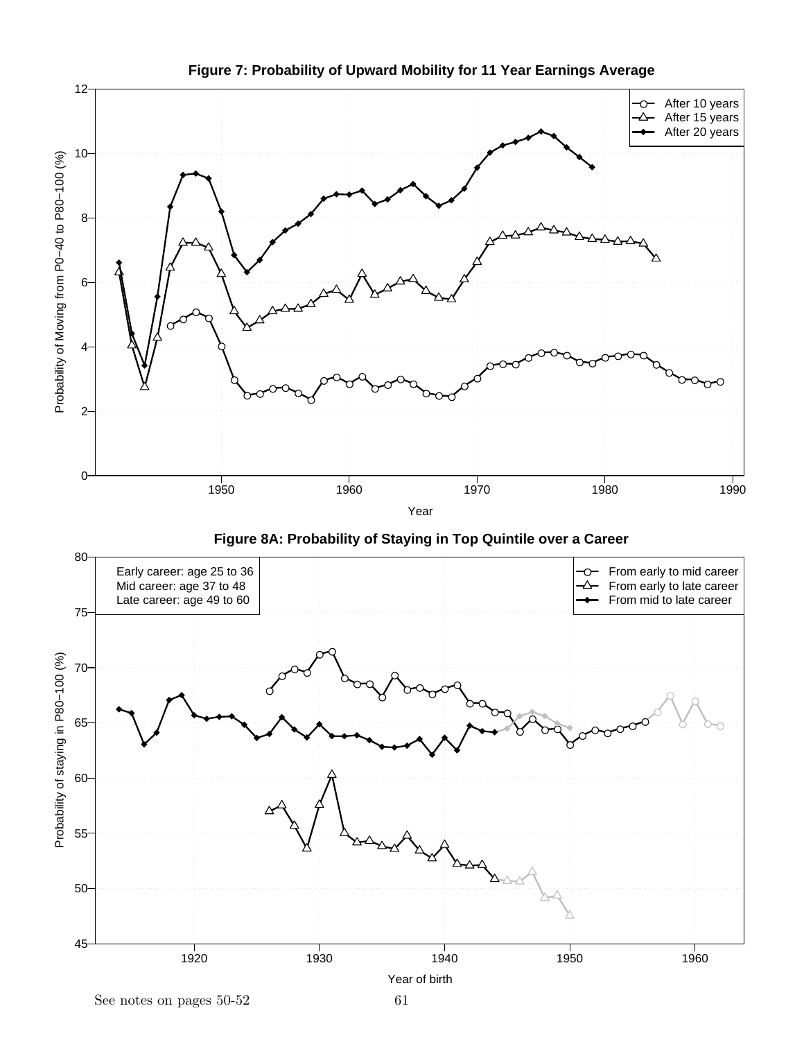**Figure 7: Probability of Upward Mobility for 11 Year Earnings Average**

**Figure 8A: Probability of Staying in Top Quintile over a Career**

See notes on pages 50-52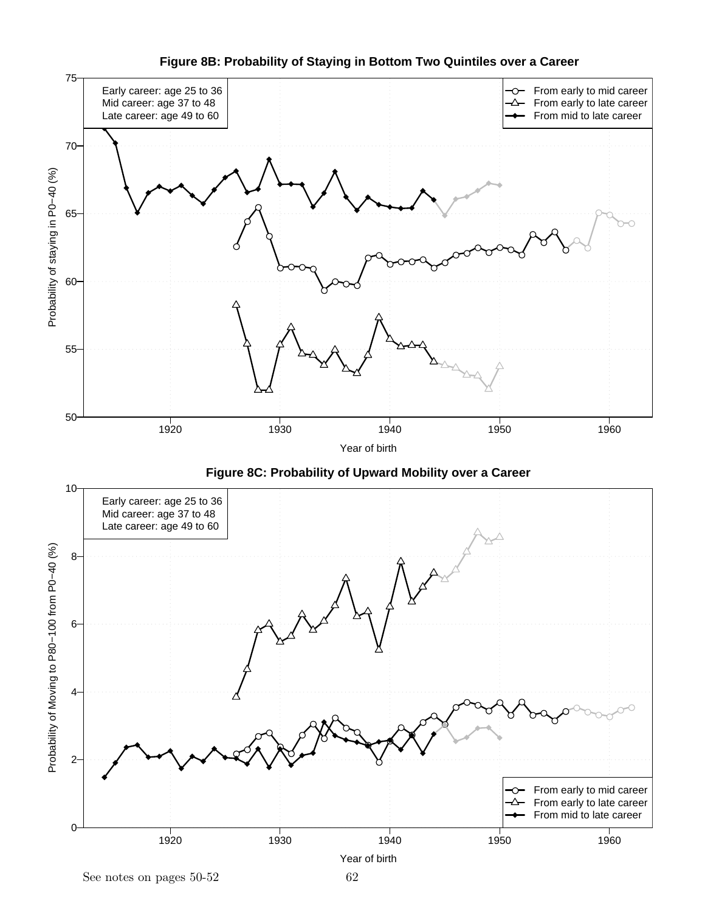**Figure 8B: Probability of Staying in Bottom Two Quintiles over a Career**

Early career: age 25 to 36
Mid career: age 37 to 48
Late career: age 49 to 60

From early to mid career
From early to late career
From mid to late career

Probability of staying in P0−40 (%)

Year of birth

**Figure 8C: Probability of Upward Mobility over a Career**

Early career: age 25 to 36
Mid career: age 37 to 48
Late career: age 49 to 60

From early to mid career
From early to late career
From mid to late career

Probability of Moving to P80−100 from P0−40 (%)

Year of birth

See notes on pages 50-52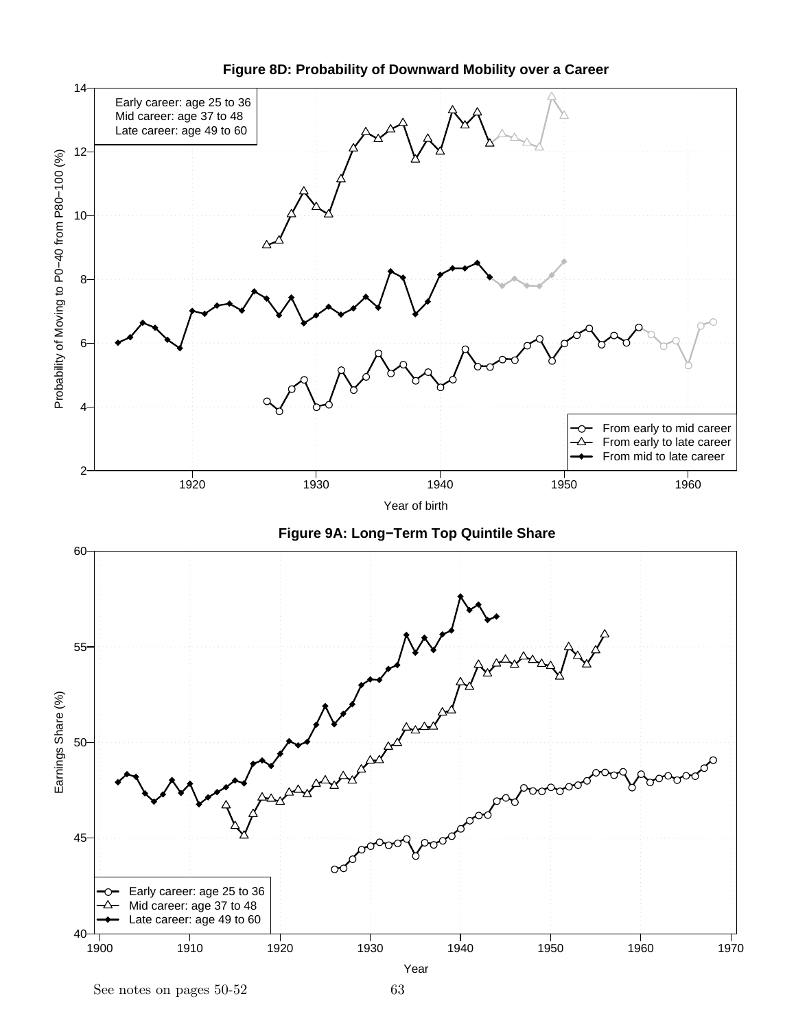**Figure 8D: Probability of Downward Mobility over a Career**

Early career: age 25 to 36
Mid career: age 37 to 48
Late career: age 49 to 60

Probability of Moving to P0−40 from P80−100 (%)

From early to mid career
From early to late career
From mid to late career

Year of birth

**Figure 9A: Long−Term Top Quintile Share**

Earnings Share (%)

Early career: age 25 to 36
Mid career: age 37 to 48
Late career: age 49 to 60

Year

See notes on pages 50-52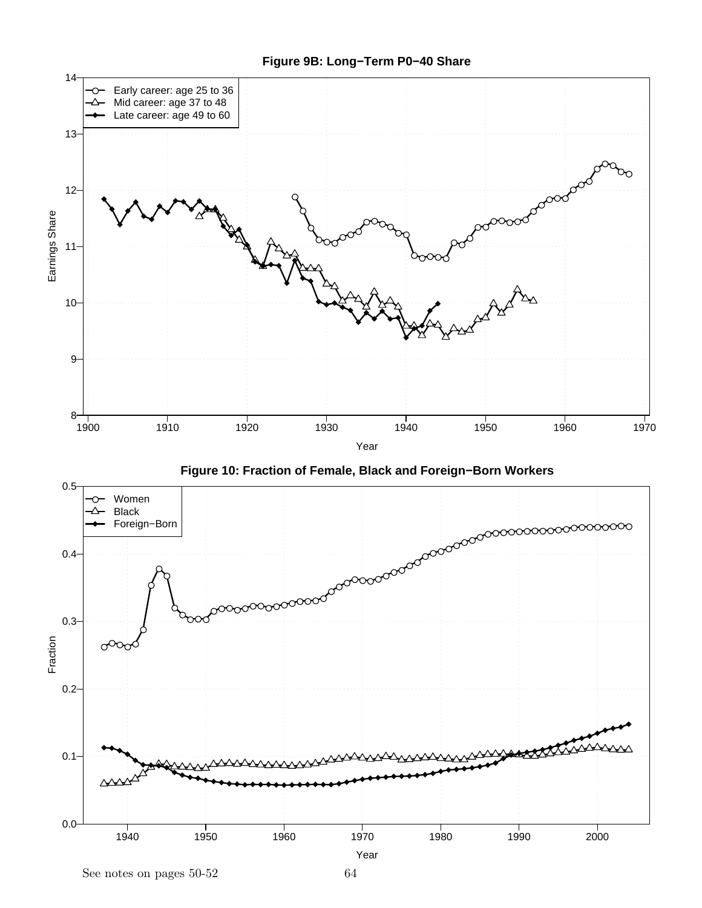**Figure 9B: Long−Term P0−40 Share**

**Figure 10: Fraction of Female, Black and Foreign−Born Workers**

See notes on pages 50-52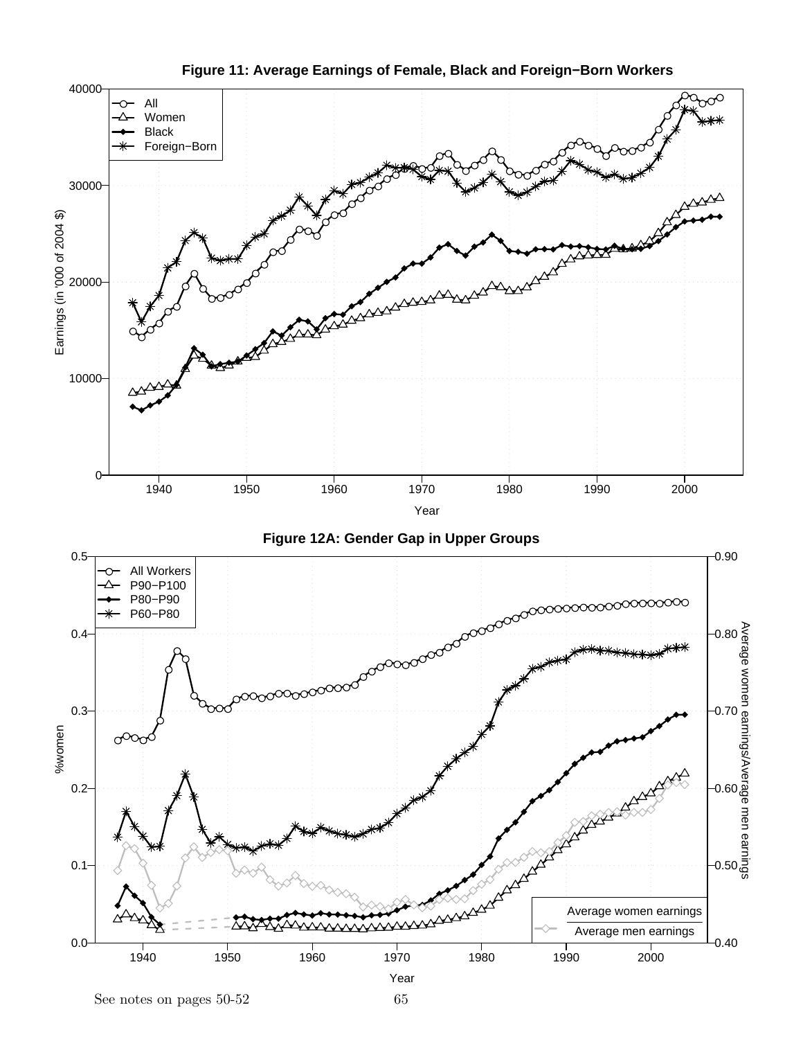**Figure 11: Average Earnings of Female, Black and Foreign−Born Workers**

**Figure 12A: Gender Gap in Upper Groups**

See notes on pages 50-52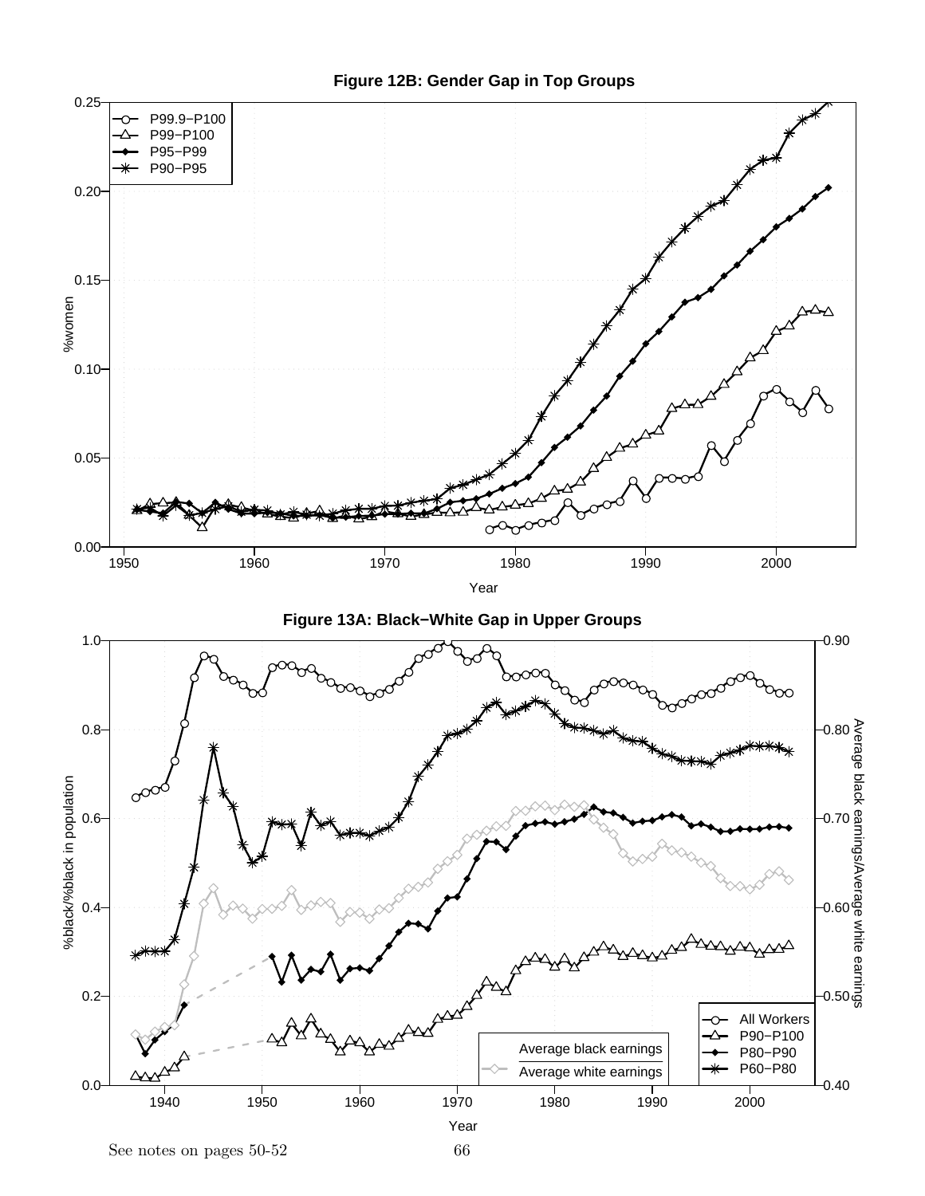**Figure 12B: Gender Gap in Top Groups**

**Figure 13A: Black−White Gap in Upper Groups**

See notes on pages 50-52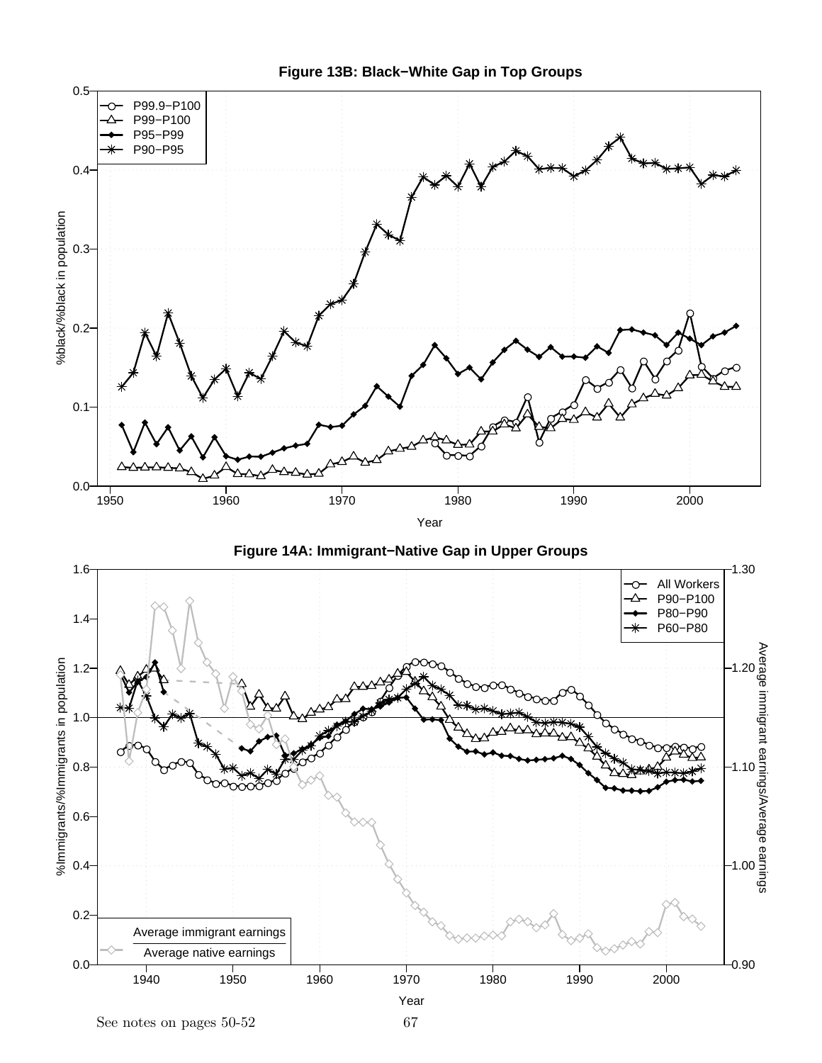**Figure 13B: Black−White Gap in Top Groups**

**Figure 14A: Immigrant−Native Gap in Upper Groups**

See notes on pages 50-52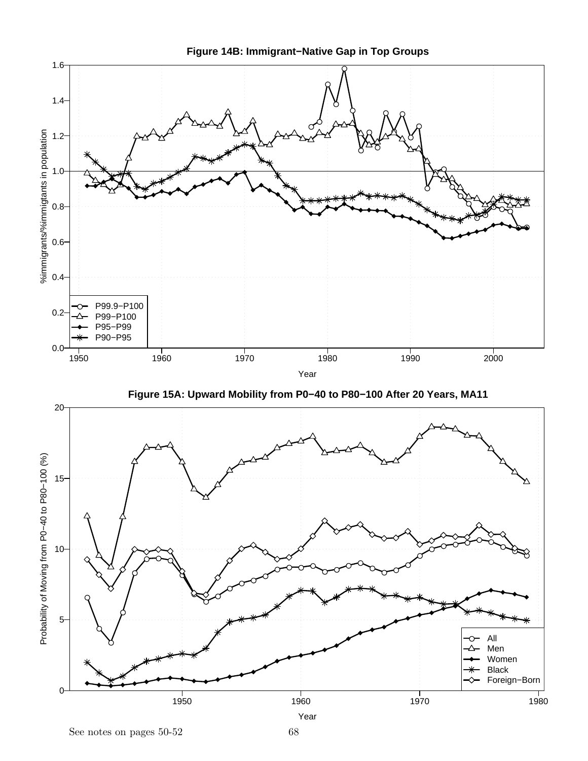**Figure 14B: Immigrant−Native Gap in Top Groups**

**Figure 15A: Upward Mobility from P0−40 to P80−100 After 20 Years, MA11**

See notes on pages 50-52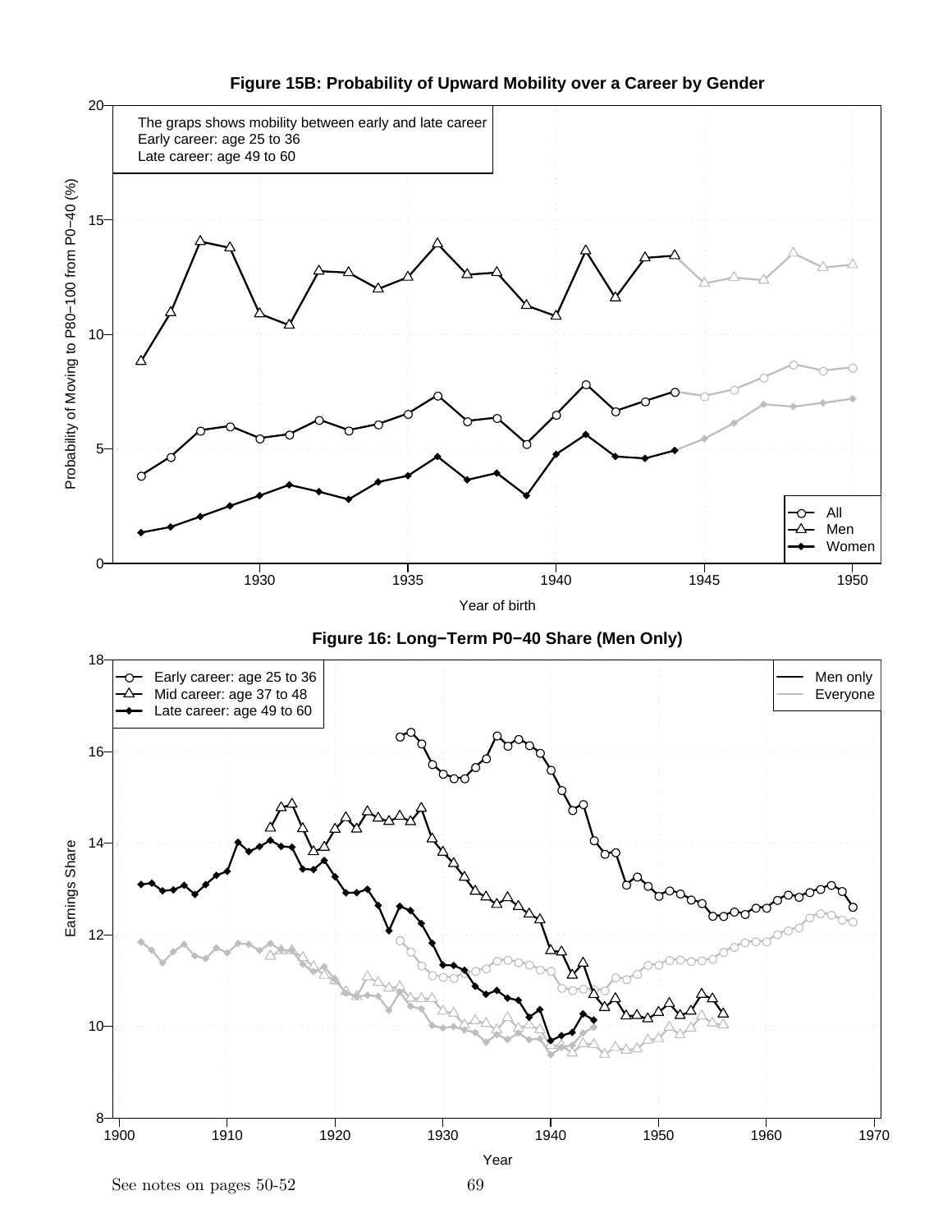**Figure 15B: Probability of Upward Mobility over a Career by Gender**

The graps shows mobility between early and late career
Early career: age 25 to 36
Late career: age 49 to 60

Probability of Moving to P80−100 from P0−40 (%)

Year of birth

All
Men
Women

**Figure 16: Long−Term P0−40 Share (Men Only)**

Early career: age 25 to 36
Mid career: age 37 to 48
Late career: age 49 to 60

Men only
Everyone

Earnings Share

Year

See notes on pages 50-52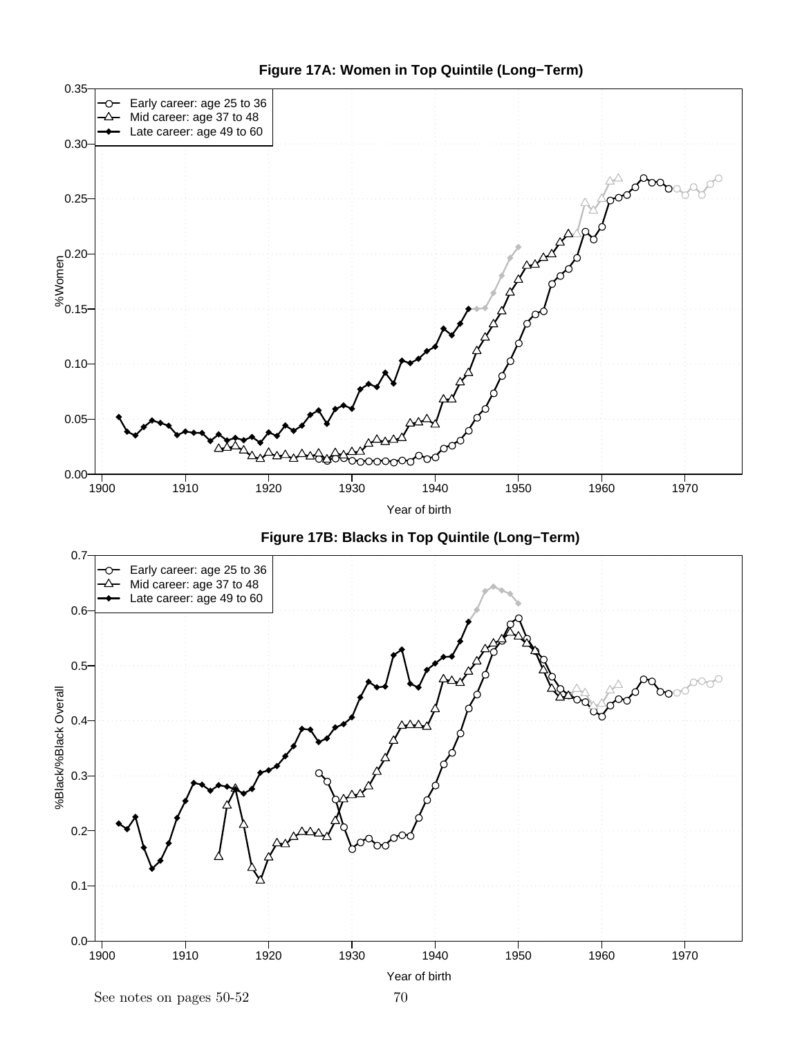**Figure 17A: Women in Top Quintile (Long−Term)**

**Figure 17B: Blacks in Top Quintile (Long−Term)**

See notes on pages 50-52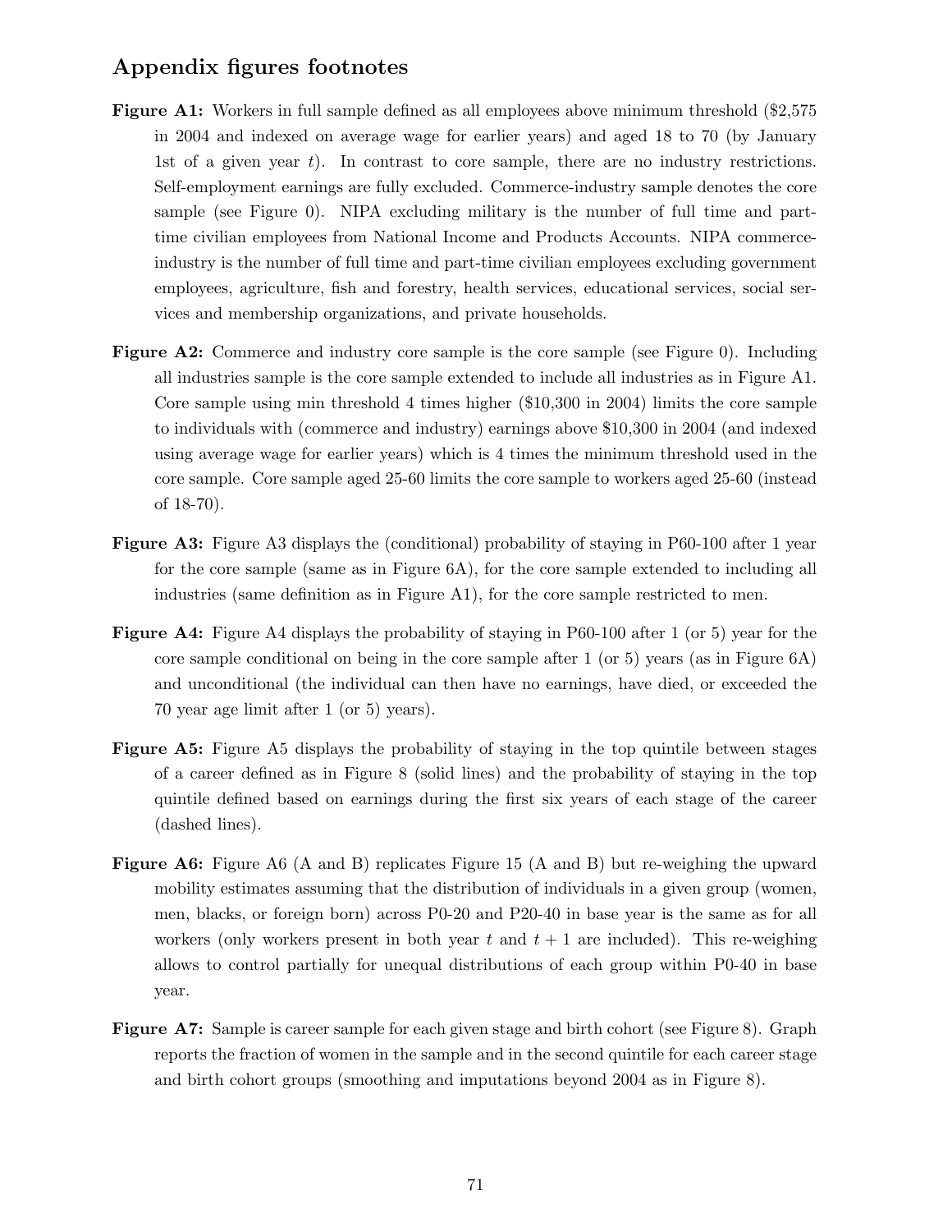## Appendix figures footnotes

**Figure A1:** Workers in full sample defined as all employees above minimum threshold ($2,575 in 2004 and indexed on average wage for earlier years) and aged 18 to 70 (by January 1st of a given year $t$). In contrast to core sample, there are no industry restrictions. Self-employment earnings are fully excluded. Commerce-industry sample denotes the core sample (see Figure 0). NIPA excluding military is the number of full time and part-time civilian employees from National Income and Products Accounts. NIPA commerce-industry is the number of full time and part-time civilian employees excluding government employees, agriculture, fish and forestry, health services, educational services, social services and membership organizations, and private households.

**Figure A2:** Commerce and industry core sample is the core sample (see Figure 0). Including all industries sample is the core sample extended to include all industries as in Figure A1. Core sample using min threshold 4 times higher ($10,300 in 2004) limits the core sample to individuals with (commerce and industry) earnings above $10,300 in 2004 (and indexed using average wage for earlier years) which is 4 times the minimum threshold used in the core sample. Core sample aged 25-60 limits the core sample to workers aged 25-60 (instead of 18-70).

**Figure A3:** Figure A3 displays the (conditional) probability of staying in P60-100 after 1 year for the core sample (same as in Figure 6A), for the core sample extended to including all industries (same definition as in Figure A1), for the core sample restricted to men.

**Figure A4:** Figure A4 displays the probability of staying in P60-100 after 1 (or 5) year for the core sample conditional on being in the core sample after 1 (or 5) years (as in Figure 6A) and unconditional (the individual can then have no earnings, have died, or exceeded the 70 year age limit after 1 (or 5) years).

**Figure A5:** Figure A5 displays the probability of staying in the top quintile between stages of a career defined as in Figure 8 (solid lines) and the probability of staying in the top quintile defined based on earnings during the first six years of each stage of the career (dashed lines).

**Figure A6:** Figure A6 (A and B) replicates Figure 15 (A and B) but re-weighing the upward mobility estimates assuming that the distribution of individuals in a given group (women, men, blacks, or foreign born) across P0-20 and P20-40 in base year is the same as for all workers (only workers present in both year $t$ and $t+1$ are included). This re-weighing allows to control partially for unequal distributions of each group within P0-40 in base year.

**Figure A7:** Sample is career sample for each given stage and birth cohort (see Figure 8). Graph reports the fraction of women in the sample and in the second quintile for each career stage and birth cohort groups (smoothing and imputations beyond 2004 as in Figure 8).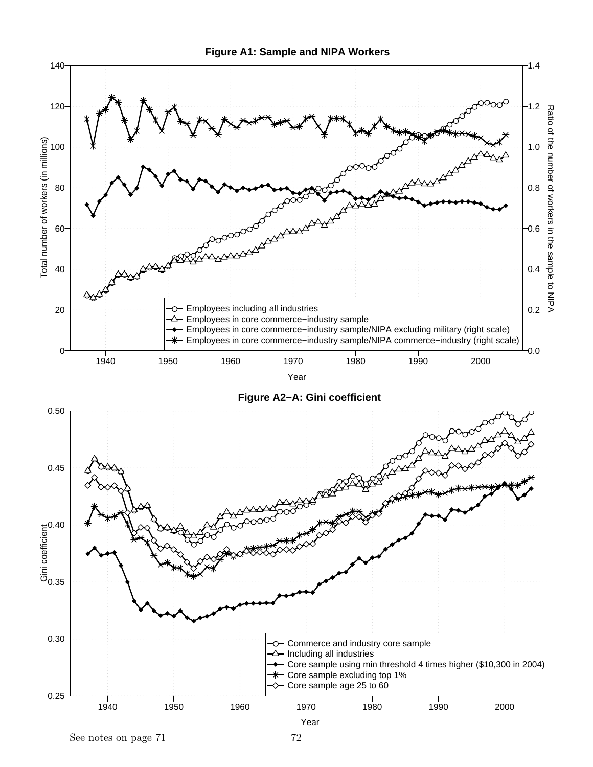**Figure A1: Sample and NIPA Workers**

Total number of workers (in millions) | Ratio of the number of workers in the sample to NIPA

- Employees including all industries
- Employees in core commerce−industry sample
- Employees in core commerce−industry sample/NIPA excluding military (right scale)
- Employees in core commerce−industry sample/NIPA commerce−industry (right scale)

Year

**Figure A2−A: Gini coefficient**

Gini coefficient

- Commerce and industry core sample
- Including all industries
- Core sample using min threshold 4 times higher ($10,300 in 2004)
- Core sample excluding top 1%
- Core sample age 25 to 60

Year

See notes on page 71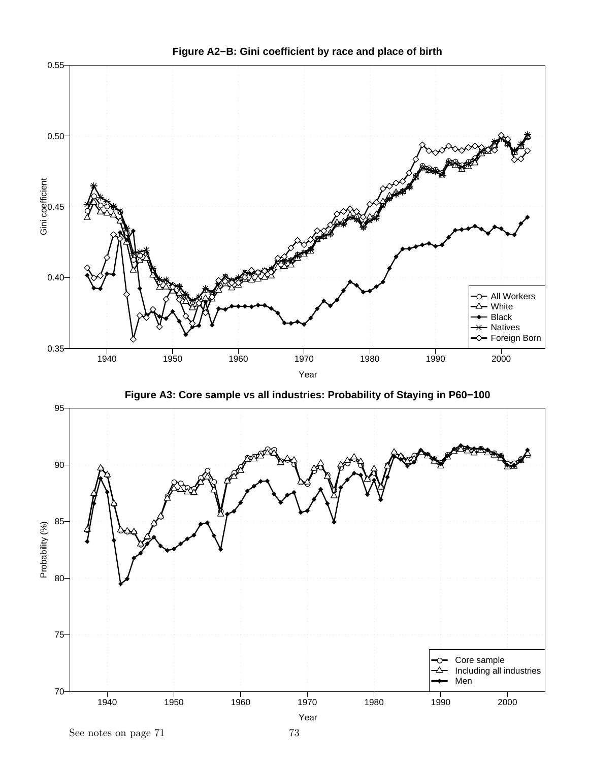**Figure A2−B: Gini coefficient by race and place of birth**

**Figure A3: Core sample vs all industries: Probability of Staying in P60−100**

See notes on page 71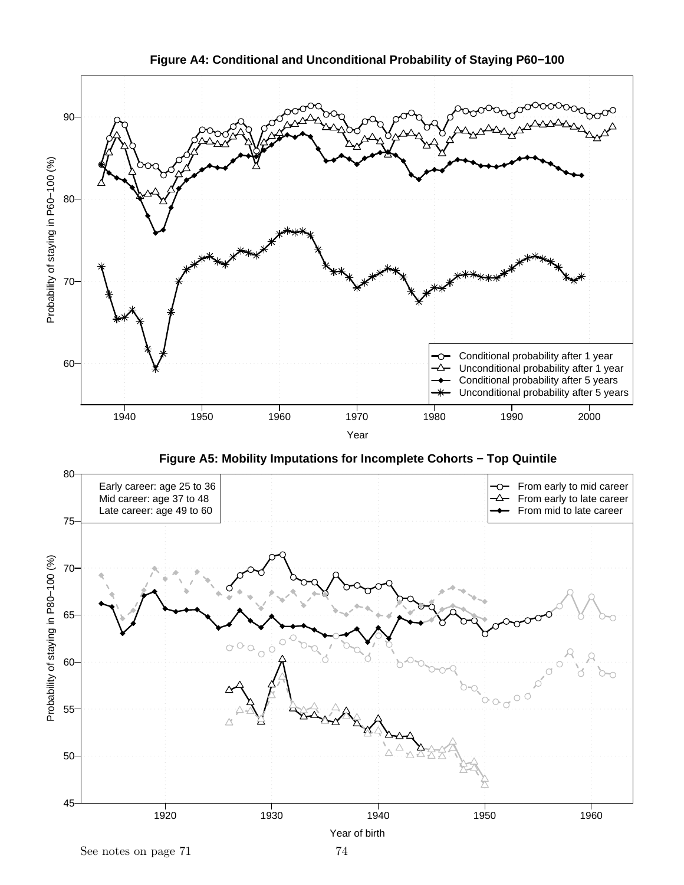**Figure A4: Conditional and Unconditional Probability of Staying P60−100**

**Figure A5: Mobility Imputations for Incomplete Cohorts − Top Quintile**

See notes on page 71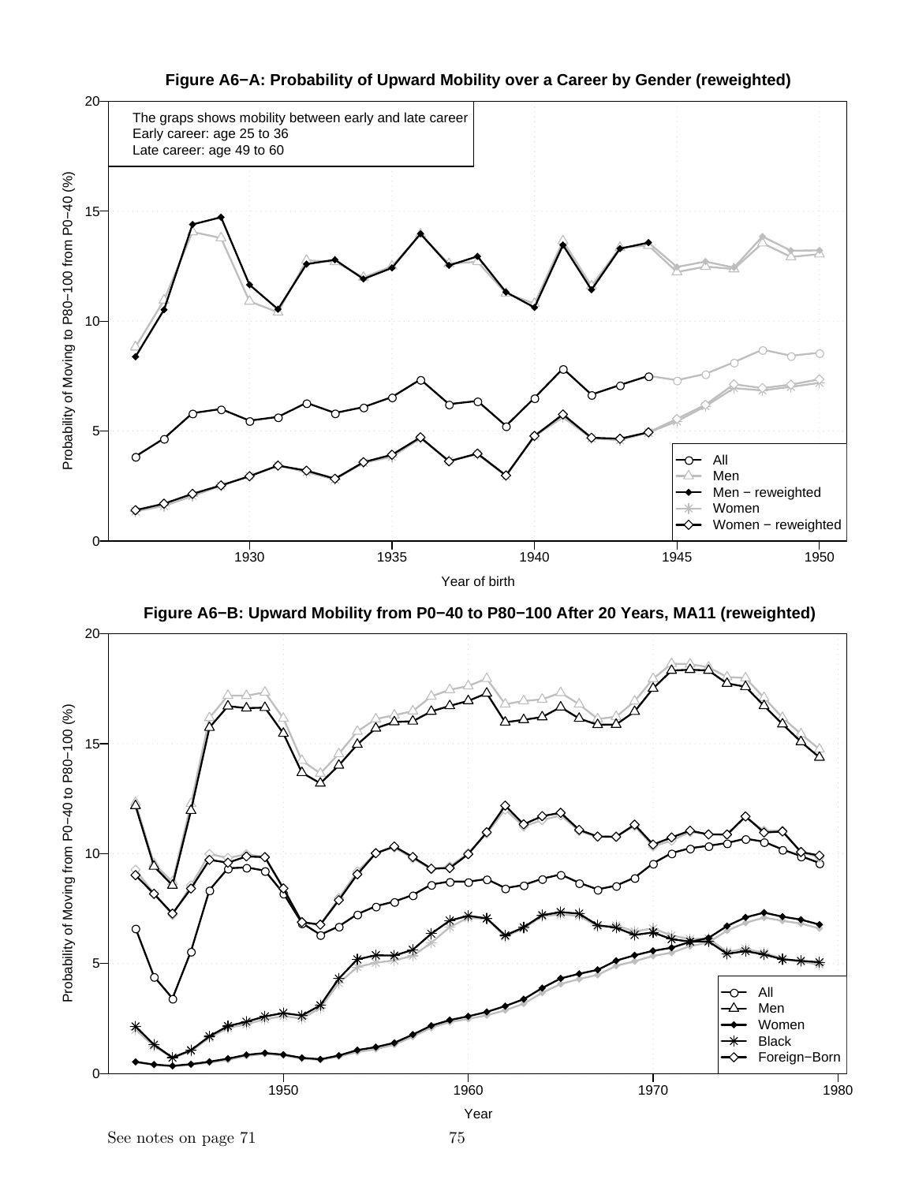**Figure A6−A: Probability of Upward Mobility over a Career by Gender (reweighted)**

The graps shows mobility between early and late career
Early career: age 25 to 36
Late career: age 49 to 60

**Figure A6−B: Upward Mobility from P0−40 to P80−100 After 20 Years, MA11 (reweighted)**

See notes on page 71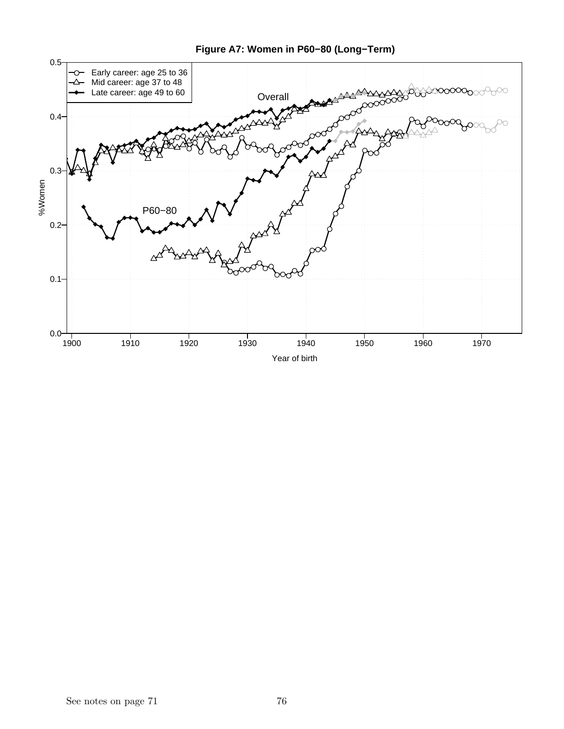**Figure A7: Women in P60−80 (Long−Term)**

See notes on page 71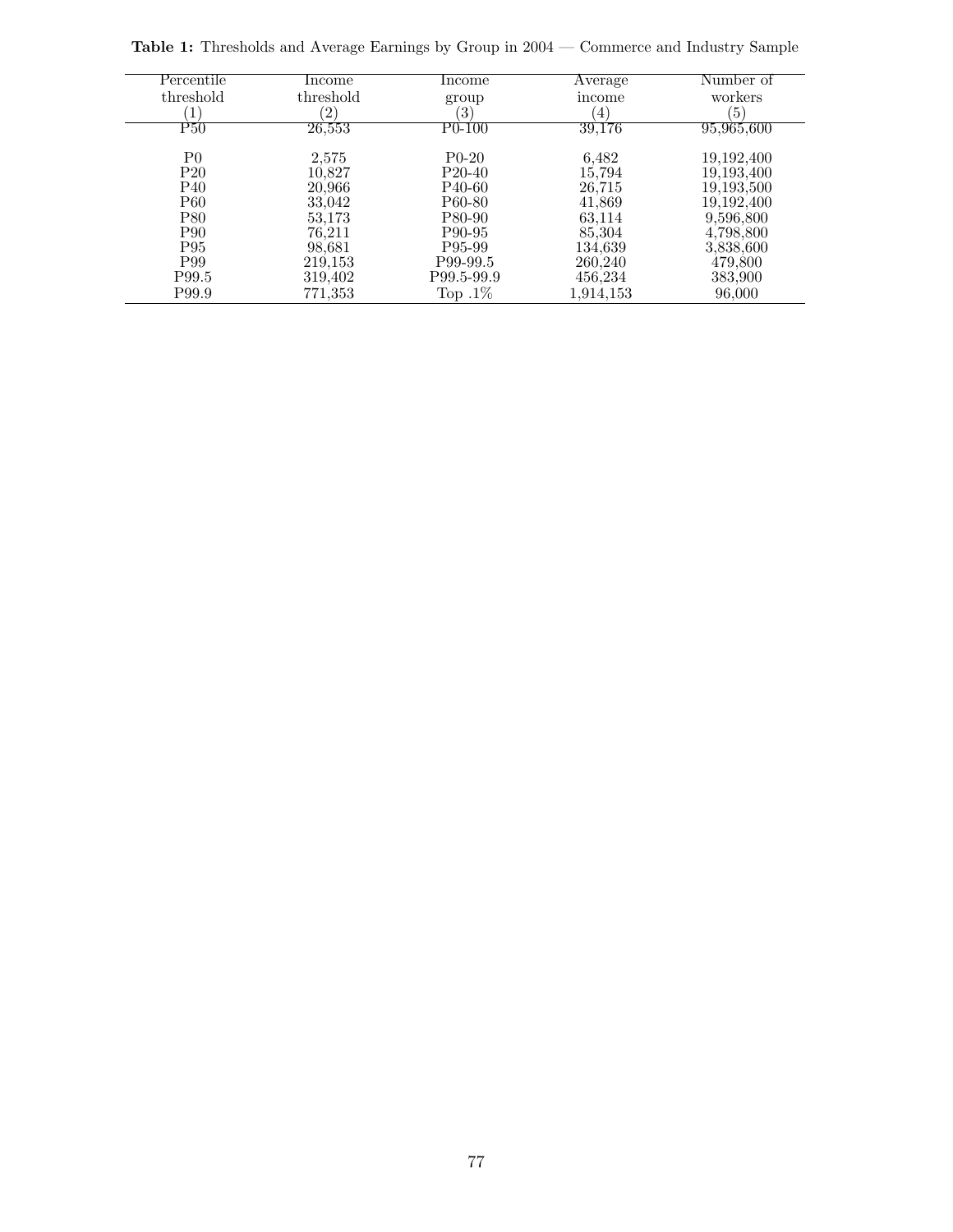**Table 1:** Thresholds and Average Earnings by Group in 2004 — Commerce and Industry Sample

| Percentile threshold | Income threshold | Income group | Average income | Number of workers |
|---|---|---|---|---|
| (1) | (2) | (3) | (4) | (5) |
| P50 | 26,553 | P0-100 | 39,176 | 95,965,600 |
| | | | | |
| P0 | 2,575 | P0-20 | 6,482 | 19,192,400 |
| P20 | 10,827 | P20-40 | 15,794 | 19,193,400 |
| P40 | 20,966 | P40-60 | 26,715 | 19,193,500 |
| P60 | 33,042 | P60-80 | 41,869 | 19,192,400 |
| P80 | 53,173 | P80-90 | 63,114 | 9,596,800 |
| P90 | 76,211 | P90-95 | 85,304 | 4,798,800 |
| P95 | 98,681 | P95-99 | 134,639 | 3,838,600 |
| P99 | 219,153 | P99-99.5 | 260,240 | 479,800 |
| P99.5 | 319,402 | P99.5-99.9 | 456,234 | 383,900 |
| P99.9 | 771,353 | Top .1% | 1,914,153 | 96,000 |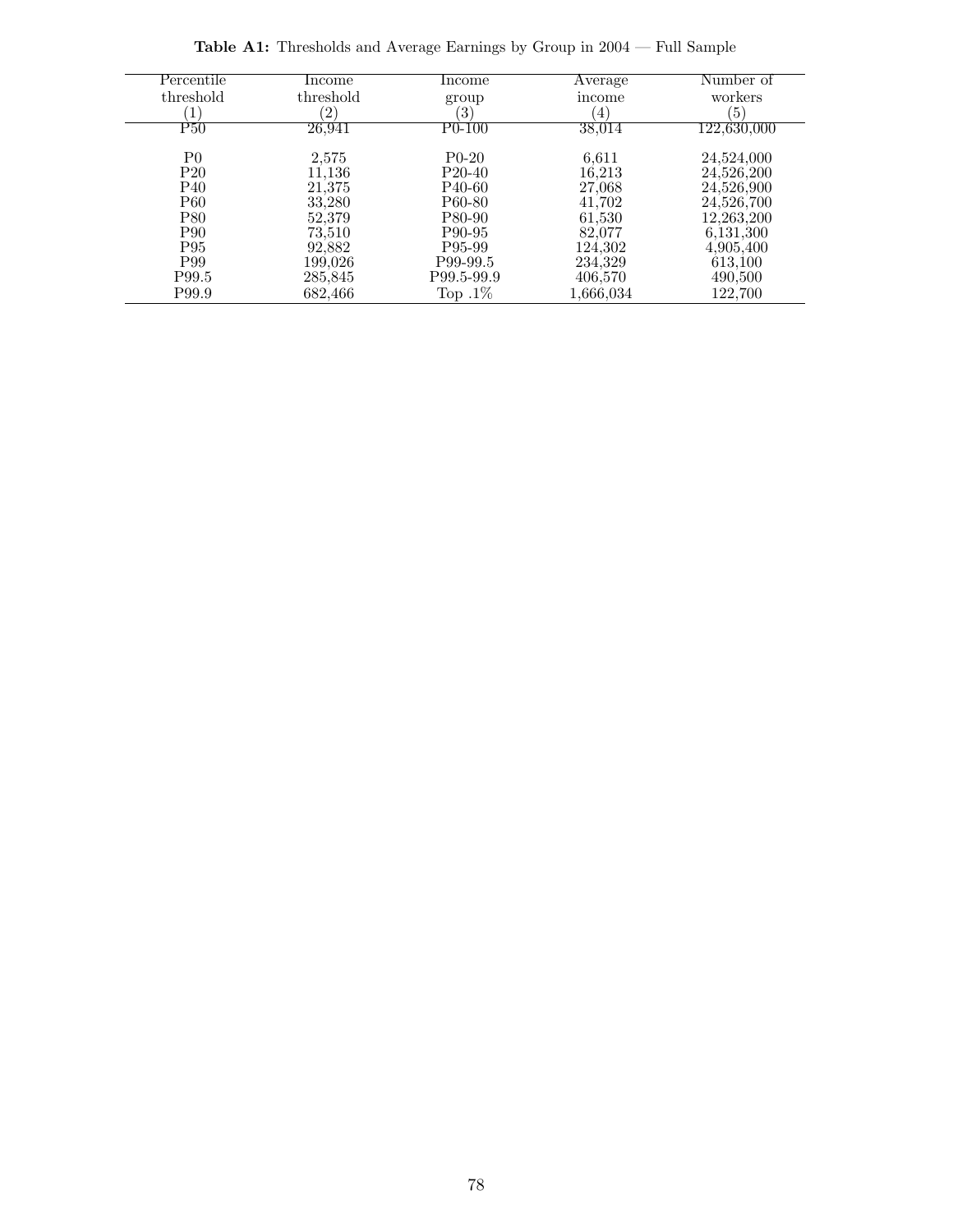**Table A1:** Thresholds and Average Earnings by Group in 2004 — Full Sample

| Percentile threshold (1) | Income threshold (2) | Income group (3) | Average income (4) | Number of workers (5) |
|---|---|---|---|---|
| P50 | 26,941 | P0-100 | 38,014 | 122,630,000 |
| | | | | |
| P0 | 2,575 | P0-20 | 6,611 | 24,524,000 |
| P20 | 11,136 | P20-40 | 16,213 | 24,526,200 |
| P40 | 21,375 | P40-60 | 27,068 | 24,526,900 |
| P60 | 33,280 | P60-80 | 41,702 | 24,526,700 |
| P80 | 52,379 | P80-90 | 61,530 | 12,263,200 |
| P90 | 73,510 | P90-95 | 82,077 | 6,131,300 |
| P95 | 92,882 | P95-99 | 124,302 | 4,905,400 |
| P99 | 199,026 | P99-99.5 | 234,329 | 613,100 |
| P99.5 | 285,845 | P99.5-99.9 | 406,570 | 490,500 |
| P99.9 | 682,466 | Top .1% | 1,666,034 | 122,700 |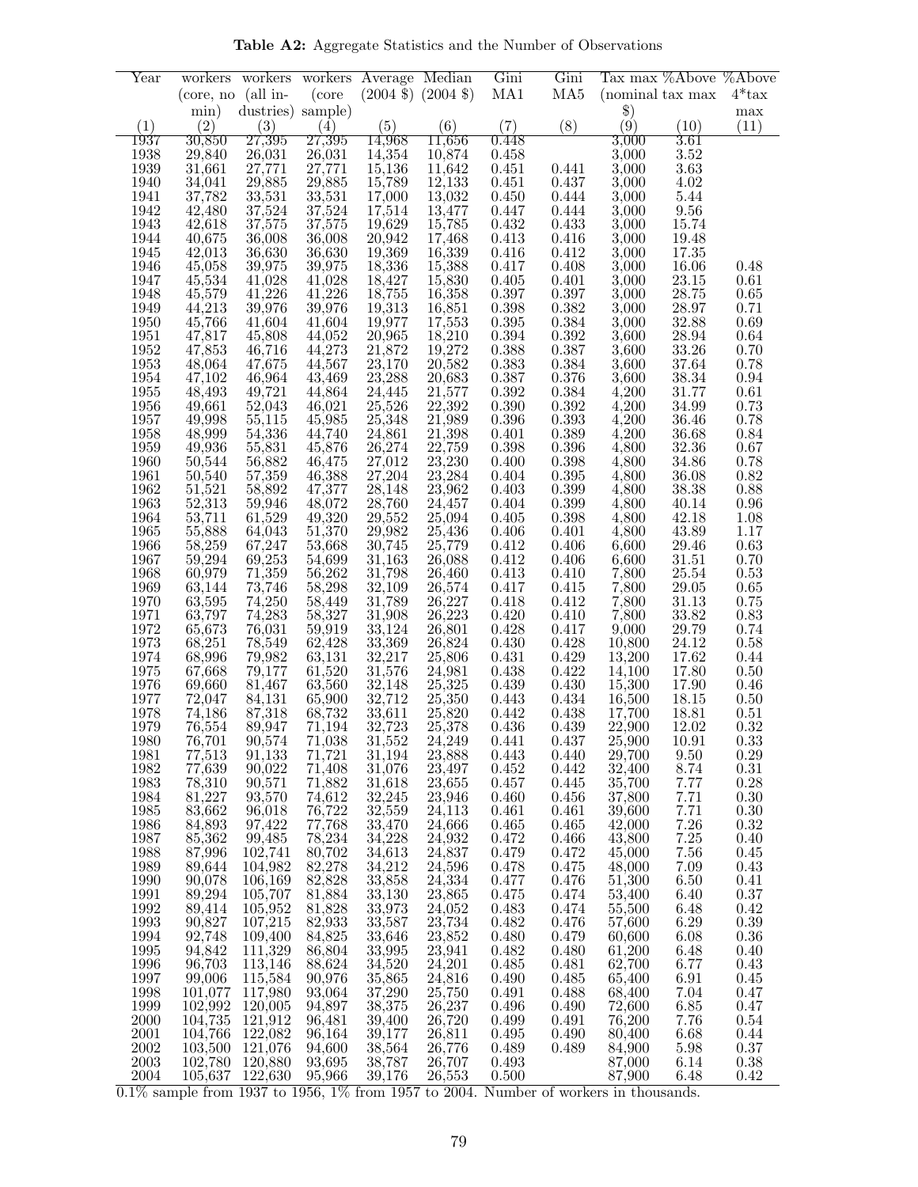**Table A2:** Aggregate Statistics and the Number of Observations

| Year | workers (core, no min) | workers (all industries) | workers (core sample) | Average (2004 $) | Median (2004 $) | Gini MA1 | Gini MA5 | Tax max (nominal $) | %Above tax max | %Above 4*tax max |
|---|---|---|---|---|---|---|---|---|---|---|
| (1) | (2) | (3) | (4) | (5) | (6) | (7) | (8) | (9) | (10) | (11) |
| 1937 | 30,850 | 27,395 | 27,395 | 14,968 | 11,656 | 0.448 | | 3,000 | 3.61 | |
| 1938 | 29,840 | 26,031 | 26,031 | 14,354 | 10,874 | 0.458 | | 3,000 | 3.52 | |
| 1939 | 31,661 | 27,771 | 27,771 | 15,136 | 11,642 | 0.451 | 0.441 | 3,000 | 3.63 | |
| 1940 | 34,041 | 29,885 | 29,885 | 15,789 | 12,133 | 0.451 | 0.437 | 3,000 | 4.02 | |
| 1941 | 37,782 | 33,531 | 33,531 | 17,000 | 13,032 | 0.450 | 0.444 | 3,000 | 5.44 | |
| 1942 | 42,480 | 37,524 | 37,524 | 17,514 | 13,477 | 0.447 | 0.444 | 3,000 | 9.56 | |
| 1943 | 42,618 | 37,575 | 37,575 | 19,629 | 15,785 | 0.432 | 0.433 | 3,000 | 15.74 | |
| 1944 | 40,675 | 36,008 | 36,008 | 20,942 | 17,468 | 0.413 | 0.416 | 3,000 | 19.48 | |
| 1945 | 42,013 | 36,630 | 36,630 | 19,369 | 16,339 | 0.416 | 0.412 | 3,000 | 17.35 | |
| 1946 | 45,058 | 39,975 | 39,975 | 18,336 | 15,388 | 0.417 | 0.408 | 3,000 | 16.06 | 0.48 |
| 1947 | 45,534 | 41,028 | 41,028 | 18,427 | 15,830 | 0.405 | 0.401 | 3,000 | 23.15 | 0.61 |
| 1948 | 45,579 | 41,226 | 41,226 | 18,755 | 16,358 | 0.397 | 0.397 | 3,000 | 28.75 | 0.65 |
| 1949 | 44,213 | 39,976 | 39,976 | 19,313 | 16,851 | 0.398 | 0.382 | 3,000 | 28.97 | 0.71 |
| 1950 | 45,766 | 41,604 | 41,604 | 19,977 | 17,553 | 0.395 | 0.384 | 3,000 | 32.88 | 0.69 |
| 1951 | 47,817 | 45,808 | 44,052 | 20,965 | 18,210 | 0.394 | 0.392 | 3,600 | 28.94 | 0.64 |
| 1952 | 47,853 | 46,716 | 44,273 | 21,872 | 19,272 | 0.388 | 0.387 | 3,600 | 33.26 | 0.70 |
| 1953 | 48,064 | 47,675 | 44,567 | 23,170 | 20,582 | 0.383 | 0.384 | 3,600 | 37.64 | 0.78 |
| 1954 | 47,102 | 46,964 | 43,469 | 23,288 | 20,683 | 0.387 | 0.376 | 3,600 | 38.34 | 0.94 |
| 1955 | 48,493 | 49,721 | 44,864 | 24,445 | 21,577 | 0.392 | 0.384 | 4,200 | 31.77 | 0.61 |
| 1956 | 49,661 | 52,043 | 46,021 | 25,526 | 22,392 | 0.390 | 0.392 | 4,200 | 34.99 | 0.73 |
| 1957 | 49,998 | 55,115 | 45,985 | 25,348 | 21,989 | 0.396 | 0.393 | 4,200 | 36.46 | 0.78 |
| 1958 | 48,999 | 54,336 | 44,740 | 24,861 | 21,398 | 0.401 | 0.389 | 4,200 | 36.68 | 0.84 |
| 1959 | 49,936 | 55,831 | 45,876 | 26,274 | 22,759 | 0.398 | 0.396 | 4,800 | 32.36 | 0.67 |
| 1960 | 50,544 | 56,882 | 46,475 | 27,012 | 23,230 | 0.400 | 0.398 | 4,800 | 34.86 | 0.78 |
| 1961 | 50,540 | 57,359 | 46,388 | 27,204 | 23,284 | 0.404 | 0.395 | 4,800 | 36.08 | 0.82 |
| 1962 | 51,521 | 58,892 | 47,377 | 28,148 | 23,962 | 0.403 | 0.399 | 4,800 | 38.38 | 0.88 |
| 1963 | 52,313 | 59,946 | 48,072 | 28,760 | 24,457 | 0.404 | 0.399 | 4,800 | 40.14 | 0.96 |
| 1964 | 53,711 | 61,529 | 49,320 | 29,552 | 25,094 | 0.405 | 0.398 | 4,800 | 42.18 | 1.08 |
| 1965 | 55,888 | 64,043 | 51,370 | 29,982 | 25,436 | 0.406 | 0.401 | 4,800 | 43.89 | 1.17 |
| 1966 | 58,259 | 67,247 | 53,668 | 30,745 | 25,779 | 0.412 | 0.406 | 6,600 | 29.46 | 0.63 |
| 1967 | 59,294 | 69,253 | 54,699 | 31,163 | 26,088 | 0.412 | 0.406 | 6,600 | 31.51 | 0.70 |
| 1968 | 60,979 | 71,359 | 56,262 | 31,798 | 26,460 | 0.413 | 0.410 | 7,800 | 25.54 | 0.53 |
| 1969 | 63,144 | 73,746 | 58,298 | 32,109 | 26,574 | 0.417 | 0.415 | 7,800 | 29.05 | 0.65 |
| 1970 | 63,595 | 74,250 | 58,449 | 31,789 | 26,227 | 0.418 | 0.412 | 7,800 | 31.13 | 0.75 |
| 1971 | 63,797 | 74,283 | 58,327 | 31,908 | 26,223 | 0.420 | 0.410 | 7,800 | 33.82 | 0.83 |
| 1972 | 65,673 | 76,031 | 59,919 | 33,124 | 26,801 | 0.428 | 0.417 | 9,000 | 29.79 | 0.74 |
| 1973 | 68,251 | 78,549 | 62,428 | 33,369 | 26,824 | 0.430 | 0.428 | 10,800 | 24.12 | 0.58 |
| 1974 | 68,996 | 79,982 | 63,131 | 32,217 | 25,806 | 0.431 | 0.429 | 13,200 | 17.62 | 0.44 |
| 1975 | 67,668 | 79,177 | 61,520 | 31,576 | 24,981 | 0.438 | 0.422 | 14,100 | 17.80 | 0.50 |
| 1976 | 69,660 | 81,467 | 63,560 | 32,148 | 25,325 | 0.439 | 0.430 | 15,300 | 17.90 | 0.46 |
| 1977 | 72,047 | 84,131 | 65,900 | 32,712 | 25,350 | 0.443 | 0.434 | 16,500 | 18.15 | 0.50 |
| 1978 | 74,186 | 87,318 | 68,732 | 33,611 | 25,820 | 0.442 | 0.438 | 17,700 | 18.81 | 0.51 |
| 1979 | 76,554 | 89,947 | 71,194 | 32,723 | 25,378 | 0.436 | 0.439 | 22,900 | 12.02 | 0.32 |
| 1980 | 76,701 | 90,574 | 71,038 | 31,552 | 24,249 | 0.441 | 0.437 | 25,900 | 10.91 | 0.33 |
| 1981 | 77,513 | 91,133 | 71,721 | 31,194 | 23,888 | 0.443 | 0.440 | 29,700 | 9.50 | 0.29 |
| 1982 | 77,639 | 90,022 | 71,408 | 31,076 | 23,497 | 0.452 | 0.442 | 32,400 | 8.74 | 0.31 |
| 1983 | 78,310 | 90,571 | 71,882 | 31,618 | 23,655 | 0.457 | 0.445 | 35,700 | 7.77 | 0.28 |
| 1984 | 81,227 | 93,570 | 74,612 | 32,245 | 23,946 | 0.460 | 0.456 | 37,800 | 7.71 | 0.30 |
| 1985 | 83,662 | 96,018 | 76,722 | 32,559 | 24,113 | 0.461 | 0.461 | 39,600 | 7.71 | 0.30 |
| 1986 | 84,893 | 97,422 | 77,768 | 33,470 | 24,666 | 0.465 | 0.465 | 42,000 | 7.26 | 0.32 |
| 1987 | 85,362 | 99,485 | 78,234 | 34,228 | 24,932 | 0.472 | 0.466 | 43,800 | 7.25 | 0.40 |
| 1988 | 87,996 | 102,741 | 80,702 | 34,613 | 24,837 | 0.479 | 0.472 | 45,000 | 7.56 | 0.45 |
| 1989 | 89,644 | 104,982 | 82,278 | 34,212 | 24,596 | 0.478 | 0.475 | 48,000 | 7.09 | 0.43 |
| 1990 | 90,078 | 106,169 | 82,828 | 33,858 | 24,334 | 0.477 | 0.476 | 51,300 | 6.50 | 0.41 |
| 1991 | 89,294 | 105,707 | 81,884 | 33,130 | 23,865 | 0.475 | 0.474 | 53,400 | 6.40 | 0.37 |
| 1992 | 89,414 | 105,952 | 81,828 | 33,973 | 24,052 | 0.483 | 0.474 | 55,500 | 6.48 | 0.42 |
| 1993 | 90,827 | 107,215 | 82,933 | 33,587 | 23,734 | 0.482 | 0.476 | 57,600 | 6.29 | 0.39 |
| 1994 | 92,748 | 109,400 | 84,825 | 33,646 | 23,852 | 0.480 | 0.479 | 60,600 | 6.08 | 0.36 |
| 1995 | 94,842 | 111,329 | 86,804 | 33,995 | 23,941 | 0.482 | 0.480 | 61,200 | 6.48 | 0.40 |
| 1996 | 96,703 | 113,146 | 88,624 | 34,520 | 24,201 | 0.485 | 0.481 | 62,700 | 6.77 | 0.43 |
| 1997 | 99,006 | 115,584 | 90,976 | 35,865 | 24,816 | 0.490 | 0.485 | 65,400 | 6.91 | 0.45 |
| 1998 | 101,077 | 117,980 | 93,064 | 37,290 | 25,750 | 0.491 | 0.488 | 68,400 | 7.04 | 0.47 |
| 1999 | 102,992 | 120,005 | 94,897 | 38,375 | 26,237 | 0.496 | 0.490 | 72,600 | 6.85 | 0.47 |
| 2000 | 104,735 | 121,912 | 96,481 | 39,400 | 26,720 | 0.499 | 0.491 | 76,200 | 7.76 | 0.54 |
| 2001 | 104,766 | 122,082 | 96,164 | 39,177 | 26,811 | 0.495 | 0.490 | 80,400 | 6.68 | 0.44 |
| 2002 | 103,500 | 121,076 | 94,600 | 38,564 | 26,776 | 0.489 | 0.489 | 84,900 | 5.98 | 0.37 |
| 2003 | 102,780 | 120,880 | 93,695 | 38,787 | 26,707 | 0.493 | | 87,000 | 6.14 | 0.38 |
| 2004 | 105,637 | 122,630 | 95,966 | 39,176 | 26,553 | 0.500 | | 87,900 | 6.48 | 0.42 |

0.1% sample from 1937 to 1956, 1% from 1957 to 2004. Number of workers in thousands.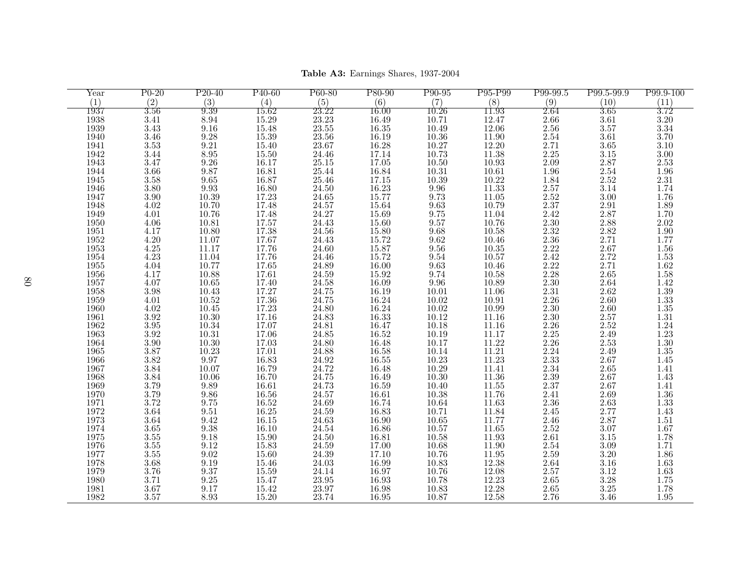**Table A3:** Earnings Shares, 1937-2004

| Year | P0-20 | P20-40 | P40-60 | P60-80 | P80-90 | P90-95 | P95-P99 | P99-99.5 | P99.5-99.9 | P99.9-100 |
|---|---|---|---|---|---|---|---|---|---|---|
| (1) | (2) | (3) | (4) | (5) | (6) | (7) | (8) | (9) | (10) | (11) |
| 1937 | 3.56 | 9.39 | 15.62 | 23.22 | 16.00 | 10.26 | 11.93 | 2.64 | 3.65 | 3.72 |
| 1938 | 3.41 | 8.94 | 15.29 | 23.23 | 16.49 | 10.71 | 12.47 | 2.66 | 3.61 | 3.20 |
| 1939 | 3.43 | 9.16 | 15.48 | 23.55 | 16.35 | 10.49 | 12.06 | 2.56 | 3.57 | 3.34 |
| 1940 | 3.46 | 9.28 | 15.39 | 23.56 | 16.19 | 10.36 | 11.90 | 2.54 | 3.61 | 3.70 |
| 1941 | 3.53 | 9.21 | 15.40 | 23.67 | 16.28 | 10.27 | 12.20 | 2.71 | 3.65 | 3.10 |
| 1942 | 3.44 | 8.95 | 15.50 | 24.46 | 17.14 | 10.73 | 11.38 | 2.25 | 3.15 | 3.00 |
| 1943 | 3.47 | 9.26 | 16.17 | 25.15 | 17.05 | 10.50 | 10.93 | 2.09 | 2.87 | 2.53 |
| 1944 | 3.66 | 9.87 | 16.81 | 25.44 | 16.84 | 10.31 | 10.61 | 1.96 | 2.54 | 1.96 |
| 1945 | 3.58 | 9.65 | 16.87 | 25.46 | 17.15 | 10.39 | 10.22 | 1.84 | 2.52 | 2.31 |
| 1946 | 3.80 | 9.93 | 16.80 | 24.50 | 16.23 | 9.96 | 11.33 | 2.57 | 3.14 | 1.74 |
| 1947 | 3.90 | 10.39 | 17.23 | 24.65 | 15.77 | 9.73 | 11.05 | 2.52 | 3.00 | 1.76 |
| 1948 | 4.02 | 10.70 | 17.48 | 24.57 | 15.64 | 9.63 | 10.79 | 2.37 | 2.91 | 1.89 |
| 1949 | 4.01 | 10.76 | 17.48 | 24.27 | 15.69 | 9.75 | 11.04 | 2.42 | 2.87 | 1.70 |
| 1950 | 4.06 | 10.81 | 17.57 | 24.43 | 15.60 | 9.57 | 10.76 | 2.30 | 2.88 | 2.02 |
| 1951 | 4.17 | 10.80 | 17.38 | 24.56 | 15.80 | 9.68 | 10.58 | 2.32 | 2.82 | 1.90 |
| 1952 | 4.20 | 11.07 | 17.67 | 24.43 | 15.72 | 9.62 | 10.46 | 2.36 | 2.71 | 1.77 |
| 1953 | 4.25 | 11.17 | 17.76 | 24.60 | 15.87 | 9.56 | 10.35 | 2.22 | 2.67 | 1.56 |
| 1954 | 4.23 | 11.04 | 17.76 | 24.46 | 15.72 | 9.54 | 10.57 | 2.42 | 2.72 | 1.53 |
| 1955 | 4.04 | 10.77 | 17.65 | 24.89 | 16.00 | 9.63 | 10.46 | 2.22 | 2.71 | 1.62 |
| 1956 | 4.17 | 10.88 | 17.61 | 24.59 | 15.92 | 9.74 | 10.58 | 2.28 | 2.65 | 1.58 |
| 1957 | 4.07 | 10.65 | 17.40 | 24.58 | 16.09 | 9.96 | 10.89 | 2.30 | 2.64 | 1.42 |
| 1958 | 3.98 | 10.43 | 17.27 | 24.75 | 16.19 | 10.01 | 11.06 | 2.31 | 2.62 | 1.39 |
| 1959 | 4.01 | 10.52 | 17.36 | 24.75 | 16.24 | 10.02 | 10.91 | 2.26 | 2.60 | 1.33 |
| 1960 | 4.02 | 10.45 | 17.23 | 24.80 | 16.24 | 10.02 | 10.99 | 2.30 | 2.60 | 1.35 |
| 1961 | 3.92 | 10.30 | 17.16 | 24.83 | 16.33 | 10.12 | 11.16 | 2.30 | 2.57 | 1.31 |
| 1962 | 3.95 | 10.34 | 17.07 | 24.81 | 16.47 | 10.18 | 11.16 | 2.26 | 2.52 | 1.24 |
| 1963 | 3.92 | 10.31 | 17.06 | 24.85 | 16.52 | 10.19 | 11.17 | 2.25 | 2.49 | 1.23 |
| 1964 | 3.90 | 10.30 | 17.03 | 24.80 | 16.48 | 10.17 | 11.22 | 2.26 | 2.53 | 1.30 |
| 1965 | 3.87 | 10.23 | 17.01 | 24.88 | 16.58 | 10.14 | 11.21 | 2.24 | 2.49 | 1.35 |
| 1966 | 3.82 | 9.97 | 16.83 | 24.92 | 16.55 | 10.23 | 11.23 | 2.33 | 2.67 | 1.45 |
| 1967 | 3.84 | 10.07 | 16.79 | 24.72 | 16.48 | 10.29 | 11.41 | 2.34 | 2.65 | 1.41 |
| 1968 | 3.84 | 10.06 | 16.70 | 24.75 | 16.49 | 10.30 | 11.36 | 2.39 | 2.67 | 1.43 |
| 1969 | 3.79 | 9.89 | 16.61 | 24.73 | 16.59 | 10.40 | 11.55 | 2.37 | 2.67 | 1.41 |
| 1970 | 3.79 | 9.86 | 16.56 | 24.57 | 16.61 | 10.38 | 11.76 | 2.41 | 2.69 | 1.36 |
| 1971 | 3.72 | 9.75 | 16.52 | 24.69 | 16.74 | 10.64 | 11.63 | 2.36 | 2.63 | 1.33 |
| 1972 | 3.64 | 9.51 | 16.25 | 24.59 | 16.83 | 10.71 | 11.84 | 2.45 | 2.77 | 1.43 |
| 1973 | 3.64 | 9.42 | 16.15 | 24.63 | 16.90 | 10.65 | 11.77 | 2.46 | 2.87 | 1.51 |
| 1974 | 3.65 | 9.38 | 16.10 | 24.54 | 16.86 | 10.57 | 11.65 | 2.52 | 3.07 | 1.67 |
| 1975 | 3.55 | 9.18 | 15.90 | 24.50 | 16.81 | 10.58 | 11.93 | 2.61 | 3.15 | 1.78 |
| 1976 | 3.55 | 9.12 | 15.83 | 24.59 | 17.00 | 10.68 | 11.90 | 2.54 | 3.09 | 1.71 |
| 1977 | 3.55 | 9.02 | 15.60 | 24.39 | 17.10 | 10.76 | 11.95 | 2.59 | 3.20 | 1.86 |
| 1978 | 3.68 | 9.19 | 15.46 | 24.03 | 16.99 | 10.83 | 12.38 | 2.64 | 3.16 | 1.63 |
| 1979 | 3.76 | 9.37 | 15.59 | 24.14 | 16.97 | 10.76 | 12.08 | 2.57 | 3.12 | 1.63 |
| 1980 | 3.71 | 9.25 | 15.47 | 23.95 | 16.93 | 10.78 | 12.23 | 2.65 | 3.28 | 1.75 |
| 1981 | 3.67 | 9.17 | 15.42 | 23.97 | 16.98 | 10.83 | 12.28 | 2.65 | 3.25 | 1.78 |
| 1982 | 3.57 | 8.93 | 15.20 | 23.74 | 16.95 | 10.87 | 12.58 | 2.76 | 3.46 | 1.95 |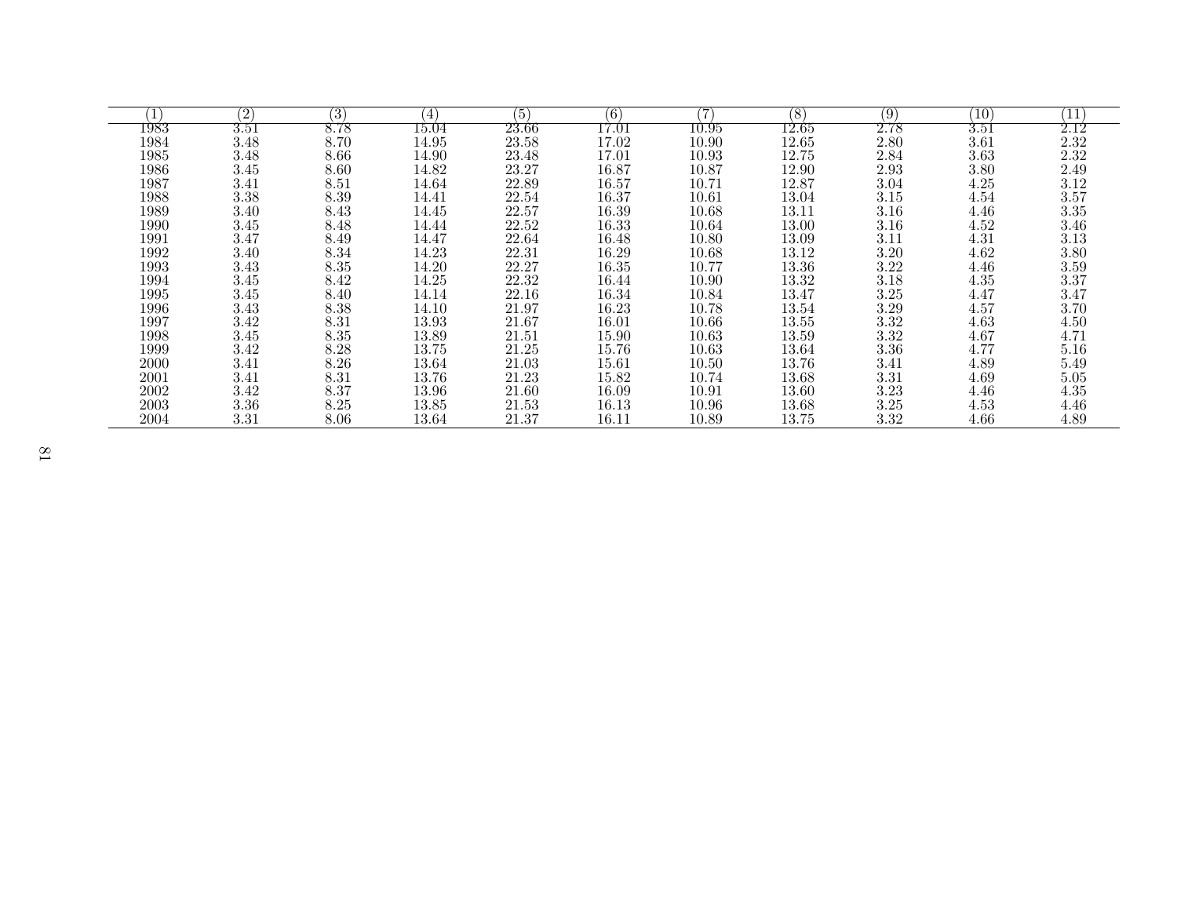| (1) | (2) | (3) | (4) | (5) | (6) | (7) | (8) | (9) | (10) | (11) |
|---|---|---|---|---|---|---|---|---|---|---|
| 1983 | 3.51 | 8.78 | 15.04 | 23.66 | 17.01 | 10.95 | 12.65 | 2.78 | 3.51 | 2.12 |
| 1984 | 3.48 | 8.70 | 14.95 | 23.58 | 17.02 | 10.90 | 12.65 | 2.80 | 3.61 | 2.32 |
| 1985 | 3.48 | 8.66 | 14.90 | 23.48 | 17.01 | 10.93 | 12.75 | 2.84 | 3.63 | 2.32 |
| 1986 | 3.45 | 8.60 | 14.82 | 23.27 | 16.87 | 10.87 | 12.90 | 2.93 | 3.80 | 2.49 |
| 1987 | 3.41 | 8.51 | 14.64 | 22.89 | 16.57 | 10.71 | 12.87 | 3.04 | 4.25 | 3.12 |
| 1988 | 3.38 | 8.39 | 14.41 | 22.54 | 16.37 | 10.61 | 13.04 | 3.15 | 4.54 | 3.57 |
| 1989 | 3.40 | 8.43 | 14.45 | 22.57 | 16.39 | 10.68 | 13.11 | 3.16 | 4.46 | 3.35 |
| 1990 | 3.45 | 8.48 | 14.44 | 22.52 | 16.33 | 10.64 | 13.00 | 3.16 | 4.52 | 3.46 |
| 1991 | 3.47 | 8.49 | 14.47 | 22.64 | 16.48 | 10.80 | 13.09 | 3.11 | 4.31 | 3.13 |
| 1992 | 3.40 | 8.34 | 14.23 | 22.31 | 16.29 | 10.68 | 13.12 | 3.20 | 4.62 | 3.80 |
| 1993 | 3.43 | 8.35 | 14.20 | 22.27 | 16.35 | 10.77 | 13.36 | 3.22 | 4.46 | 3.59 |
| 1994 | 3.45 | 8.42 | 14.25 | 22.32 | 16.44 | 10.90 | 13.32 | 3.18 | 4.35 | 3.37 |
| 1995 | 3.45 | 8.40 | 14.14 | 22.16 | 16.34 | 10.84 | 13.47 | 3.25 | 4.47 | 3.47 |
| 1996 | 3.43 | 8.38 | 14.10 | 21.97 | 16.23 | 10.78 | 13.54 | 3.29 | 4.57 | 3.70 |
| 1997 | 3.42 | 8.31 | 13.93 | 21.67 | 16.01 | 10.66 | 13.55 | 3.32 | 4.63 | 4.50 |
| 1998 | 3.45 | 8.35 | 13.89 | 21.51 | 15.90 | 10.63 | 13.59 | 3.32 | 4.67 | 4.71 |
| 1999 | 3.42 | 8.28 | 13.75 | 21.25 | 15.76 | 10.63 | 13.64 | 3.36 | 4.77 | 5.16 |
| 2000 | 3.41 | 8.26 | 13.64 | 21.03 | 15.61 | 10.50 | 13.76 | 3.41 | 4.89 | 5.49 |
| 2001 | 3.41 | 8.31 | 13.76 | 21.23 | 15.82 | 10.74 | 13.68 | 3.31 | 4.69 | 5.05 |
| 2002 | 3.42 | 8.37 | 13.96 | 21.60 | 16.09 | 10.91 | 13.60 | 3.23 | 4.46 | 4.35 |
| 2003 | 3.36 | 8.25 | 13.85 | 21.53 | 16.13 | 10.96 | 13.68 | 3.25 | 4.53 | 4.46 |
| 2004 | 3.31 | 8.06 | 13.64 | 21.37 | 16.11 | 10.89 | 13.75 | 3.32 | 4.66 | 4.89 |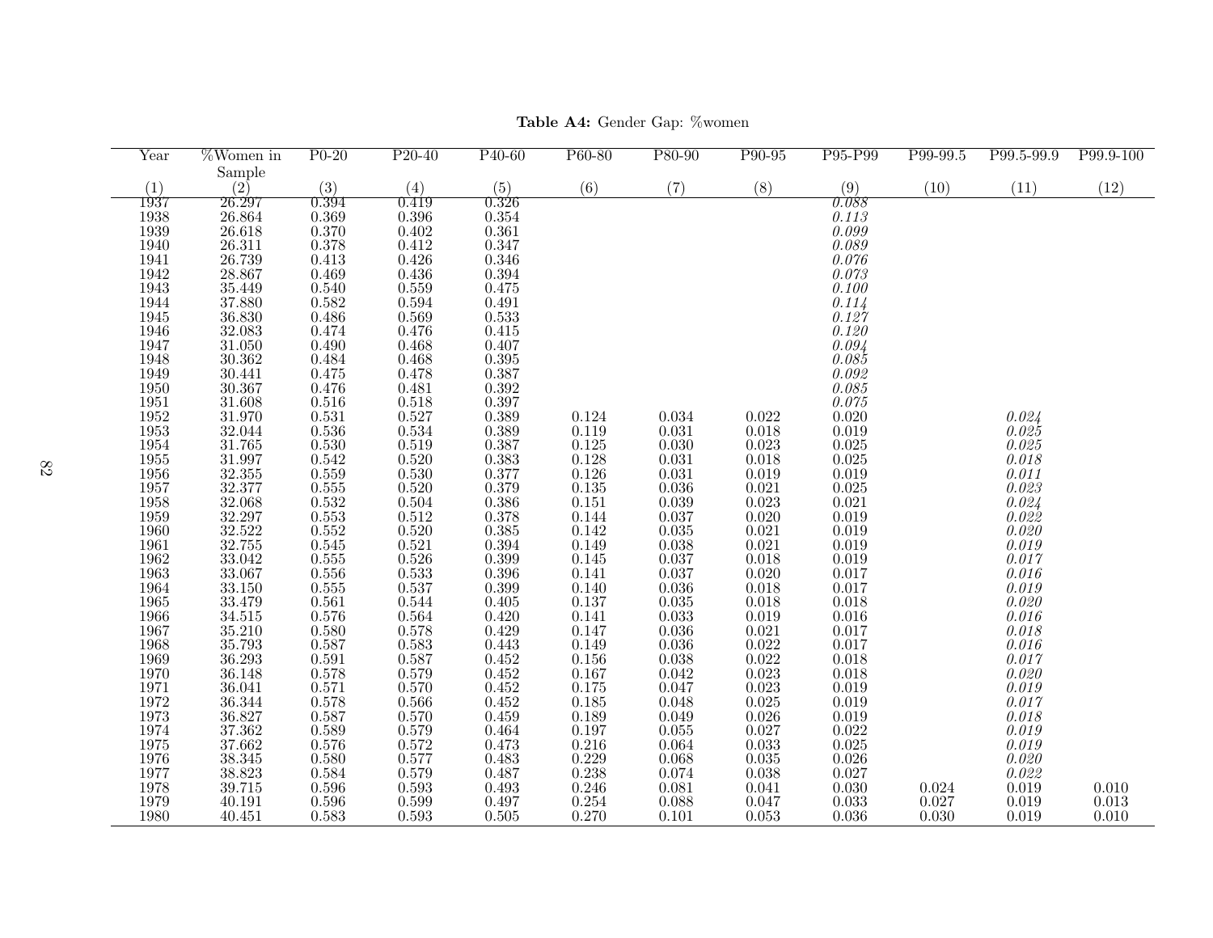**Table A4:** Gender Gap: %women

| Year | %Women in Sample | P0-20 | P20-40 | P40-60 | P60-80 | P80-90 | P90-95 | P95-P99 | P99-99.5 | P99.5-99.9 | P99.9-100 |
|---|---|---|---|---|---|---|---|---|---|---|---|
| (1) | (2) | (3) | (4) | (5) | (6) | (7) | (8) | (9) | (10) | (11) | (12) |
| 1937 | 26.297 | 0.394 | 0.419 | 0.326 | | | | *0.088* | | | |
| 1938 | 26.864 | 0.369 | 0.396 | 0.354 | | | | *0.113* | | | |
| 1939 | 26.618 | 0.370 | 0.402 | 0.361 | | | | *0.099* | | | |
| 1940 | 26.311 | 0.378 | 0.412 | 0.347 | | | | *0.089* | | | |
| 1941 | 26.739 | 0.413 | 0.426 | 0.346 | | | | *0.076* | | | |
| 1942 | 28.867 | 0.469 | 0.436 | 0.394 | | | | *0.073* | | | |
| 1943 | 35.449 | 0.540 | 0.559 | 0.475 | | | | *0.100* | | | |
| 1944 | 37.880 | 0.582 | 0.594 | 0.491 | | | | *0.114* | | | |
| 1945 | 36.830 | 0.486 | 0.569 | 0.533 | | | | *0.127* | | | |
| 1946 | 32.083 | 0.474 | 0.476 | 0.415 | | | | *0.120* | | | |
| 1947 | 31.050 | 0.490 | 0.468 | 0.407 | | | | *0.094* | | | |
| 1948 | 30.362 | 0.484 | 0.468 | 0.395 | | | | *0.085* | | | |
| 1949 | 30.441 | 0.475 | 0.478 | 0.387 | | | | *0.092* | | | |
| 1950 | 30.367 | 0.476 | 0.481 | 0.392 | | | | *0.085* | | | |
| 1951 | 31.608 | 0.516 | 0.518 | 0.397 | | | | *0.075* | | | |
| 1952 | 31.970 | 0.531 | 0.527 | 0.389 | 0.124 | 0.034 | 0.022 | 0.020 | | *0.024* | |
| 1953 | 32.044 | 0.536 | 0.534 | 0.389 | 0.119 | 0.031 | 0.018 | 0.019 | | *0.025* | |
| 1954 | 31.765 | 0.530 | 0.519 | 0.387 | 0.125 | 0.030 | 0.023 | 0.025 | | *0.025* | |
| 1955 | 31.997 | 0.542 | 0.520 | 0.383 | 0.128 | 0.031 | 0.018 | 0.025 | | *0.018* | |
| 1956 | 32.355 | 0.559 | 0.530 | 0.377 | 0.126 | 0.031 | 0.019 | 0.019 | | *0.011* | |
| 1957 | 32.377 | 0.555 | 0.520 | 0.379 | 0.135 | 0.036 | 0.021 | 0.025 | | *0.023* | |
| 1958 | 32.068 | 0.532 | 0.504 | 0.386 | 0.151 | 0.039 | 0.023 | 0.021 | | *0.024* | |
| 1959 | 32.297 | 0.553 | 0.512 | 0.378 | 0.144 | 0.037 | 0.020 | 0.019 | | *0.022* | |
| 1960 | 32.522 | 0.552 | 0.520 | 0.385 | 0.142 | 0.035 | 0.021 | 0.019 | | *0.020* | |
| 1961 | 32.755 | 0.545 | 0.521 | 0.394 | 0.149 | 0.038 | 0.021 | 0.019 | | *0.019* | |
| 1962 | 33.042 | 0.555 | 0.526 | 0.399 | 0.145 | 0.037 | 0.018 | 0.019 | | *0.017* | |
| 1963 | 33.067 | 0.556 | 0.533 | 0.396 | 0.141 | 0.037 | 0.020 | 0.017 | | *0.016* | |
| 1964 | 33.150 | 0.555 | 0.537 | 0.399 | 0.140 | 0.036 | 0.018 | 0.017 | | *0.019* | |
| 1965 | 33.479 | 0.561 | 0.544 | 0.405 | 0.137 | 0.035 | 0.018 | 0.018 | | *0.020* | |
| 1966 | 34.515 | 0.576 | 0.564 | 0.420 | 0.141 | 0.033 | 0.019 | 0.016 | | *0.016* | |
| 1967 | 35.210 | 0.580 | 0.578 | 0.429 | 0.147 | 0.036 | 0.021 | 0.017 | | *0.018* | |
| 1968 | 35.793 | 0.587 | 0.583 | 0.443 | 0.149 | 0.036 | 0.022 | 0.017 | | *0.016* | |
| 1969 | 36.293 | 0.591 | 0.587 | 0.452 | 0.156 | 0.038 | 0.022 | 0.018 | | *0.017* | |
| 1970 | 36.148 | 0.578 | 0.579 | 0.452 | 0.167 | 0.042 | 0.023 | 0.018 | | *0.020* | |
| 1971 | 36.041 | 0.571 | 0.570 | 0.452 | 0.175 | 0.047 | 0.023 | 0.019 | | *0.019* | |
| 1972 | 36.344 | 0.578 | 0.566 | 0.452 | 0.185 | 0.048 | 0.025 | 0.019 | | *0.017* | |
| 1973 | 36.827 | 0.587 | 0.570 | 0.459 | 0.189 | 0.049 | 0.026 | 0.019 | | *0.018* | |
| 1974 | 37.362 | 0.589 | 0.579 | 0.464 | 0.197 | 0.055 | 0.027 | 0.022 | | *0.019* | |
| 1975 | 37.662 | 0.576 | 0.572 | 0.473 | 0.216 | 0.064 | 0.033 | 0.025 | | *0.019* | |
| 1976 | 38.345 | 0.580 | 0.577 | 0.483 | 0.229 | 0.068 | 0.035 | 0.026 | | *0.020* | |
| 1977 | 38.823 | 0.584 | 0.579 | 0.487 | 0.238 | 0.074 | 0.038 | 0.027 | | *0.022* | |
| 1978 | 39.715 | 0.596 | 0.593 | 0.493 | 0.246 | 0.081 | 0.041 | 0.030 | 0.024 | 0.019 | 0.010 |
| 1979 | 40.191 | 0.596 | 0.599 | 0.497 | 0.254 | 0.088 | 0.047 | 0.033 | 0.027 | 0.019 | 0.013 |
| 1980 | 40.451 | 0.583 | 0.593 | 0.505 | 0.270 | 0.101 | 0.053 | 0.036 | 0.030 | 0.019 | 0.010 |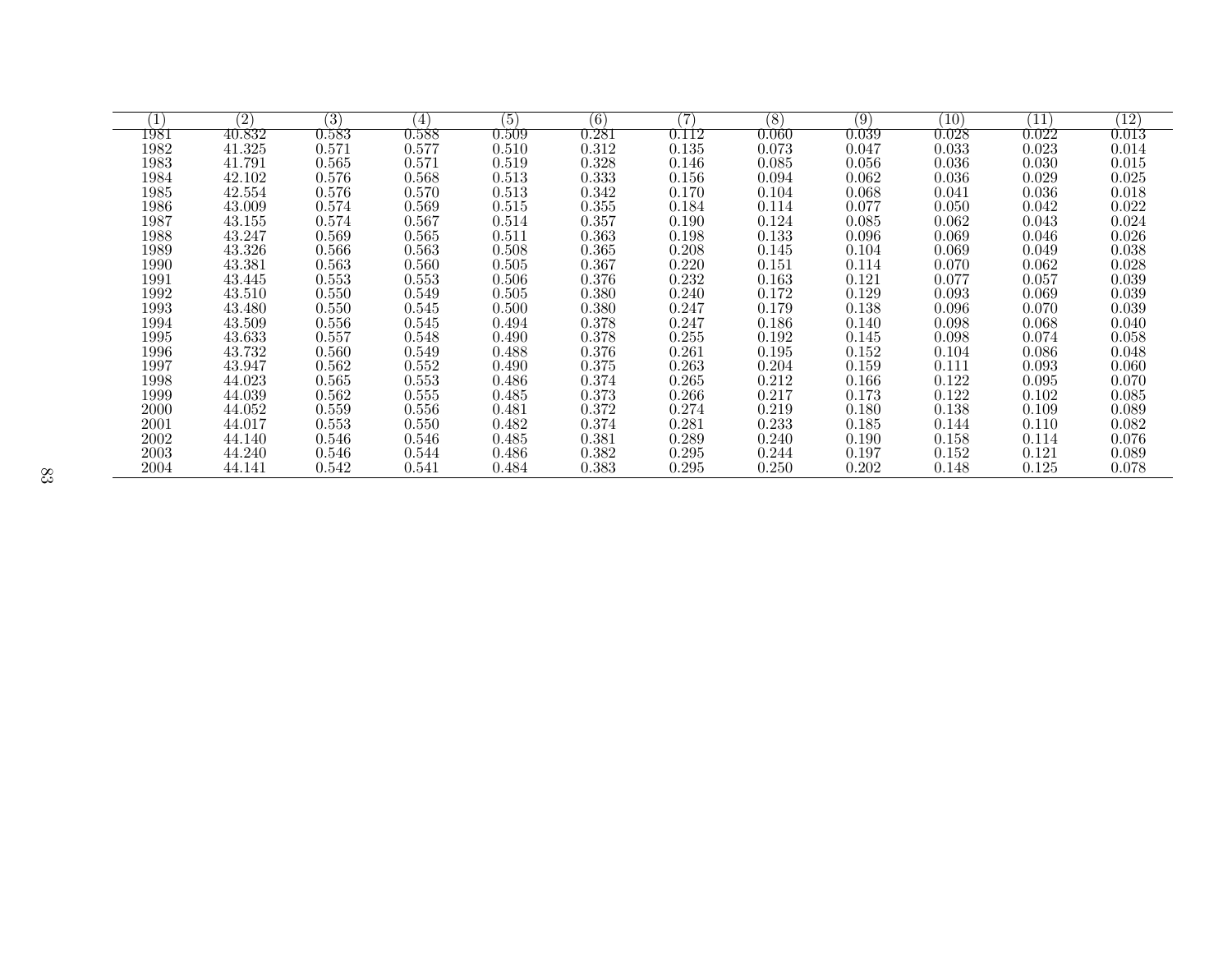| (1) | (2) | (3) | (4) | (5) | (6) | (7) | (8) | (9) | (10) | (11) | (12) |
|---|---|---|---|---|---|---|---|---|---|---|---|
| 1981 | 40.832 | 0.583 | 0.588 | 0.509 | 0.281 | 0.112 | 0.060 | 0.039 | 0.028 | 0.022 | 0.013 |
| 1982 | 41.325 | 0.571 | 0.577 | 0.510 | 0.312 | 0.135 | 0.073 | 0.047 | 0.033 | 0.023 | 0.014 |
| 1983 | 41.791 | 0.565 | 0.571 | 0.519 | 0.328 | 0.146 | 0.085 | 0.056 | 0.036 | 0.030 | 0.015 |
| 1984 | 42.102 | 0.576 | 0.568 | 0.513 | 0.333 | 0.156 | 0.094 | 0.062 | 0.036 | 0.029 | 0.025 |
| 1985 | 42.554 | 0.576 | 0.570 | 0.513 | 0.342 | 0.170 | 0.104 | 0.068 | 0.041 | 0.036 | 0.018 |
| 1986 | 43.009 | 0.574 | 0.569 | 0.515 | 0.355 | 0.184 | 0.114 | 0.077 | 0.050 | 0.042 | 0.022 |
| 1987 | 43.155 | 0.574 | 0.567 | 0.514 | 0.357 | 0.190 | 0.124 | 0.085 | 0.062 | 0.043 | 0.024 |
| 1988 | 43.247 | 0.569 | 0.565 | 0.511 | 0.363 | 0.198 | 0.133 | 0.096 | 0.069 | 0.046 | 0.026 |
| 1989 | 43.326 | 0.566 | 0.563 | 0.508 | 0.365 | 0.208 | 0.145 | 0.104 | 0.069 | 0.049 | 0.038 |
| 1990 | 43.381 | 0.563 | 0.560 | 0.505 | 0.367 | 0.220 | 0.151 | 0.114 | 0.070 | 0.062 | 0.028 |
| 1991 | 43.445 | 0.553 | 0.553 | 0.506 | 0.376 | 0.232 | 0.163 | 0.121 | 0.077 | 0.057 | 0.039 |
| 1992 | 43.510 | 0.550 | 0.549 | 0.505 | 0.380 | 0.240 | 0.172 | 0.129 | 0.093 | 0.069 | 0.039 |
| 1993 | 43.480 | 0.550 | 0.545 | 0.500 | 0.380 | 0.247 | 0.179 | 0.138 | 0.096 | 0.070 | 0.039 |
| 1994 | 43.509 | 0.556 | 0.545 | 0.494 | 0.378 | 0.247 | 0.186 | 0.140 | 0.098 | 0.068 | 0.040 |
| 1995 | 43.633 | 0.557 | 0.548 | 0.490 | 0.378 | 0.255 | 0.192 | 0.145 | 0.098 | 0.074 | 0.058 |
| 1996 | 43.732 | 0.560 | 0.549 | 0.488 | 0.376 | 0.261 | 0.195 | 0.152 | 0.104 | 0.086 | 0.048 |
| 1997 | 43.947 | 0.562 | 0.552 | 0.490 | 0.375 | 0.263 | 0.204 | 0.159 | 0.111 | 0.093 | 0.060 |
| 1998 | 44.023 | 0.565 | 0.553 | 0.486 | 0.374 | 0.265 | 0.212 | 0.166 | 0.122 | 0.095 | 0.070 |
| 1999 | 44.039 | 0.562 | 0.555 | 0.485 | 0.373 | 0.266 | 0.217 | 0.173 | 0.122 | 0.102 | 0.085 |
| 2000 | 44.052 | 0.559 | 0.556 | 0.481 | 0.372 | 0.274 | 0.219 | 0.180 | 0.138 | 0.109 | 0.089 |
| 2001 | 44.017 | 0.553 | 0.550 | 0.482 | 0.374 | 0.281 | 0.233 | 0.185 | 0.144 | 0.110 | 0.082 |
| 2002 | 44.140 | 0.546 | 0.546 | 0.485 | 0.381 | 0.289 | 0.240 | 0.190 | 0.158 | 0.114 | 0.076 |
| 2003 | 44.240 | 0.546 | 0.544 | 0.486 | 0.382 | 0.295 | 0.244 | 0.197 | 0.152 | 0.121 | 0.089 |
| 2004 | 44.141 | 0.542 | 0.541 | 0.484 | 0.383 | 0.295 | 0.250 | 0.202 | 0.148 | 0.125 | 0.078 |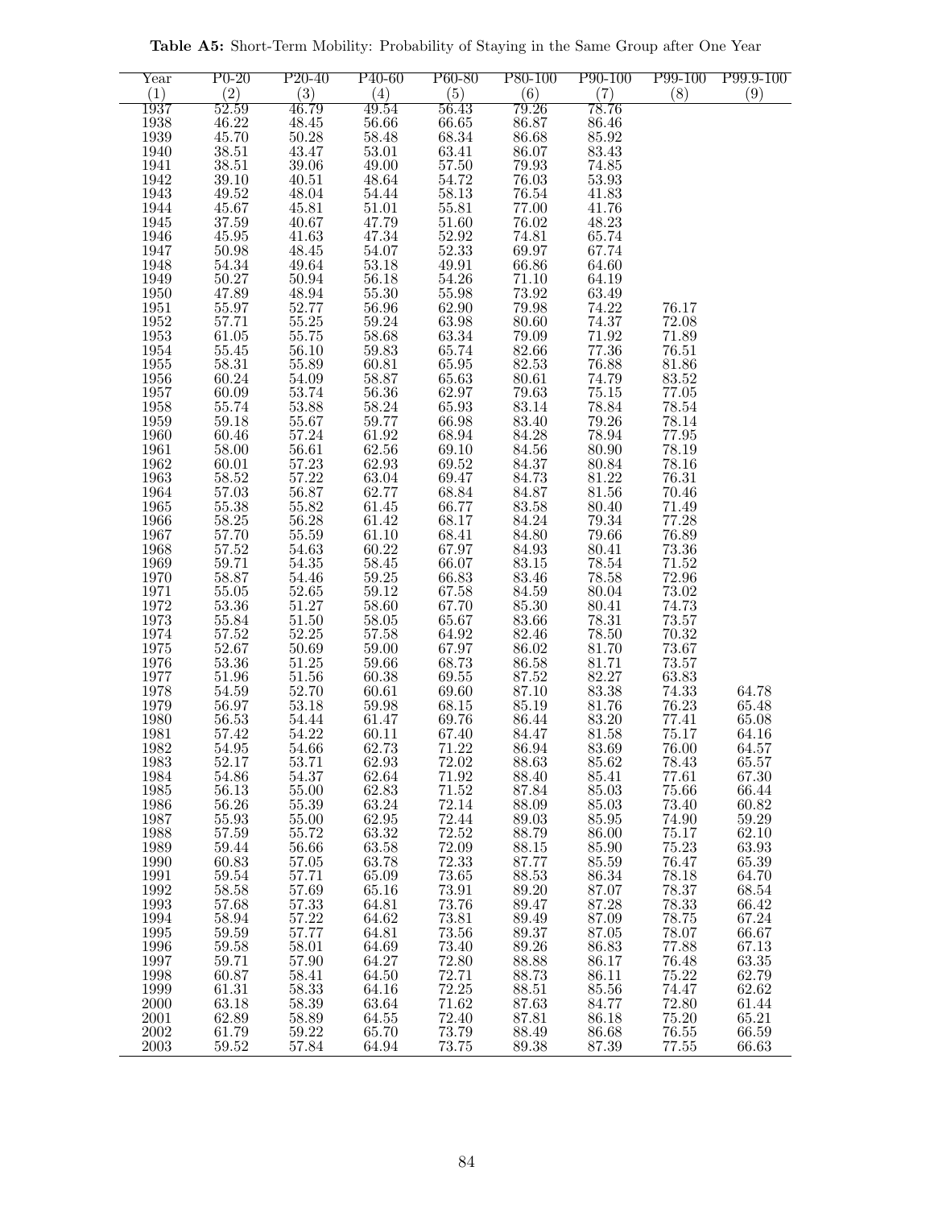**Table A5:** Short-Term Mobility: Probability of Staying in the Same Group after One Year

| Year | P0-20 | P20-40 | P40-60 | P60-80 | P80-100 | P90-100 | P99-100 | P99.9-100 |
|---|---|---|---|---|---|---|---|---|
| (1) | (2) | (3) | (4) | (5) | (6) | (7) | (8) | (9) |
| 1937 | 52.59 | 46.79 | 49.54 | 56.43 | 79.26 | 78.76 | | |
| 1938 | 46.22 | 48.45 | 56.66 | 66.65 | 86.87 | 86.46 | | |
| 1939 | 45.70 | 50.28 | 58.48 | 68.34 | 86.68 | 85.92 | | |
| 1940 | 38.51 | 43.47 | 53.01 | 63.41 | 86.07 | 83.43 | | |
| 1941 | 38.51 | 39.06 | 49.00 | 57.50 | 79.93 | 74.85 | | |
| 1942 | 39.10 | 40.51 | 48.64 | 54.72 | 76.03 | 53.93 | | |
| 1943 | 49.52 | 48.04 | 54.44 | 58.13 | 76.54 | 41.83 | | |
| 1944 | 45.67 | 45.81 | 51.01 | 55.81 | 77.00 | 41.76 | | |
| 1945 | 37.59 | 40.67 | 47.79 | 51.60 | 76.02 | 48.23 | | |
| 1946 | 45.95 | 41.63 | 47.34 | 52.92 | 74.81 | 65.74 | | |
| 1947 | 50.98 | 48.45 | 54.07 | 52.33 | 69.97 | 67.74 | | |
| 1948 | 54.34 | 49.64 | 53.18 | 49.91 | 66.86 | 64.60 | | |
| 1949 | 50.27 | 50.94 | 56.18 | 54.26 | 71.10 | 64.19 | | |
| 1950 | 47.89 | 48.94 | 55.30 | 55.98 | 73.92 | 63.49 | | |
| 1951 | 55.97 | 52.77 | 56.96 | 62.90 | 79.98 | 74.22 | 76.17 | |
| 1952 | 57.71 | 55.25 | 59.24 | 63.98 | 80.60 | 74.37 | 72.08 | |
| 1953 | 61.05 | 55.75 | 58.68 | 63.34 | 79.09 | 71.92 | 71.89 | |
| 1954 | 55.45 | 56.10 | 59.83 | 65.74 | 82.66 | 77.36 | 76.51 | |
| 1955 | 58.31 | 55.89 | 60.81 | 65.95 | 82.53 | 76.88 | 81.86 | |
| 1956 | 60.24 | 54.09 | 58.87 | 65.63 | 80.61 | 74.79 | 83.52 | |
| 1957 | 60.09 | 53.74 | 56.36 | 62.97 | 79.63 | 75.15 | 77.05 | |
| 1958 | 55.74 | 53.88 | 58.24 | 65.93 | 83.14 | 78.84 | 78.54 | |
| 1959 | 59.18 | 55.67 | 59.77 | 66.98 | 83.40 | 79.26 | 78.14 | |
| 1960 | 60.46 | 57.24 | 61.92 | 68.94 | 84.28 | 78.94 | 77.95 | |
| 1961 | 58.00 | 56.61 | 62.56 | 69.10 | 84.56 | 80.90 | 78.19 | |
| 1962 | 60.01 | 57.23 | 62.93 | 69.52 | 84.37 | 80.84 | 78.16 | |
| 1963 | 58.52 | 57.22 | 63.04 | 69.47 | 84.73 | 81.22 | 76.31 | |
| 1964 | 57.03 | 56.87 | 62.77 | 68.84 | 84.87 | 81.56 | 70.46 | |
| 1965 | 55.38 | 55.82 | 61.45 | 66.77 | 83.58 | 80.40 | 71.49 | |
| 1966 | 58.25 | 56.28 | 61.42 | 68.17 | 84.24 | 79.34 | 77.28 | |
| 1967 | 57.70 | 55.59 | 61.10 | 68.41 | 84.80 | 79.66 | 76.89 | |
| 1968 | 57.52 | 54.63 | 60.22 | 67.97 | 84.93 | 80.41 | 73.36 | |
| 1969 | 59.71 | 54.35 | 58.45 | 66.07 | 83.15 | 78.54 | 71.52 | |
| 1970 | 58.87 | 54.46 | 59.25 | 66.83 | 83.46 | 78.58 | 72.96 | |
| 1971 | 55.05 | 52.65 | 59.12 | 67.58 | 84.59 | 80.04 | 73.02 | |
| 1972 | 53.36 | 51.27 | 58.60 | 67.70 | 85.30 | 80.41 | 74.73 | |
| 1973 | 55.84 | 51.50 | 58.05 | 65.67 | 83.66 | 78.31 | 73.57 | |
| 1974 | 57.52 | 52.25 | 57.58 | 64.92 | 82.46 | 78.50 | 70.32 | |
| 1975 | 52.67 | 50.69 | 59.00 | 67.97 | 86.02 | 81.70 | 73.67 | |
| 1976 | 53.36 | 51.25 | 59.66 | 68.73 | 86.58 | 81.71 | 73.57 | |
| 1977 | 51.96 | 51.56 | 60.38 | 69.55 | 87.52 | 82.27 | 63.83 | |
| 1978 | 54.59 | 52.70 | 60.61 | 69.60 | 87.10 | 83.38 | 74.33 | 64.78 |
| 1979 | 56.97 | 53.18 | 59.98 | 68.15 | 85.19 | 81.76 | 76.23 | 65.48 |
| 1980 | 56.53 | 54.44 | 61.47 | 69.76 | 86.44 | 83.20 | 77.41 | 65.08 |
| 1981 | 57.42 | 54.22 | 60.11 | 67.40 | 84.47 | 81.58 | 75.17 | 64.16 |
| 1982 | 54.95 | 54.66 | 62.73 | 71.22 | 86.94 | 83.69 | 76.00 | 64.57 |
| 1983 | 52.17 | 53.71 | 62.93 | 72.02 | 88.63 | 85.62 | 78.43 | 65.57 |
| 1984 | 54.86 | 54.37 | 62.64 | 71.92 | 88.40 | 85.41 | 77.61 | 67.30 |
| 1985 | 56.13 | 55.00 | 62.83 | 71.52 | 87.84 | 85.03 | 75.66 | 66.44 |
| 1986 | 56.26 | 55.39 | 63.24 | 72.14 | 88.09 | 85.03 | 73.40 | 60.82 |
| 1987 | 55.93 | 55.00 | 62.95 | 72.44 | 89.03 | 85.95 | 74.90 | 59.29 |
| 1988 | 57.59 | 55.72 | 63.32 | 72.52 | 88.79 | 86.00 | 75.17 | 62.10 |
| 1989 | 59.44 | 56.66 | 63.58 | 72.09 | 88.15 | 85.90 | 75.23 | 63.93 |
| 1990 | 60.83 | 57.05 | 63.78 | 72.33 | 87.77 | 85.59 | 76.47 | 65.39 |
| 1991 | 59.54 | 57.71 | 65.09 | 73.65 | 88.53 | 86.34 | 78.18 | 64.70 |
| 1992 | 58.58 | 57.69 | 65.16 | 73.91 | 89.20 | 87.07 | 78.37 | 68.54 |
| 1993 | 57.68 | 57.33 | 64.81 | 73.76 | 89.47 | 87.28 | 78.33 | 66.42 |
| 1994 | 58.94 | 57.22 | 64.62 | 73.81 | 89.49 | 87.09 | 78.75 | 67.24 |
| 1995 | 59.59 | 57.77 | 64.81 | 73.56 | 89.37 | 87.05 | 78.07 | 66.67 |
| 1996 | 59.58 | 58.01 | 64.69 | 73.40 | 89.26 | 86.83 | 77.88 | 67.13 |
| 1997 | 59.71 | 57.90 | 64.27 | 72.80 | 88.88 | 86.17 | 76.48 | 63.35 |
| 1998 | 60.87 | 58.41 | 64.50 | 72.71 | 88.73 | 86.11 | 75.22 | 62.79 |
| 1999 | 61.31 | 58.33 | 64.16 | 72.25 | 88.51 | 85.56 | 74.47 | 62.62 |
| 2000 | 63.18 | 58.39 | 63.64 | 71.62 | 87.63 | 84.77 | 72.80 | 61.44 |
| 2001 | 62.89 | 58.89 | 64.55 | 72.40 | 87.81 | 86.18 | 75.20 | 65.21 |
| 2002 | 61.79 | 59.22 | 65.70 | 73.79 | 88.49 | 86.68 | 76.55 | 66.59 |
| 2003 | 59.52 | 57.84 | 64.94 | 73.75 | 89.38 | 87.39 | 77.55 | 66.63 |